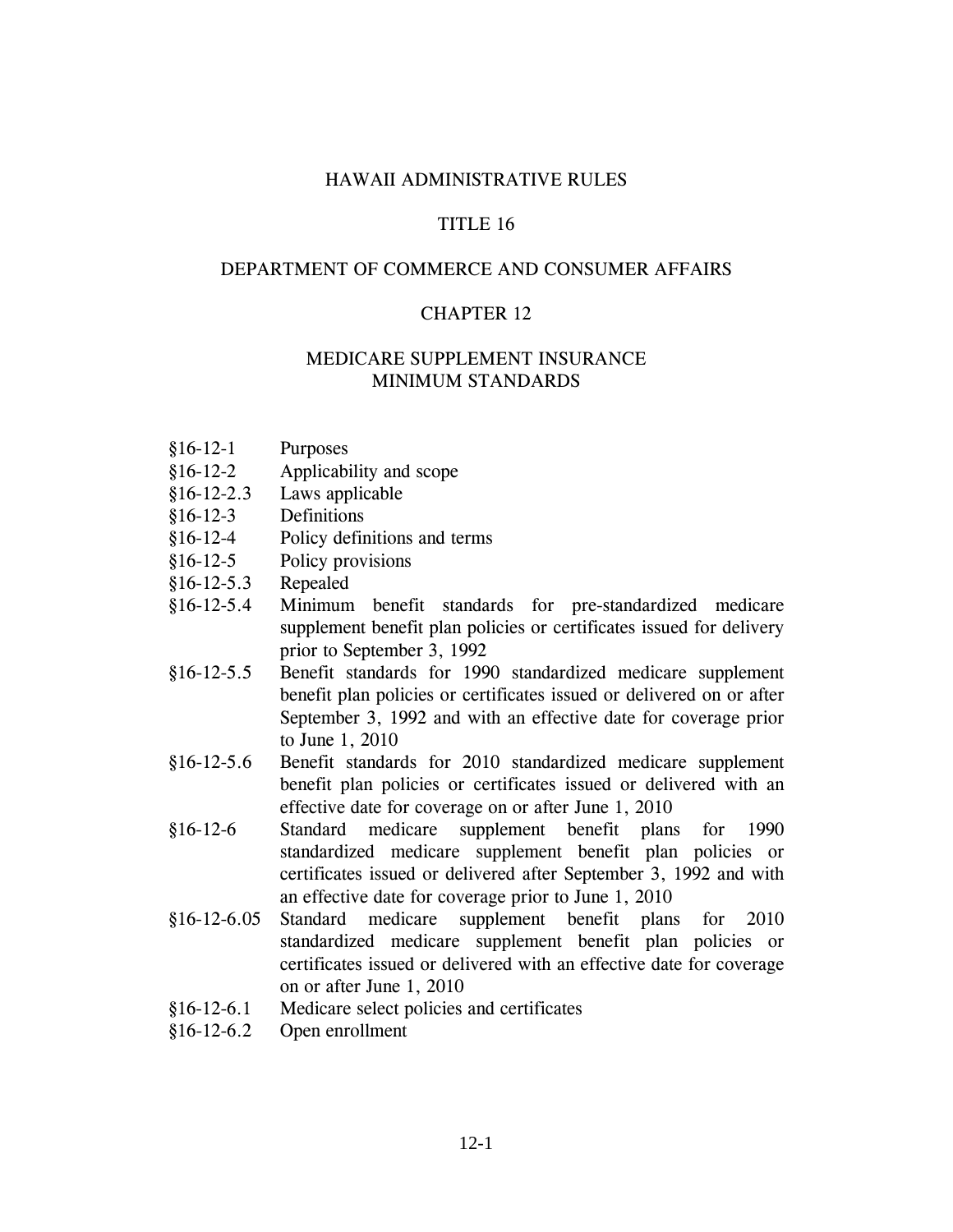# HAWAII ADMINISTRATIVE RULES

## TITLE 16

## DEPARTMENT OF COMMERCE AND CONSUMER AFFAIRS

## CHAPTER 12

## MEDICARE SUPPLEMENT INSURANCE MINIMUM STANDARDS

§16-12-1 Purposes
§16-12-2 Applicability and scope
§16-12-2.3 Laws applicable
§16-12-3 Definitions
§16-12-4 Policy definitions and terms
§16-12-5 Policy provisions
§16-12-5.3 Repealed
§16-12-5.4 Minimum benefit standards for pre-standardized medicare supplement benefit plan policies or certificates issued for delivery prior to September 3, 1992
§16-12-5.5 Benefit standards for 1990 standardized medicare supplement benefit plan policies or certificates issued or delivered on or after September 3, 1992 and with an effective date for coverage prior to June 1, 2010
§16-12-5.6 Benefit standards for 2010 standardized medicare supplement benefit plan policies or certificates issued or delivered with an effective date for coverage on or after June 1, 2010
§16-12-6 Standard medicare supplement benefit plans for 1990 standardized medicare supplement benefit plan policies or certificates issued or delivered after September 3, 1992 and with an effective date for coverage prior to June 1, 2010
§16-12-6.05 Standard medicare supplement benefit plans for 2010 standardized medicare supplement benefit plan policies or certificates issued or delivered with an effective date for coverage on or after June 1, 2010
§16-12-6.1 Medicare select policies and certificates
§16-12-6.2 Open enrollment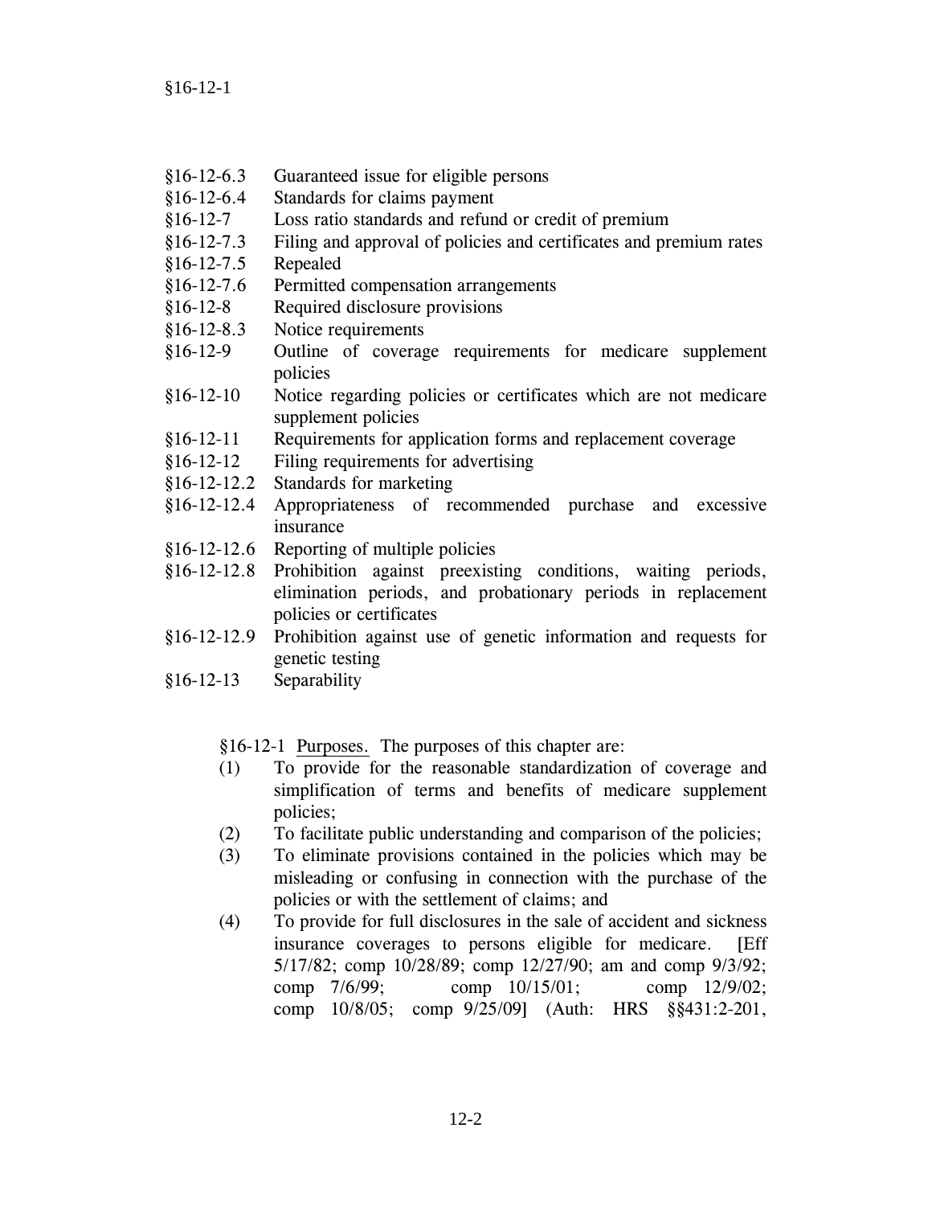§16-12-6.3 Guaranteed issue for eligible persons
§16-12-6.4 Standards for claims payment
§16-12-7 Loss ratio standards and refund or credit of premium
§16-12-7.3 Filing and approval of policies and certificates and premium rates
§16-12-7.5 Repealed
§16-12-7.6 Permitted compensation arrangements
§16-12-8 Required disclosure provisions
§16-12-8.3 Notice requirements
§16-12-9 Outline of coverage requirements for medicare supplement policies
§16-12-10 Notice regarding policies or certificates which are not medicare supplement policies
§16-12-11 Requirements for application forms and replacement coverage
§16-12-12 Filing requirements for advertising
§16-12-12.2 Standards for marketing
§16-12-12.4 Appropriateness of recommended purchase and excessive insurance
§16-12-12.6 Reporting of multiple policies
§16-12-12.8 Prohibition against preexisting conditions, waiting periods, elimination periods, and probationary periods in replacement policies or certificates
§16-12-12.9 Prohibition against use of genetic information and requests for genetic testing
§16-12-13 Separability

§16-12-1 Purposes. The purposes of this chapter are:

(1) To provide for the reasonable standardization of coverage and simplification of terms and benefits of medicare supplement policies;
(2) To facilitate public understanding and comparison of the policies;
(3) To eliminate provisions contained in the policies which may be misleading or confusing in connection with the purchase of the policies or with the settlement of claims; and
(4) To provide for full disclosures in the sale of accident and sickness insurance coverages to persons eligible for medicare. [Eff 5/17/82; comp 10/28/89; comp 12/27/90; am and comp 9/3/92; comp 7/6/99; comp 10/15/01; comp 12/9/02; comp 10/8/05; comp 9/25/09] (Auth: HRS §§431:2-201,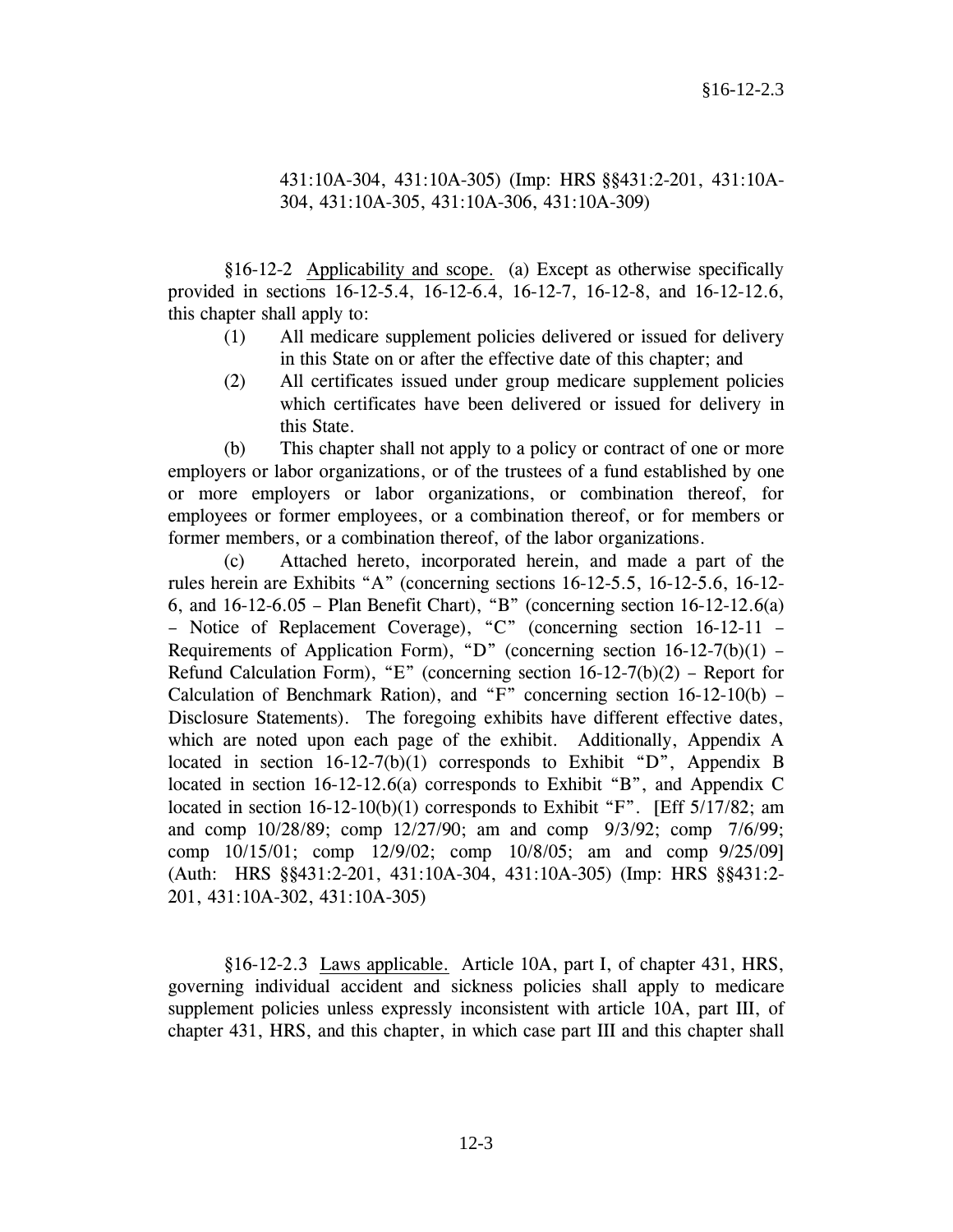431:10A-304, 431:10A-305) (Imp: HRS §§431:2-201, 431:10A-304, 431:10A-305, 431:10A-306, 431:10A-309)

§16-12-2 Applicability and scope. (a) Except as otherwise specifically provided in sections 16-12-5.4, 16-12-6.4, 16-12-7, 16-12-8, and 16-12-12.6, this chapter shall apply to:

(1) All medicare supplement policies delivered or issued for delivery in this State on or after the effective date of this chapter; and

(2) All certificates issued under group medicare supplement policies which certificates have been delivered or issued for delivery in this State.

(b) This chapter shall not apply to a policy or contract of one or more employers or labor organizations, or of the trustees of a fund established by one or more employers or labor organizations, or combination thereof, for employees or former employees, or a combination thereof, or for members or former members, or a combination thereof, of the labor organizations.

(c) Attached hereto, incorporated herein, and made a part of the rules herein are Exhibits "A" (concerning sections 16-12-5.5, 16-12-5.6, 16-12-6, and 16-12-6.05 – Plan Benefit Chart), "B" (concerning section 16-12-12.6(a) – Notice of Replacement Coverage), "C" (concerning section 16-12-11 – Requirements of Application Form), "D" (concerning section 16-12-7(b)(1) – Refund Calculation Form), "E" (concerning section 16-12-7(b)(2) – Report for Calculation of Benchmark Ration), and "F" concerning section 16-12-10(b) – Disclosure Statements). The foregoing exhibits have different effective dates, which are noted upon each page of the exhibit. Additionally, Appendix A located in section 16-12-7(b)(1) corresponds to Exhibit "D", Appendix B located in section 16-12-12.6(a) corresponds to Exhibit "B", and Appendix C located in section 16-12-10(b)(1) corresponds to Exhibit "F". [Eff 5/17/82; am and comp 10/28/89; comp 12/27/90; am and comp 9/3/92; comp 7/6/99; comp 10/15/01; comp 12/9/02; comp 10/8/05; am and comp 9/25/09] (Auth: HRS §§431:2-201, 431:10A-304, 431:10A-305) (Imp: HRS §§431:2-201, 431:10A-302, 431:10A-305)

§16-12-2.3 Laws applicable. Article 10A, part I, of chapter 431, HRS, governing individual accident and sickness policies shall apply to medicare supplement policies unless expressly inconsistent with article 10A, part III, of chapter 431, HRS, and this chapter, in which case part III and this chapter shall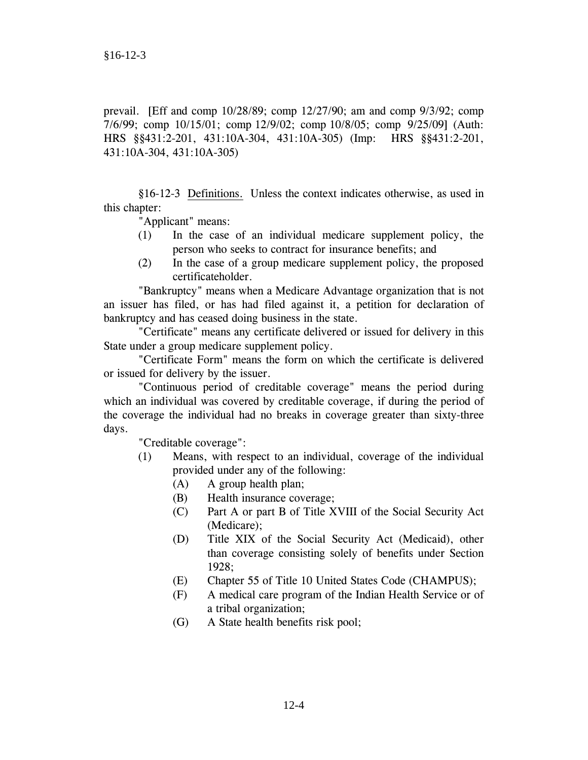prevail. [Eff and comp 10/28/89; comp 12/27/90; am and comp 9/3/92; comp 7/6/99; comp 10/15/01; comp 12/9/02; comp 10/8/05; comp 9/25/09] (Auth: HRS §§431:2-201, 431:10A-304, 431:10A-305) (Imp: HRS §§431:2-201, 431:10A-304, 431:10A-305)

§16-12-3 Definitions. Unless the context indicates otherwise, as used in this chapter:

"Applicant" means:

(1) In the case of an individual medicare supplement policy, the person who seeks to contract for insurance benefits; and
(2) In the case of a group medicare supplement policy, the proposed certificateholder.

"Bankruptcy" means when a Medicare Advantage organization that is not an issuer has filed, or has had filed against it, a petition for declaration of bankruptcy and has ceased doing business in the state.

"Certificate" means any certificate delivered or issued for delivery in this State under a group medicare supplement policy.

"Certificate Form" means the form on which the certificate is delivered or issued for delivery by the issuer.

"Continuous period of creditable coverage" means the period during which an individual was covered by creditable coverage, if during the period of the coverage the individual had no breaks in coverage greater than sixty-three days.

"Creditable coverage":

(1) Means, with respect to an individual, coverage of the individual provided under any of the following:
   (A) A group health plan;
   (B) Health insurance coverage;
   (C) Part A or part B of Title XVIII of the Social Security Act (Medicare);
   (D) Title XIX of the Social Security Act (Medicaid), other than coverage consisting solely of benefits under Section 1928;
   (E) Chapter 55 of Title 10 United States Code (CHAMPUS);
   (F) A medical care program of the Indian Health Service or of a tribal organization;
   (G) A State health benefits risk pool;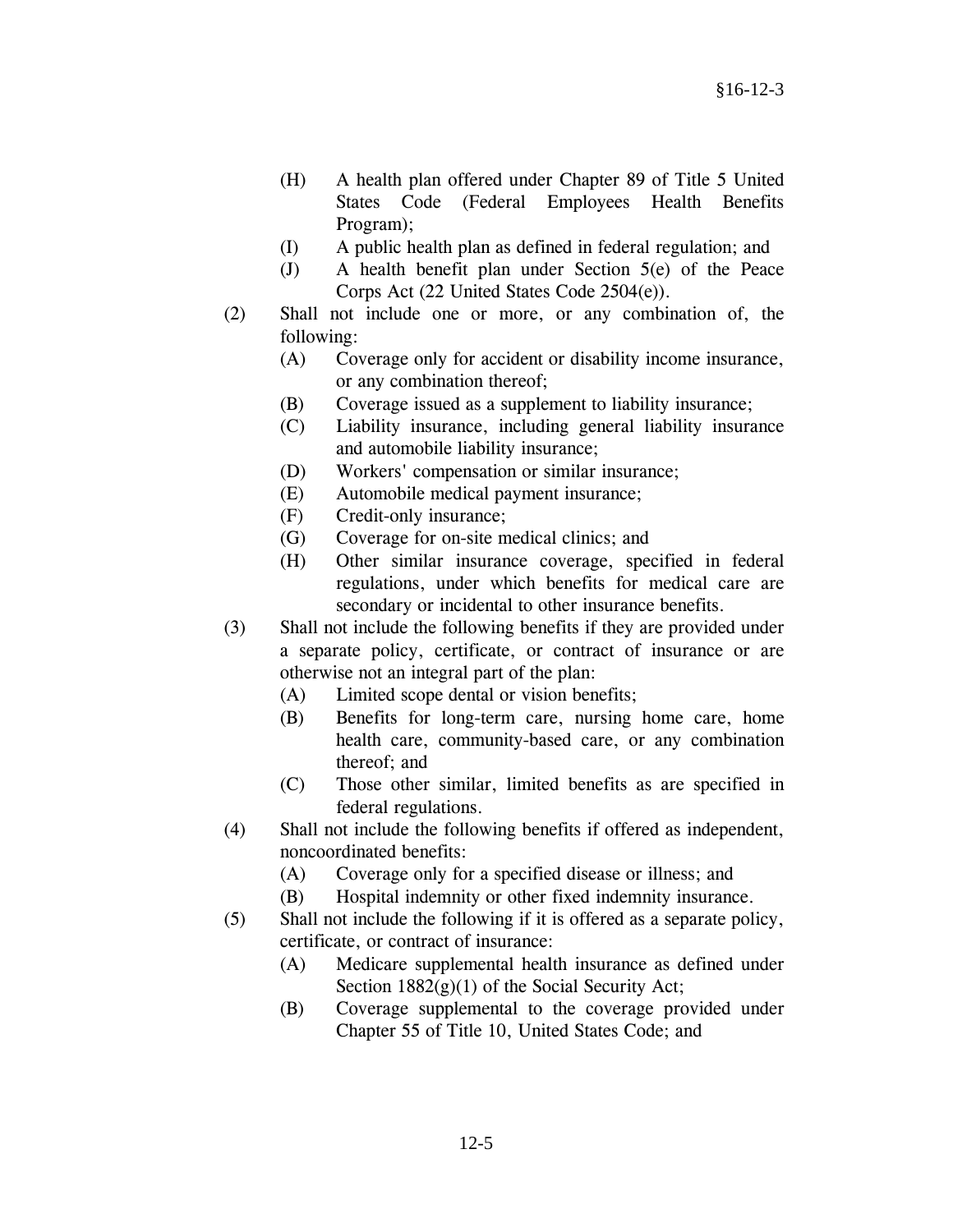- (H) A health plan offered under Chapter 89 of Title 5 United States Code (Federal Employees Health Benefits Program);
- (I) A public health plan as defined in federal regulation; and
- (J) A health benefit plan under Section 5(e) of the Peace Corps Act (22 United States Code 2504(e)).

(2) Shall not include one or more, or any combination of, the following:

- (A) Coverage only for accident or disability income insurance, or any combination thereof;
- (B) Coverage issued as a supplement to liability insurance;
- (C) Liability insurance, including general liability insurance and automobile liability insurance;
- (D) Workers' compensation or similar insurance;
- (E) Automobile medical payment insurance;
- (F) Credit-only insurance;
- (G) Coverage for on-site medical clinics; and
- (H) Other similar insurance coverage, specified in federal regulations, under which benefits for medical care are secondary or incidental to other insurance benefits.

(3) Shall not include the following benefits if they are provided under a separate policy, certificate, or contract of insurance or are otherwise not an integral part of the plan:

- (A) Limited scope dental or vision benefits;
- (B) Benefits for long-term care, nursing home care, home health care, community-based care, or any combination thereof; and
- (C) Those other similar, limited benefits as are specified in federal regulations.

(4) Shall not include the following benefits if offered as independent, noncoordinated benefits:

- (A) Coverage only for a specified disease or illness; and
- (B) Hospital indemnity or other fixed indemnity insurance.

(5) Shall not include the following if it is offered as a separate policy, certificate, or contract of insurance:

- (A) Medicare supplemental health insurance as defined under Section 1882(g)(1) of the Social Security Act;
- (B) Coverage supplemental to the coverage provided under Chapter 55 of Title 10, United States Code; and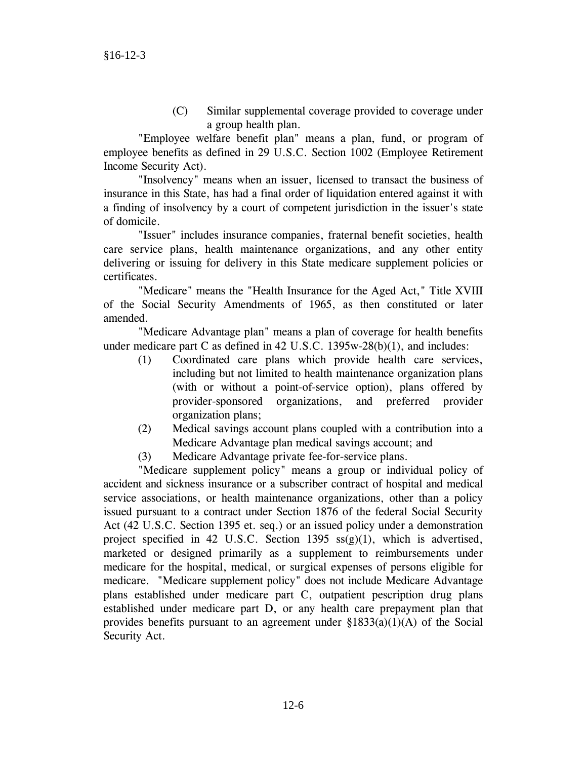(C) Similar supplemental coverage provided to coverage under a group health plan.

"Employee welfare benefit plan" means a plan, fund, or program of employee benefits as defined in 29 U.S.C. Section 1002 (Employee Retirement Income Security Act).

"Insolvency" means when an issuer, licensed to transact the business of insurance in this State, has had a final order of liquidation entered against it with a finding of insolvency by a court of competent jurisdiction in the issuer's state of domicile.

"Issuer" includes insurance companies, fraternal benefit societies, health care service plans, health maintenance organizations, and any other entity delivering or issuing for delivery in this State medicare supplement policies or certificates.

"Medicare" means the "Health Insurance for the Aged Act," Title XVIII of the Social Security Amendments of 1965, as then constituted or later amended.

"Medicare Advantage plan" means a plan of coverage for health benefits under medicare part C as defined in 42 U.S.C. 1395w-28(b)(1), and includes:

(1) Coordinated care plans which provide health care services, including but not limited to health maintenance organization plans (with or without a point-of-service option), plans offered by provider-sponsored organizations, and preferred provider organization plans;

(2) Medical savings account plans coupled with a contribution into a Medicare Advantage plan medical savings account; and

(3) Medicare Advantage private fee-for-service plans.

"Medicare supplement policy" means a group or individual policy of accident and sickness insurance or a subscriber contract of hospital and medical service associations, or health maintenance organizations, other than a policy issued pursuant to a contract under Section 1876 of the federal Social Security Act (42 U.S.C. Section 1395 et. seq.) or an issued policy under a demonstration project specified in 42 U.S.C. Section 1395 ss(g)(1), which is advertised, marketed or designed primarily as a supplement to reimbursements under medicare for the hospital, medical, or surgical expenses of persons eligible for medicare. "Medicare supplement policy" does not include Medicare Advantage plans established under medicare part C, outpatient pescription drug plans established under medicare part D, or any health care prepayment plan that provides benefits pursuant to an agreement under §1833(a)(1)(A) of the Social Security Act.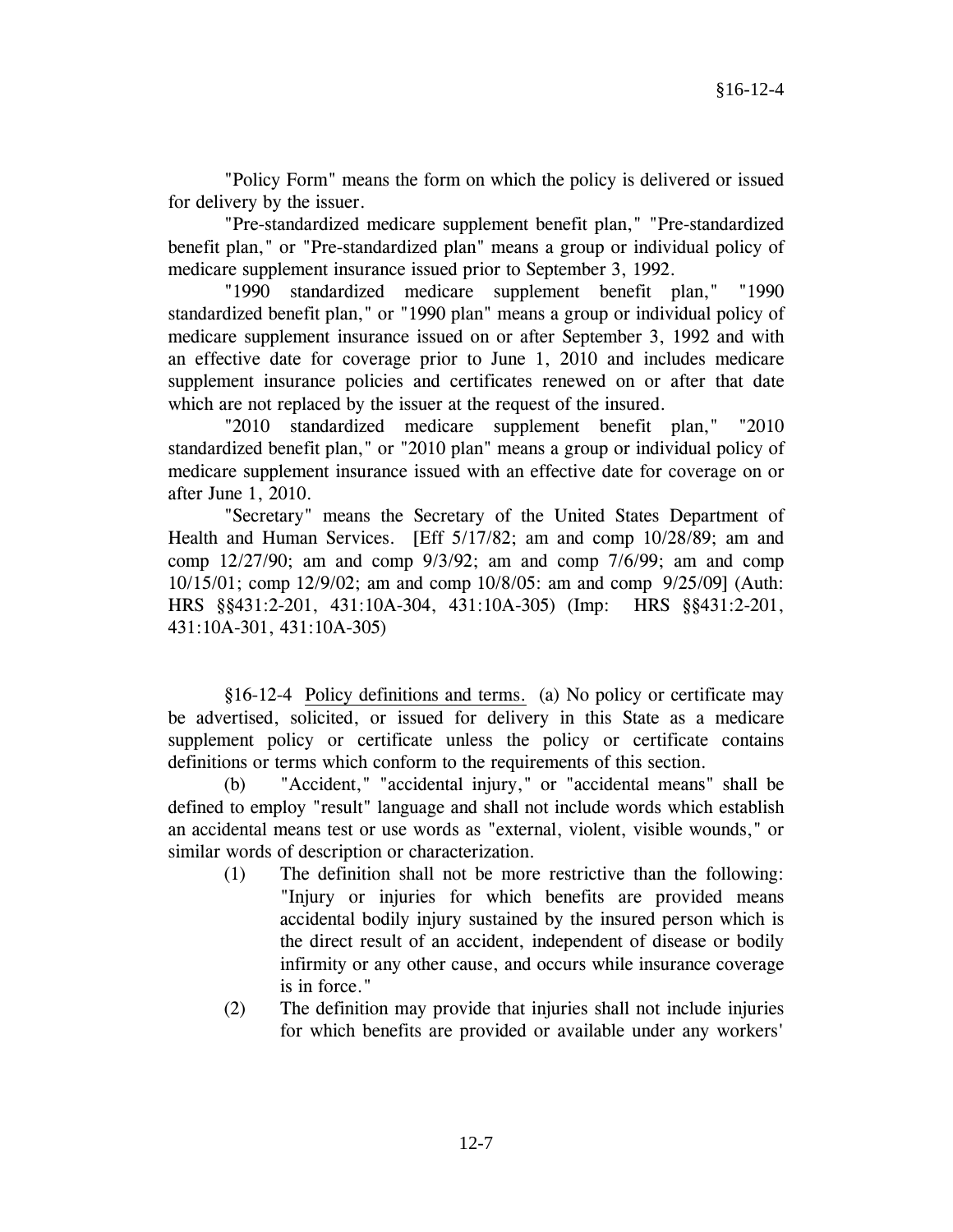"Policy Form" means the form on which the policy is delivered or issued for delivery by the issuer.

"Pre-standardized medicare supplement benefit plan," "Pre-standardized benefit plan," or "Pre-standardized plan" means a group or individual policy of medicare supplement insurance issued prior to September 3, 1992.

"1990 standardized medicare supplement benefit plan," "1990 standardized benefit plan," or "1990 plan" means a group or individual policy of medicare supplement insurance issued on or after September 3, 1992 and with an effective date for coverage prior to June 1, 2010 and includes medicare supplement insurance policies and certificates renewed on or after that date which are not replaced by the issuer at the request of the insured.

"2010 standardized medicare supplement benefit plan," "2010 standardized benefit plan," or "2010 plan" means a group or individual policy of medicare supplement insurance issued with an effective date for coverage on or after June 1, 2010.

"Secretary" means the Secretary of the United States Department of Health and Human Services. [Eff 5/17/82; am and comp 10/28/89; am and comp 12/27/90; am and comp 9/3/92; am and comp 7/6/99; am and comp 10/15/01; comp 12/9/02; am and comp 10/8/05: am and comp 9/25/09] (Auth: HRS §§431:2-201, 431:10A-304, 431:10A-305) (Imp: HRS §§431:2-201, 431:10A-301, 431:10A-305)

§16-12-4 Policy definitions and terms. (a) No policy or certificate may be advertised, solicited, or issued for delivery in this State as a medicare supplement policy or certificate unless the policy or certificate contains definitions or terms which conform to the requirements of this section.

(b) "Accident," "accidental injury," or "accidental means" shall be defined to employ "result" language and shall not include words which establish an accidental means test or use words as "external, violent, visible wounds," or similar words of description or characterization.

(1) The definition shall not be more restrictive than the following: "Injury or injuries for which benefits are provided means accidental bodily injury sustained by the insured person which is the direct result of an accident, independent of disease or bodily infirmity or any other cause, and occurs while insurance coverage is in force."

(2) The definition may provide that injuries shall not include injuries for which benefits are provided or available under any workers'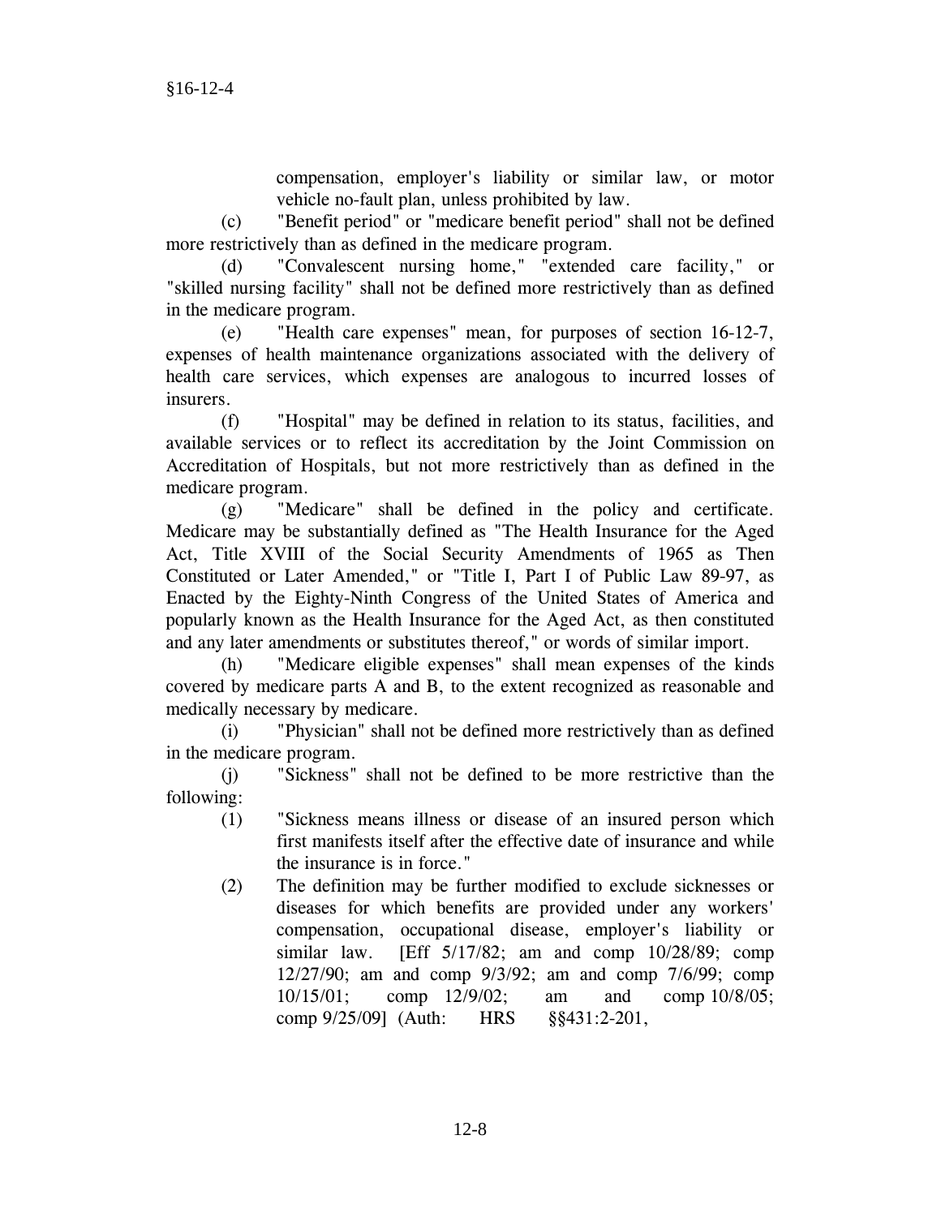compensation, employer's liability or similar law, or motor vehicle no-fault plan, unless prohibited by law.

(c) "Benefit period" or "medicare benefit period" shall not be defined more restrictively than as defined in the medicare program.

(d) "Convalescent nursing home," "extended care facility," or "skilled nursing facility" shall not be defined more restrictively than as defined in the medicare program.

(e) "Health care expenses" mean, for purposes of section 16-12-7, expenses of health maintenance organizations associated with the delivery of health care services, which expenses are analogous to incurred losses of insurers.

(f) "Hospital" may be defined in relation to its status, facilities, and available services or to reflect its accreditation by the Joint Commission on Accreditation of Hospitals, but not more restrictively than as defined in the medicare program.

(g) "Medicare" shall be defined in the policy and certificate. Medicare may be substantially defined as "The Health Insurance for the Aged Act, Title XVIII of the Social Security Amendments of 1965 as Then Constituted or Later Amended," or "Title I, Part I of Public Law 89-97, as Enacted by the Eighty-Ninth Congress of the United States of America and popularly known as the Health Insurance for the Aged Act, as then constituted and any later amendments or substitutes thereof," or words of similar import.

(h) "Medicare eligible expenses" shall mean expenses of the kinds covered by medicare parts A and B, to the extent recognized as reasonable and medically necessary by medicare.

(i) "Physician" shall not be defined more restrictively than as defined in the medicare program.

(j) "Sickness" shall not be defined to be more restrictive than the following:

(1) "Sickness means illness or disease of an insured person which first manifests itself after the effective date of insurance and while the insurance is in force."

(2) The definition may be further modified to exclude sicknesses or diseases for which benefits are provided under any workers' compensation, occupational disease, employer's liability or similar law. [Eff 5/17/82; am and comp 10/28/89; comp 12/27/90; am and comp 9/3/92; am and comp 7/6/99; comp 10/15/01; comp 12/9/02; am and comp 10/8/05; comp 9/25/09] (Auth: HRS §§431:2-201,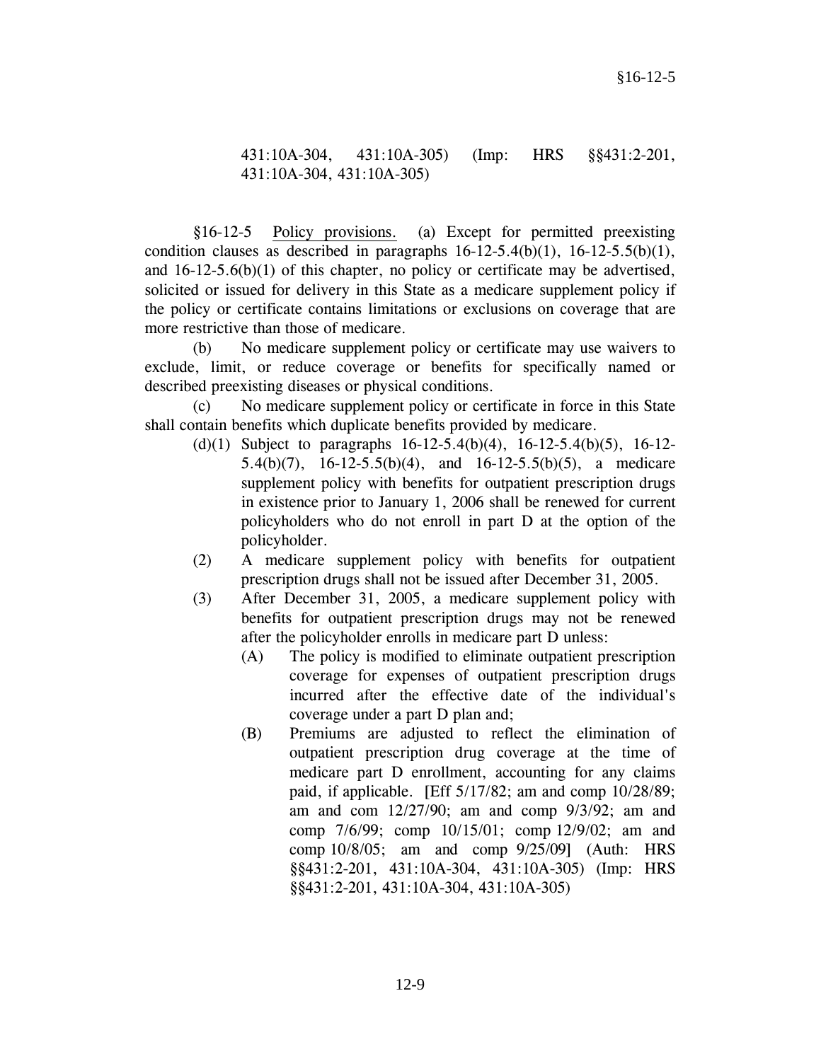431:10A-304, 431:10A-305) (Imp: HRS §§431:2-201, 431:10A-304, 431:10A-305)

§16-12-5 Policy provisions. (a) Except for permitted preexisting condition clauses as described in paragraphs 16-12-5.4(b)(1), 16-12-5.5(b)(1), and 16-12-5.6(b)(1) of this chapter, no policy or certificate may be advertised, solicited or issued for delivery in this State as a medicare supplement policy if the policy or certificate contains limitations or exclusions on coverage that are more restrictive than those of medicare.

(b) No medicare supplement policy or certificate may use waivers to exclude, limit, or reduce coverage or benefits for specifically named or described preexisting diseases or physical conditions.

(c) No medicare supplement policy or certificate in force in this State shall contain benefits which duplicate benefits provided by medicare.

(d)(1) Subject to paragraphs 16-12-5.4(b)(4), 16-12-5.4(b)(5), 16-12-5.4(b)(7), 16-12-5.5(b)(4), and 16-12-5.5(b)(5), a medicare supplement policy with benefits for outpatient prescription drugs in existence prior to January 1, 2006 shall be renewed for current policyholders who do not enroll in part D at the option of the policyholder.

(2) A medicare supplement policy with benefits for outpatient prescription drugs shall not be issued after December 31, 2005.

(3) After December 31, 2005, a medicare supplement policy with benefits for outpatient prescription drugs may not be renewed after the policyholder enrolls in medicare part D unless:

(A) The policy is modified to eliminate outpatient prescription coverage for expenses of outpatient prescription drugs incurred after the effective date of the individual's coverage under a part D plan and;

(B) Premiums are adjusted to reflect the elimination of outpatient prescription drug coverage at the time of medicare part D enrollment, accounting for any claims paid, if applicable. [Eff 5/17/82; am and comp 10/28/89; am and com 12/27/90; am and comp 9/3/92; am and comp 7/6/99; comp 10/15/01; comp 12/9/02; am and comp 10/8/05; am and comp 9/25/09] (Auth: HRS §§431:2-201, 431:10A-304, 431:10A-305) (Imp: HRS §§431:2-201, 431:10A-304, 431:10A-305)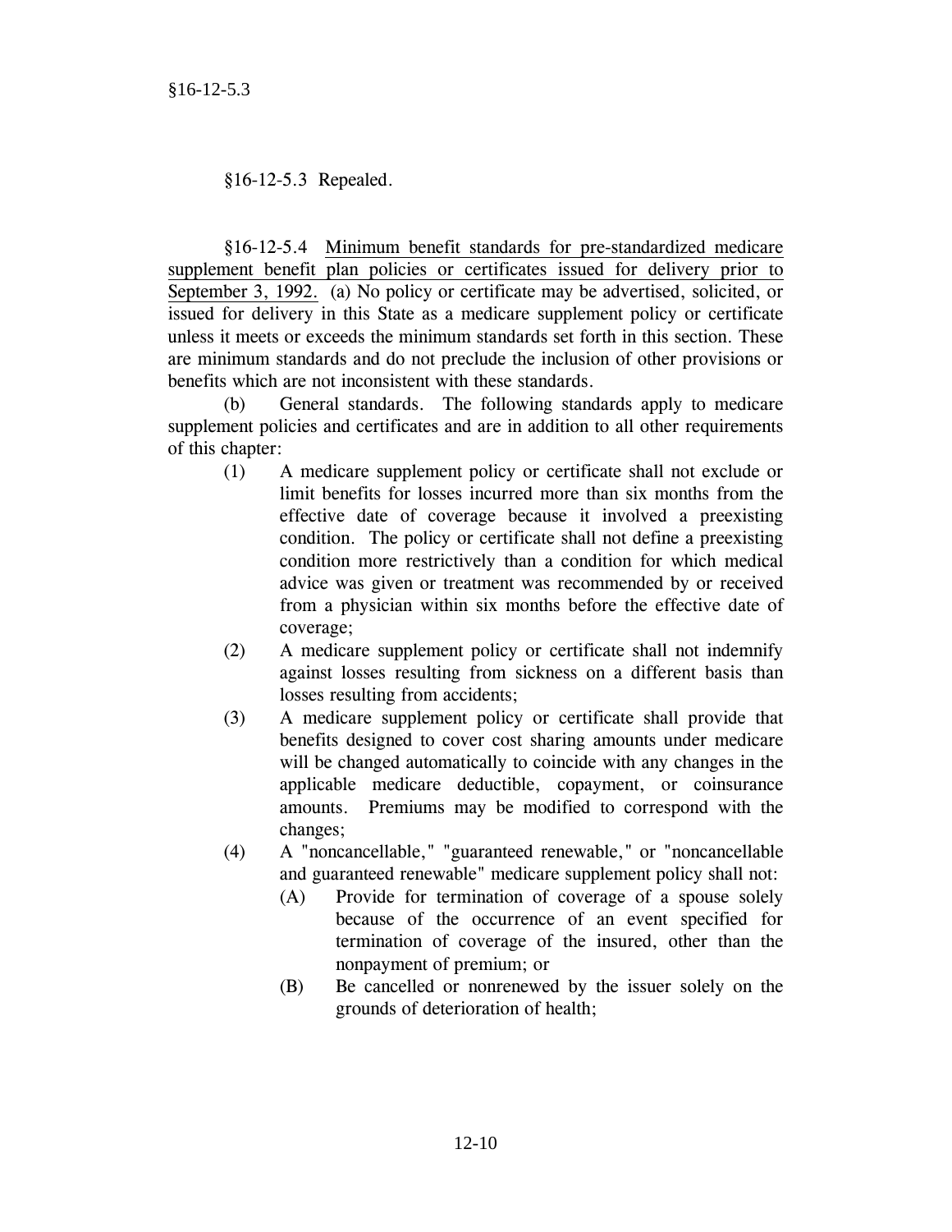§16-12-5.3 Repealed.

§16-12-5.4 Minimum benefit standards for pre-standardized medicare supplement benefit plan policies or certificates issued for delivery prior to September 3, 1992. (a) No policy or certificate may be advertised, solicited, or issued for delivery in this State as a medicare supplement policy or certificate unless it meets or exceeds the minimum standards set forth in this section. These are minimum standards and do not preclude the inclusion of other provisions or benefits which are not inconsistent with these standards.

(b) General standards. The following standards apply to medicare supplement policies and certificates and are in addition to all other requirements of this chapter:

(1) A medicare supplement policy or certificate shall not exclude or limit benefits for losses incurred more than six months from the effective date of coverage because it involved a preexisting condition. The policy or certificate shall not define a preexisting condition more restrictively than a condition for which medical advice was given or treatment was recommended by or received from a physician within six months before the effective date of coverage;

(2) A medicare supplement policy or certificate shall not indemnify against losses resulting from sickness on a different basis than losses resulting from accidents;

(3) A medicare supplement policy or certificate shall provide that benefits designed to cover cost sharing amounts under medicare will be changed automatically to coincide with any changes in the applicable medicare deductible, copayment, or coinsurance amounts. Premiums may be modified to correspond with the changes;

(4) A "noncancellable," "guaranteed renewable," or "noncancellable and guaranteed renewable" medicare supplement policy shall not:

   (A) Provide for termination of coverage of a spouse solely because of the occurrence of an event specified for termination of coverage of the insured, other than the nonpayment of premium; or

   (B) Be cancelled or nonrenewed by the issuer solely on the grounds of deterioration of health;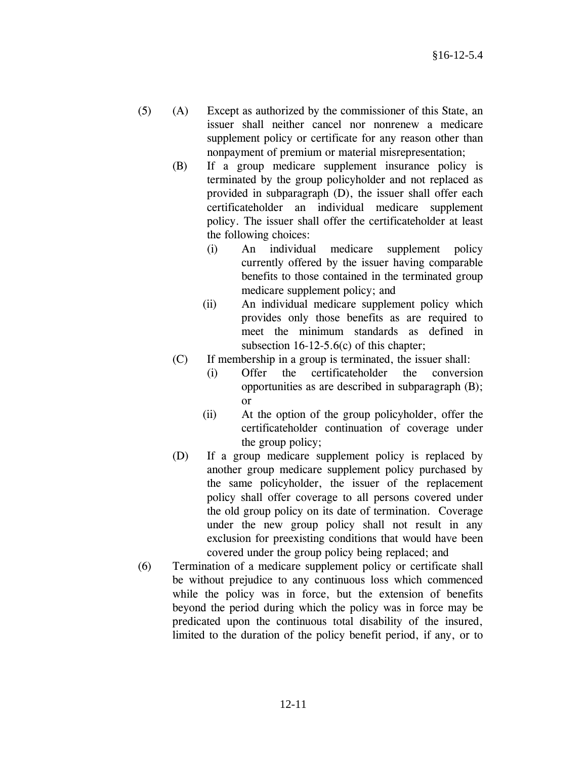(5) (A) Except as authorized by the commissioner of this State, an issuer shall neither cancel nor nonrenew a medicare supplement policy or certificate for any reason other than nonpayment of premium or material misrepresentation;

(B) If a group medicare supplement insurance policy is terminated by the group policyholder and not replaced as provided in subparagraph (D), the issuer shall offer each certificateholder an individual medicare supplement policy. The issuer shall offer the certificateholder at least the following choices:

(i) An individual medicare supplement policy currently offered by the issuer having comparable benefits to those contained in the terminated group medicare supplement policy; and

(ii) An individual medicare supplement policy which provides only those benefits as are required to meet the minimum standards as defined in subsection 16-12-5.6(c) of this chapter;

(C) If membership in a group is terminated, the issuer shall:

(i) Offer the certificateholder the conversion opportunities as are described in subparagraph (B); or

(ii) At the option of the group policyholder, offer the certificateholder continuation of coverage under the group policy;

(D) If a group medicare supplement policy is replaced by another group medicare supplement policy purchased by the same policyholder, the issuer of the replacement policy shall offer coverage to all persons covered under the old group policy on its date of termination. Coverage under the new group policy shall not result in any exclusion for preexisting conditions that would have been covered under the group policy being replaced; and

(6) Termination of a medicare supplement policy or certificate shall be without prejudice to any continuous loss which commenced while the policy was in force, but the extension of benefits beyond the period during which the policy was in force may be predicated upon the continuous total disability of the insured, limited to the duration of the policy benefit period, if any, or to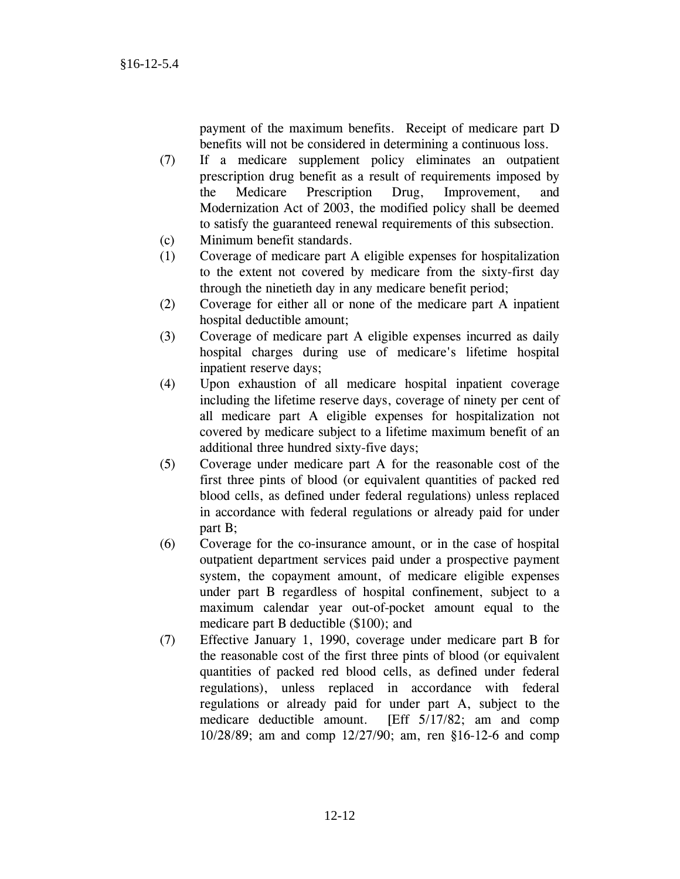payment of the maximum benefits. Receipt of medicare part D benefits will not be considered in determining a continuous loss.

(7) If a medicare supplement policy eliminates an outpatient prescription drug benefit as a result of requirements imposed by the Medicare Prescription Drug, Improvement, and Modernization Act of 2003, the modified policy shall be deemed to satisfy the guaranteed renewal requirements of this subsection.

(c) Minimum benefit standards.

(1) Coverage of medicare part A eligible expenses for hospitalization to the extent not covered by medicare from the sixty-first day through the ninetieth day in any medicare benefit period;

(2) Coverage for either all or none of the medicare part A inpatient hospital deductible amount;

(3) Coverage of medicare part A eligible expenses incurred as daily hospital charges during use of medicare's lifetime hospital inpatient reserve days;

(4) Upon exhaustion of all medicare hospital inpatient coverage including the lifetime reserve days, coverage of ninety per cent of all medicare part A eligible expenses for hospitalization not covered by medicare subject to a lifetime maximum benefit of an additional three hundred sixty-five days;

(5) Coverage under medicare part A for the reasonable cost of the first three pints of blood (or equivalent quantities of packed red blood cells, as defined under federal regulations) unless replaced in accordance with federal regulations or already paid for under part B;

(6) Coverage for the co-insurance amount, or in the case of hospital outpatient department services paid under a prospective payment system, the copayment amount, of medicare eligible expenses under part B regardless of hospital confinement, subject to a maximum calendar year out-of-pocket amount equal to the medicare part B deductible ($100); and

(7) Effective January 1, 1990, coverage under medicare part B for the reasonable cost of the first three pints of blood (or equivalent quantities of packed red blood cells, as defined under federal regulations), unless replaced in accordance with federal regulations or already paid for under part A, subject to the medicare deductible amount. [Eff 5/17/82; am and comp 10/28/89; am and comp 12/27/90; am, ren §16-12-6 and comp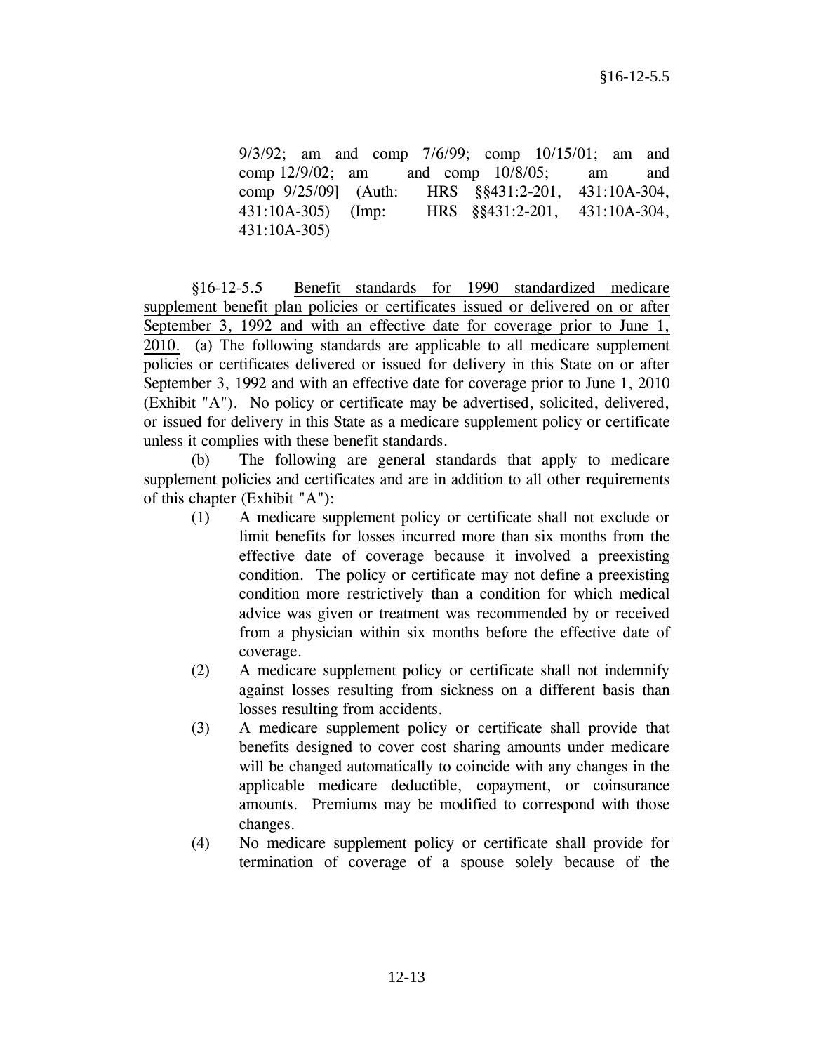9/3/92; am and comp 7/6/99; comp 10/15/01; am and comp 12/9/02; am and comp 10/8/05; am and comp 9/25/09] (Auth: HRS §§431:2-201, 431:10A-304, 431:10A-305) (Imp: HRS §§431:2-201, 431:10A-304, 431:10A-305)

§16-12-5.5 Benefit standards for 1990 standardized medicare supplement benefit plan policies or certificates issued or delivered on or after September 3, 1992 and with an effective date for coverage prior to June 1, 2010. (a) The following standards are applicable to all medicare supplement policies or certificates delivered or issued for delivery in this State on or after September 3, 1992 and with an effective date for coverage prior to June 1, 2010 (Exhibit "A"). No policy or certificate may be advertised, solicited, delivered, or issued for delivery in this State as a medicare supplement policy or certificate unless it complies with these benefit standards.

(b) The following are general standards that apply to medicare supplement policies and certificates and are in addition to all other requirements of this chapter (Exhibit "A"):

(1) A medicare supplement policy or certificate shall not exclude or limit benefits for losses incurred more than six months from the effective date of coverage because it involved a preexisting condition. The policy or certificate may not define a preexisting condition more restrictively than a condition for which medical advice was given or treatment was recommended by or received from a physician within six months before the effective date of coverage.

(2) A medicare supplement policy or certificate shall not indemnify against losses resulting from sickness on a different basis than losses resulting from accidents.

(3) A medicare supplement policy or certificate shall provide that benefits designed to cover cost sharing amounts under medicare will be changed automatically to coincide with any changes in the applicable medicare deductible, copayment, or coinsurance amounts. Premiums may be modified to correspond with those changes.

(4) No medicare supplement policy or certificate shall provide for termination of coverage of a spouse solely because of the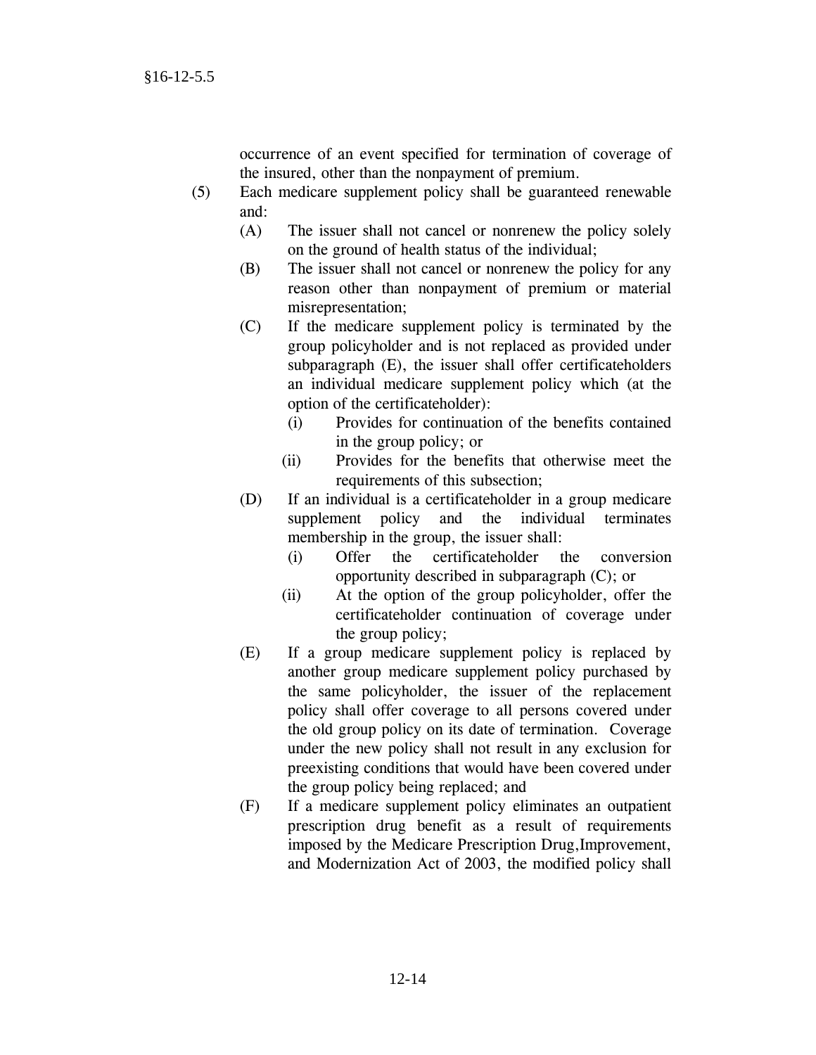occurrence of an event specified for termination of coverage of the insured, other than the nonpayment of premium.

(5) Each medicare supplement policy shall be guaranteed renewable and:

  (A) The issuer shall not cancel or nonrenew the policy solely on the ground of health status of the individual;

  (B) The issuer shall not cancel or nonrenew the policy for any reason other than nonpayment of premium or material misrepresentation;

  (C) If the medicare supplement policy is terminated by the group policyholder and is not replaced as provided under subparagraph (E), the issuer shall offer certificateholders an individual medicare supplement policy which (at the option of the certificateholder):

    (i) Provides for continuation of the benefits contained in the group policy; or

    (ii) Provides for the benefits that otherwise meet the requirements of this subsection;

  (D) If an individual is a certificateholder in a group medicare supplement policy and the individual terminates membership in the group, the issuer shall:

    (i) Offer the certificateholder the conversion opportunity described in subparagraph (C); or

    (ii) At the option of the group policyholder, offer the certificateholder continuation of coverage under the group policy;

  (E) If a group medicare supplement policy is replaced by another group medicare supplement policy purchased by the same policyholder, the issuer of the replacement policy shall offer coverage to all persons covered under the old group policy on its date of termination. Coverage under the new policy shall not result in any exclusion for preexisting conditions that would have been covered under the group policy being replaced; and

  (F) If a medicare supplement policy eliminates an outpatient prescription drug benefit as a result of requirements imposed by the Medicare Prescription Drug,Improvement, and Modernization Act of 2003, the modified policy shall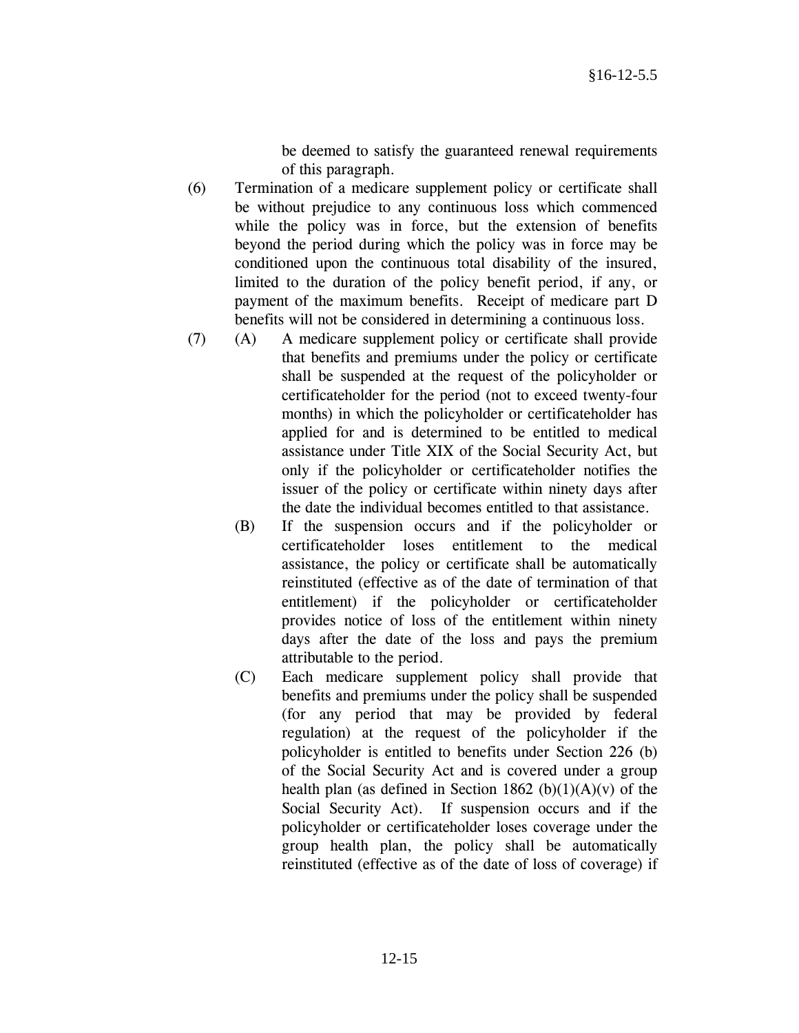be deemed to satisfy the guaranteed renewal requirements of this paragraph.

(6) Termination of a medicare supplement policy or certificate shall be without prejudice to any continuous loss which commenced while the policy was in force, but the extension of benefits beyond the period during which the policy was in force may be conditioned upon the continuous total disability of the insured, limited to the duration of the policy benefit period, if any, or payment of the maximum benefits. Receipt of medicare part D benefits will not be considered in determining a continuous loss.

(7) (A) A medicare supplement policy or certificate shall provide that benefits and premiums under the policy or certificate shall be suspended at the request of the policyholder or certificateholder for the period (not to exceed twenty-four months) in which the policyholder or certificateholder has applied for and is determined to be entitled to medical assistance under Title XIX of the Social Security Act, but only if the policyholder or certificateholder notifies the issuer of the policy or certificate within ninety days after the date the individual becomes entitled to that assistance.

(B) If the suspension occurs and if the policyholder or certificateholder loses entitlement to the medical assistance, the policy or certificate shall be automatically reinstituted (effective as of the date of termination of that entitlement) if the policyholder or certificateholder provides notice of loss of the entitlement within ninety days after the date of the loss and pays the premium attributable to the period.

(C) Each medicare supplement policy shall provide that benefits and premiums under the policy shall be suspended (for any period that may be provided by federal regulation) at the request of the policyholder if the policyholder is entitled to benefits under Section 226 (b) of the Social Security Act and is covered under a group health plan (as defined in Section 1862 (b)(1)(A)(v) of the Social Security Act). If suspension occurs and if the policyholder or certificateholder loses coverage under the group health plan, the policy shall be automatically reinstituted (effective as of the date of loss of coverage) if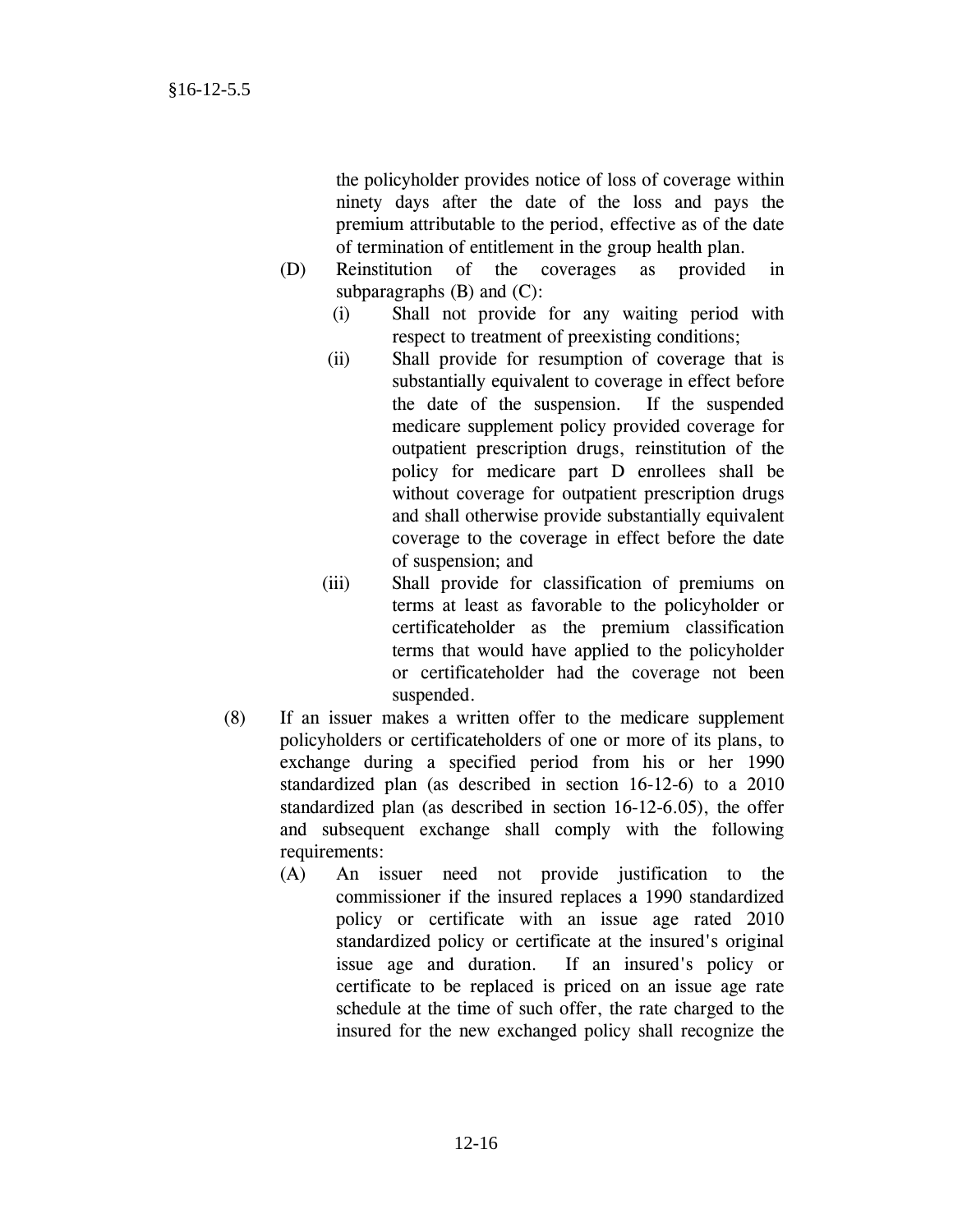the policyholder provides notice of loss of coverage within ninety days after the date of the loss and pays the premium attributable to the period, effective as of the date of termination of entitlement in the group health plan.

(D) Reinstitution of the coverages as provided in subparagraphs (B) and (C):

(i) Shall not provide for any waiting period with respect to treatment of preexisting conditions;

(ii) Shall provide for resumption of coverage that is substantially equivalent to coverage in effect before the date of the suspension. If the suspended medicare supplement policy provided coverage for outpatient prescription drugs, reinstitution of the policy for medicare part D enrollees shall be without coverage for outpatient prescription drugs and shall otherwise provide substantially equivalent coverage to the coverage in effect before the date of suspension; and

(iii) Shall provide for classification of premiums on terms at least as favorable to the policyholder or certificateholder as the premium classification terms that would have applied to the policyholder or certificateholder had the coverage not been suspended.

(8) If an issuer makes a written offer to the medicare supplement policyholders or certificateholders of one or more of its plans, to exchange during a specified period from his or her 1990 standardized plan (as described in section 16-12-6) to a 2010 standardized plan (as described in section 16-12-6.05), the offer and subsequent exchange shall comply with the following requirements:

(A) An issuer need not provide justification to the commissioner if the insured replaces a 1990 standardized policy or certificate with an issue age rated 2010 standardized policy or certificate at the insured's original issue age and duration. If an insured's policy or certificate to be replaced is priced on an issue age rate schedule at the time of such offer, the rate charged to the insured for the new exchanged policy shall recognize the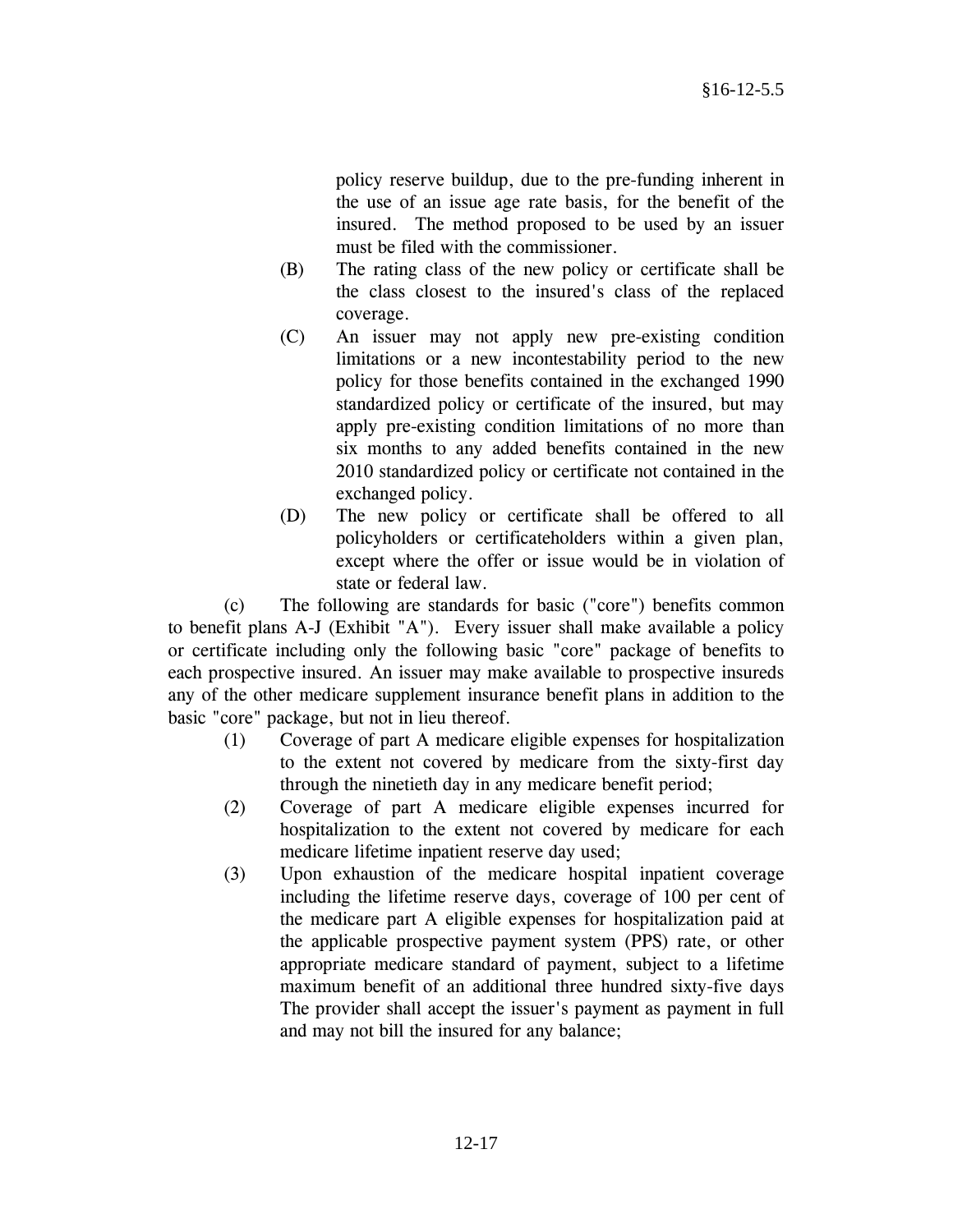policy reserve buildup, due to the pre-funding inherent in the use of an issue age rate basis, for the benefit of the insured. The method proposed to be used by an issuer must be filed with the commissioner.

(B) The rating class of the new policy or certificate shall be the class closest to the insured's class of the replaced coverage.

(C) An issuer may not apply new pre-existing condition limitations or a new incontestability period to the new policy for those benefits contained in the exchanged 1990 standardized policy or certificate of the insured, but may apply pre-existing condition limitations of no more than six months to any added benefits contained in the new 2010 standardized policy or certificate not contained in the exchanged policy.

(D) The new policy or certificate shall be offered to all policyholders or certificateholders within a given plan, except where the offer or issue would be in violation of state or federal law.

(c) The following are standards for basic ("core") benefits common to benefit plans A-J (Exhibit "A"). Every issuer shall make available a policy or certificate including only the following basic "core" package of benefits to each prospective insured. An issuer may make available to prospective insureds any of the other medicare supplement insurance benefit plans in addition to the basic "core" package, but not in lieu thereof.

(1) Coverage of part A medicare eligible expenses for hospitalization to the extent not covered by medicare from the sixty-first day through the ninetieth day in any medicare benefit period;

(2) Coverage of part A medicare eligible expenses incurred for hospitalization to the extent not covered by medicare for each medicare lifetime inpatient reserve day used;

(3) Upon exhaustion of the medicare hospital inpatient coverage including the lifetime reserve days, coverage of 100 per cent of the medicare part A eligible expenses for hospitalization paid at the applicable prospective payment system (PPS) rate, or other appropriate medicare standard of payment, subject to a lifetime maximum benefit of an additional three hundred sixty-five days The provider shall accept the issuer's payment as payment in full and may not bill the insured for any balance;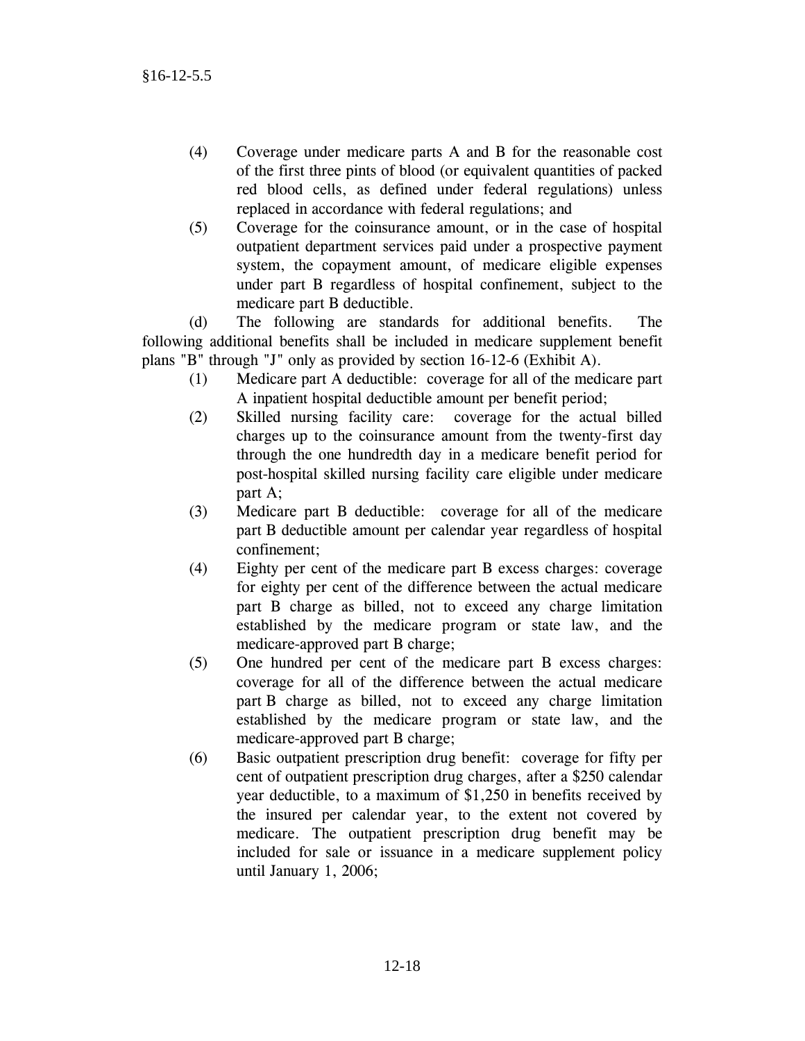(4) Coverage under medicare parts A and B for the reasonable cost of the first three pints of blood (or equivalent quantities of packed red blood cells, as defined under federal regulations) unless replaced in accordance with federal regulations; and

(5) Coverage for the coinsurance amount, or in the case of hospital outpatient department services paid under a prospective payment system, the copayment amount, of medicare eligible expenses under part B regardless of hospital confinement, subject to the medicare part B deductible.

(d) The following are standards for additional benefits. The following additional benefits shall be included in medicare supplement benefit plans "B" through "J" only as provided by section 16-12-6 (Exhibit A).

(1) Medicare part A deductible: coverage for all of the medicare part A inpatient hospital deductible amount per benefit period;

(2) Skilled nursing facility care: coverage for the actual billed charges up to the coinsurance amount from the twenty-first day through the one hundredth day in a medicare benefit period for post-hospital skilled nursing facility care eligible under medicare part A;

(3) Medicare part B deductible: coverage for all of the medicare part B deductible amount per calendar year regardless of hospital confinement;

(4) Eighty per cent of the medicare part B excess charges: coverage for eighty per cent of the difference between the actual medicare part B charge as billed, not to exceed any charge limitation established by the medicare program or state law, and the medicare-approved part B charge;

(5) One hundred per cent of the medicare part B excess charges: coverage for all of the difference between the actual medicare part B charge as billed, not to exceed any charge limitation established by the medicare program or state law, and the medicare-approved part B charge;

(6) Basic outpatient prescription drug benefit: coverage for fifty per cent of outpatient prescription drug charges, after a $250 calendar year deductible, to a maximum of $1,250 in benefits received by the insured per calendar year, to the extent not covered by medicare. The outpatient prescription drug benefit may be included for sale or issuance in a medicare supplement policy until January 1, 2006;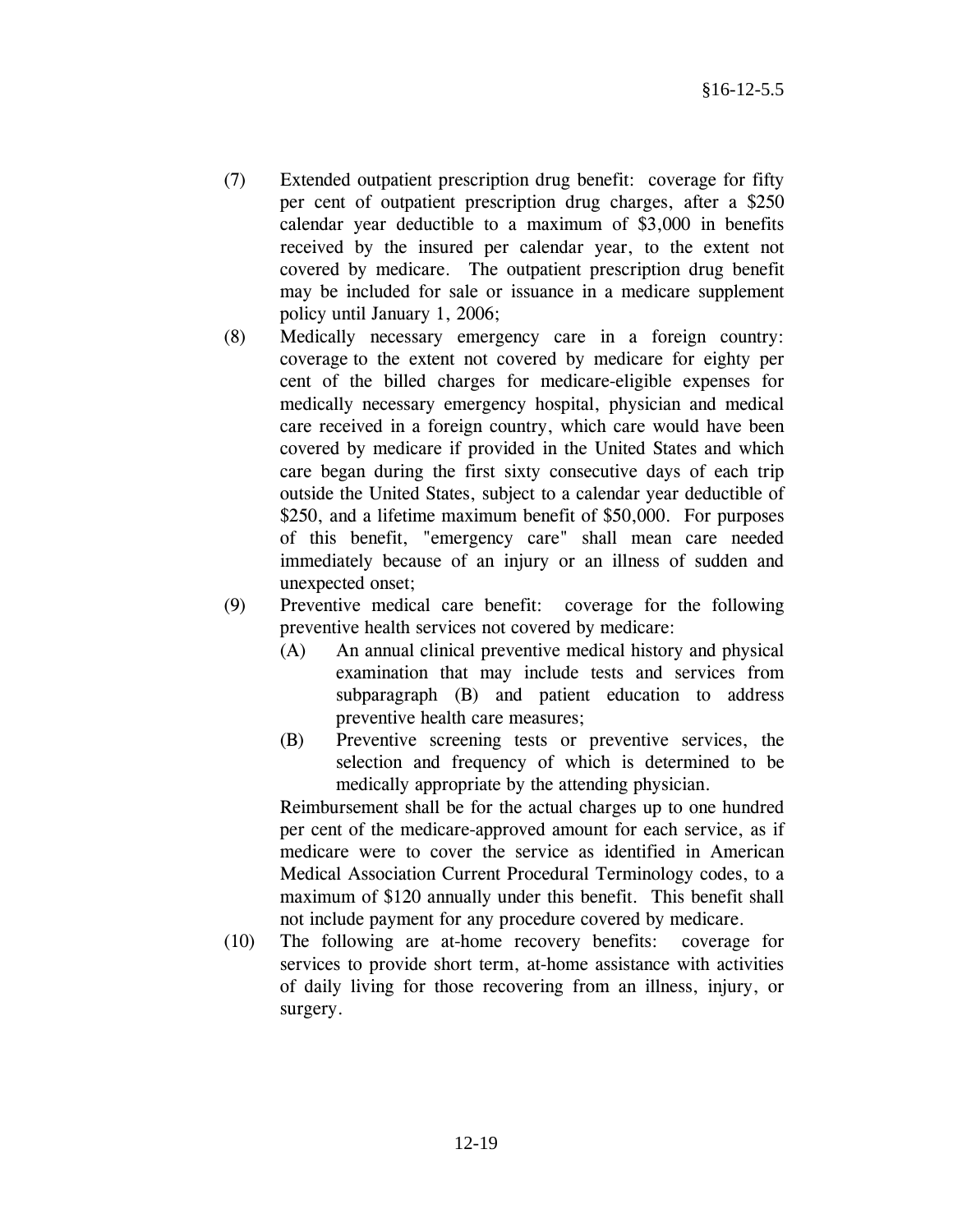(7) Extended outpatient prescription drug benefit: coverage for fifty per cent of outpatient prescription drug charges, after a $250 calendar year deductible to a maximum of $3,000 in benefits received by the insured per calendar year, to the extent not covered by medicare. The outpatient prescription drug benefit may be included for sale or issuance in a medicare supplement policy until January 1, 2006;

(8) Medically necessary emergency care in a foreign country: coverage to the extent not covered by medicare for eighty per cent of the billed charges for medicare-eligible expenses for medically necessary emergency hospital, physician and medical care received in a foreign country, which care would have been covered by medicare if provided in the United States and which care began during the first sixty consecutive days of each trip outside the United States, subject to a calendar year deductible of $250, and a lifetime maximum benefit of $50,000. For purposes of this benefit, "emergency care" shall mean care needed immediately because of an injury or an illness of sudden and unexpected onset;

(9) Preventive medical care benefit: coverage for the following preventive health services not covered by medicare:

   (A) An annual clinical preventive medical history and physical examination that may include tests and services from subparagraph (B) and patient education to address preventive health care measures;

   (B) Preventive screening tests or preventive services, the selection and frequency of which is determined to be medically appropriate by the attending physician.

   Reimbursement shall be for the actual charges up to one hundred per cent of the medicare-approved amount for each service, as if medicare were to cover the service as identified in American Medical Association Current Procedural Terminology codes, to a maximum of $120 annually under this benefit. This benefit shall not include payment for any procedure covered by medicare.

(10) The following are at-home recovery benefits: coverage for services to provide short term, at-home assistance with activities of daily living for those recovering from an illness, injury, or surgery.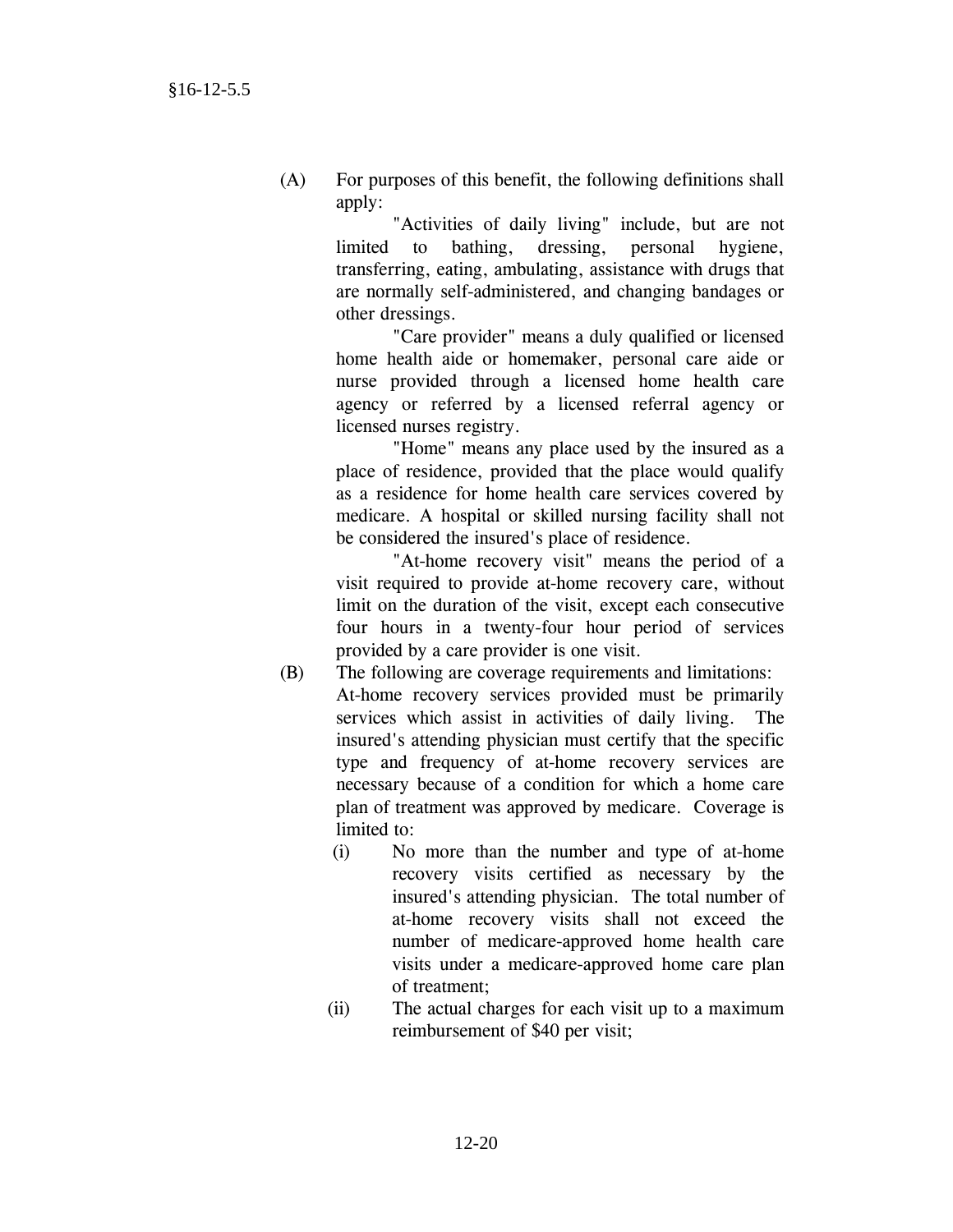(A) For purposes of this benefit, the following definitions shall apply:

"Activities of daily living" include, but are not limited to bathing, dressing, personal hygiene, transferring, eating, ambulating, assistance with drugs that are normally self-administered, and changing bandages or other dressings.

"Care provider" means a duly qualified or licensed home health aide or homemaker, personal care aide or nurse provided through a licensed home health care agency or referred by a licensed referral agency or licensed nurses registry.

"Home" means any place used by the insured as a place of residence, provided that the place would qualify as a residence for home health care services covered by medicare. A hospital or skilled nursing facility shall not be considered the insured's place of residence.

"At-home recovery visit" means the period of a visit required to provide at-home recovery care, without limit on the duration of the visit, except each consecutive four hours in a twenty-four hour period of services provided by a care provider is one visit.

(B) The following are coverage requirements and limitations:

At-home recovery services provided must be primarily services which assist in activities of daily living. The insured's attending physician must certify that the specific type and frequency of at-home recovery services are necessary because of a condition for which a home care plan of treatment was approved by medicare. Coverage is limited to:

(i) No more than the number and type of at-home recovery visits certified as necessary by the insured's attending physician. The total number of at-home recovery visits shall not exceed the number of medicare-approved home health care visits under a medicare-approved home care plan of treatment;

(ii) The actual charges for each visit up to a maximum reimbursement of $40 per visit;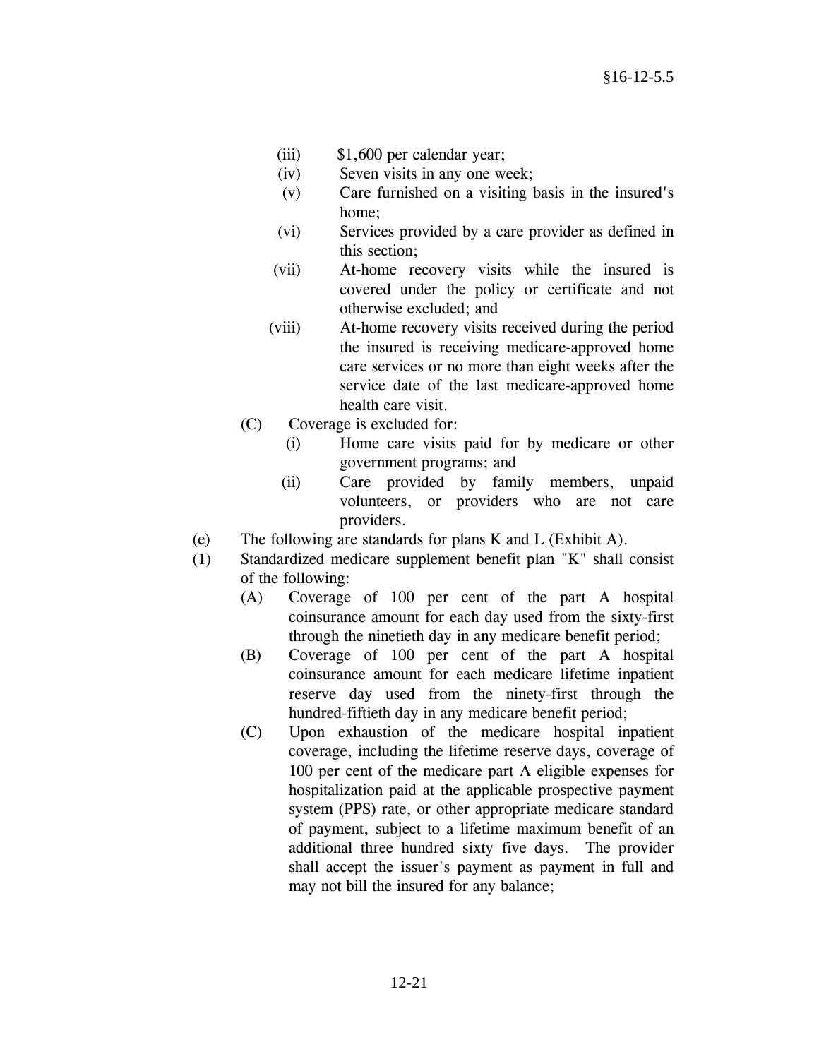(iii) $1,600 per calendar year;

(iv) Seven visits in any one week;

(v) Care furnished on a visiting basis in the insured's home;

(vi) Services provided by a care provider as defined in this section;

(vii) At-home recovery visits while the insured is covered under the policy or certificate and not otherwise excluded; and

(viii) At-home recovery visits received during the period the insured is receiving medicare-approved home care services or no more than eight weeks after the service date of the last medicare-approved home health care visit.

(C) Coverage is excluded for:

(i) Home care visits paid for by medicare or other government programs; and

(ii) Care provided by family members, unpaid volunteers, or providers who are not care providers.

(e) The following are standards for plans K and L (Exhibit A).

(1) Standardized medicare supplement benefit plan "K" shall consist of the following:

(A) Coverage of 100 per cent of the part A hospital coinsurance amount for each day used from the sixty-first through the ninetieth day in any medicare benefit period;

(B) Coverage of 100 per cent of the part A hospital coinsurance amount for each medicare lifetime inpatient reserve day used from the ninety-first through the hundred-fiftieth day in any medicare benefit period;

(C) Upon exhaustion of the medicare hospital inpatient coverage, including the lifetime reserve days, coverage of 100 per cent of the medicare part A eligible expenses for hospitalization paid at the applicable prospective payment system (PPS) rate, or other appropriate medicare standard of payment, subject to a lifetime maximum benefit of an additional three hundred sixty five days. The provider shall accept the issuer's payment as payment in full and may not bill the insured for any balance;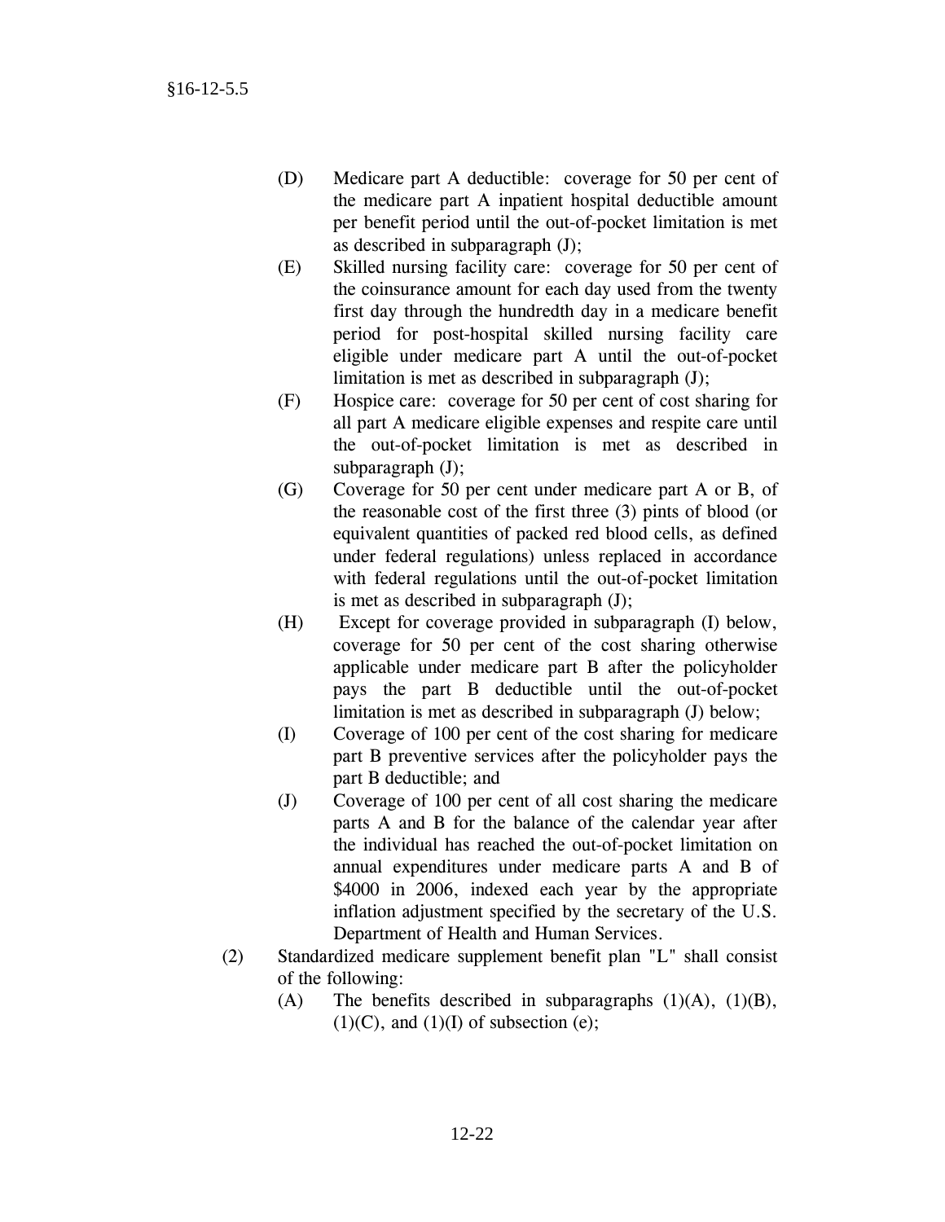(D) Medicare part A deductible: coverage for 50 per cent of the medicare part A inpatient hospital deductible amount per benefit period until the out-of-pocket limitation is met as described in subparagraph (J);

(E) Skilled nursing facility care: coverage for 50 per cent of the coinsurance amount for each day used from the twenty first day through the hundredth day in a medicare benefit period for post-hospital skilled nursing facility care eligible under medicare part A until the out-of-pocket limitation is met as described in subparagraph (J);

(F) Hospice care: coverage for 50 per cent of cost sharing for all part A medicare eligible expenses and respite care until the out-of-pocket limitation is met as described in subparagraph (J);

(G) Coverage for 50 per cent under medicare part A or B, of the reasonable cost of the first three (3) pints of blood (or equivalent quantities of packed red blood cells, as defined under federal regulations) unless replaced in accordance with federal regulations until the out-of-pocket limitation is met as described in subparagraph (J);

(H) Except for coverage provided in subparagraph (I) below, coverage for 50 per cent of the cost sharing otherwise applicable under medicare part B after the policyholder pays the part B deductible until the out-of-pocket limitation is met as described in subparagraph (J) below;

(I) Coverage of 100 per cent of the cost sharing for medicare part B preventive services after the policyholder pays the part B deductible; and

(J) Coverage of 100 per cent of all cost sharing the medicare parts A and B for the balance of the calendar year after the individual has reached the out-of-pocket limitation on annual expenditures under medicare parts A and B of \$4000 in 2006, indexed each year by the appropriate inflation adjustment specified by the secretary of the U.S. Department of Health and Human Services.

(2) Standardized medicare supplement benefit plan "L" shall consist of the following:

(A) The benefits described in subparagraphs (1)(A), (1)(B), (1)(C), and (1)(I) of subsection (e);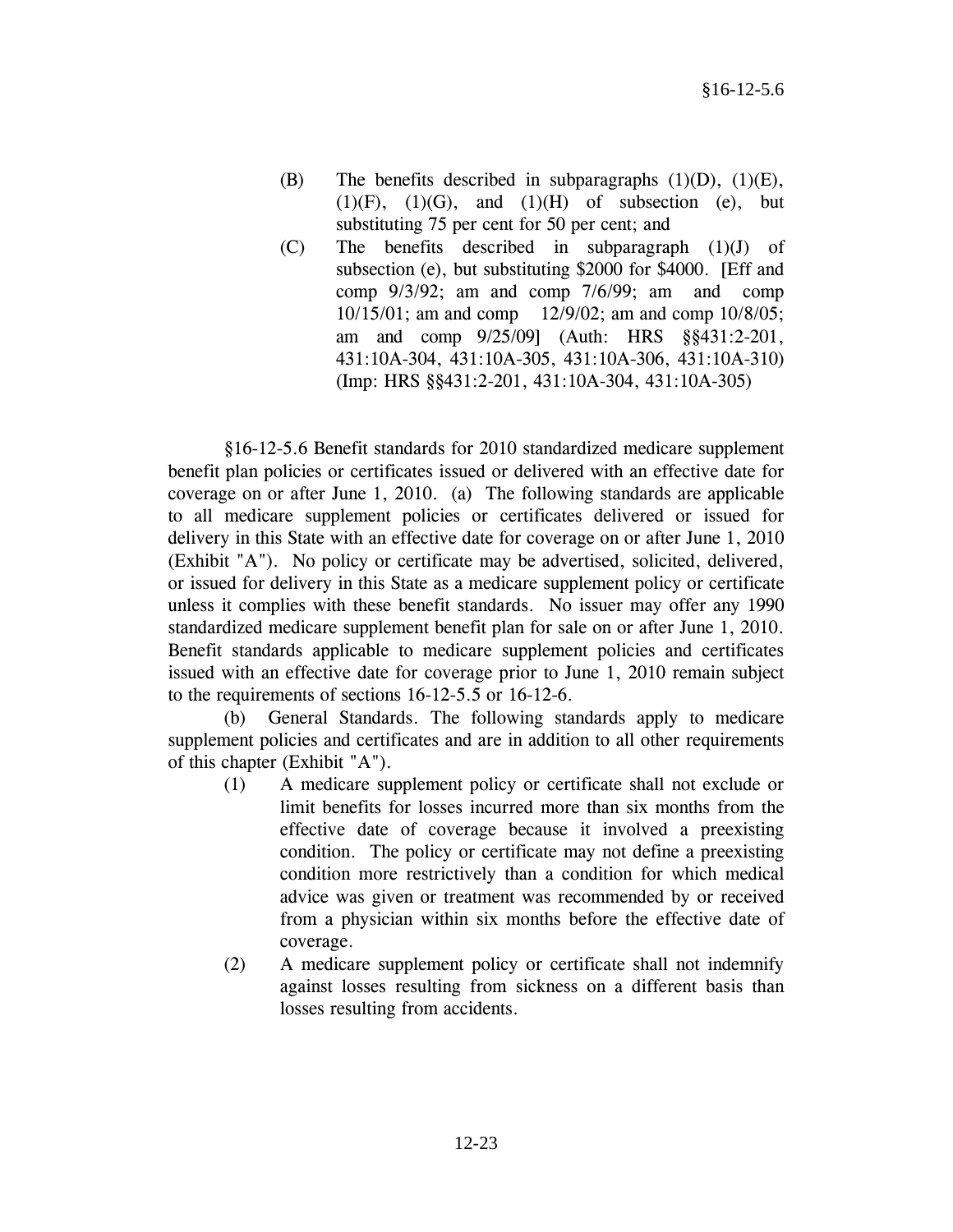(B) The benefits described in subparagraphs (1)(D), (1)(E), (1)(F), (1)(G), and (1)(H) of subsection (e), but substituting 75 per cent for 50 per cent; and

(C) The benefits described in subparagraph (1)(J) of subsection (e), but substituting $2000 for $4000. [Eff and comp 9/3/92; am and comp 7/6/99; am and comp 10/15/01; am and comp 12/9/02; am and comp 10/8/05; am and comp 9/25/09] (Auth: HRS §§431:2-201, 431:10A-304, 431:10A-305, 431:10A-306, 431:10A-310) (Imp: HRS §§431:2-201, 431:10A-304, 431:10A-305)

§16-12-5.6 Benefit standards for 2010 standardized medicare supplement benefit plan policies or certificates issued or delivered with an effective date for coverage on or after June 1, 2010. (a) The following standards are applicable to all medicare supplement policies or certificates delivered or issued for delivery in this State with an effective date for coverage on or after June 1, 2010 (Exhibit "A"). No policy or certificate may be advertised, solicited, delivered, or issued for delivery in this State as a medicare supplement policy or certificate unless it complies with these benefit standards. No issuer may offer any 1990 standardized medicare supplement benefit plan for sale on or after June 1, 2010. Benefit standards applicable to medicare supplement policies and certificates issued with an effective date for coverage prior to June 1, 2010 remain subject to the requirements of sections 16-12-5.5 or 16-12-6.

(b) General Standards. The following standards apply to medicare supplement policies and certificates and are in addition to all other requirements of this chapter (Exhibit "A").

(1) A medicare supplement policy or certificate shall not exclude or limit benefits for losses incurred more than six months from the effective date of coverage because it involved a preexisting condition. The policy or certificate may not define a preexisting condition more restrictively than a condition for which medical advice was given or treatment was recommended by or received from a physician within six months before the effective date of coverage.

(2) A medicare supplement policy or certificate shall not indemnify against losses resulting from sickness on a different basis than losses resulting from accidents.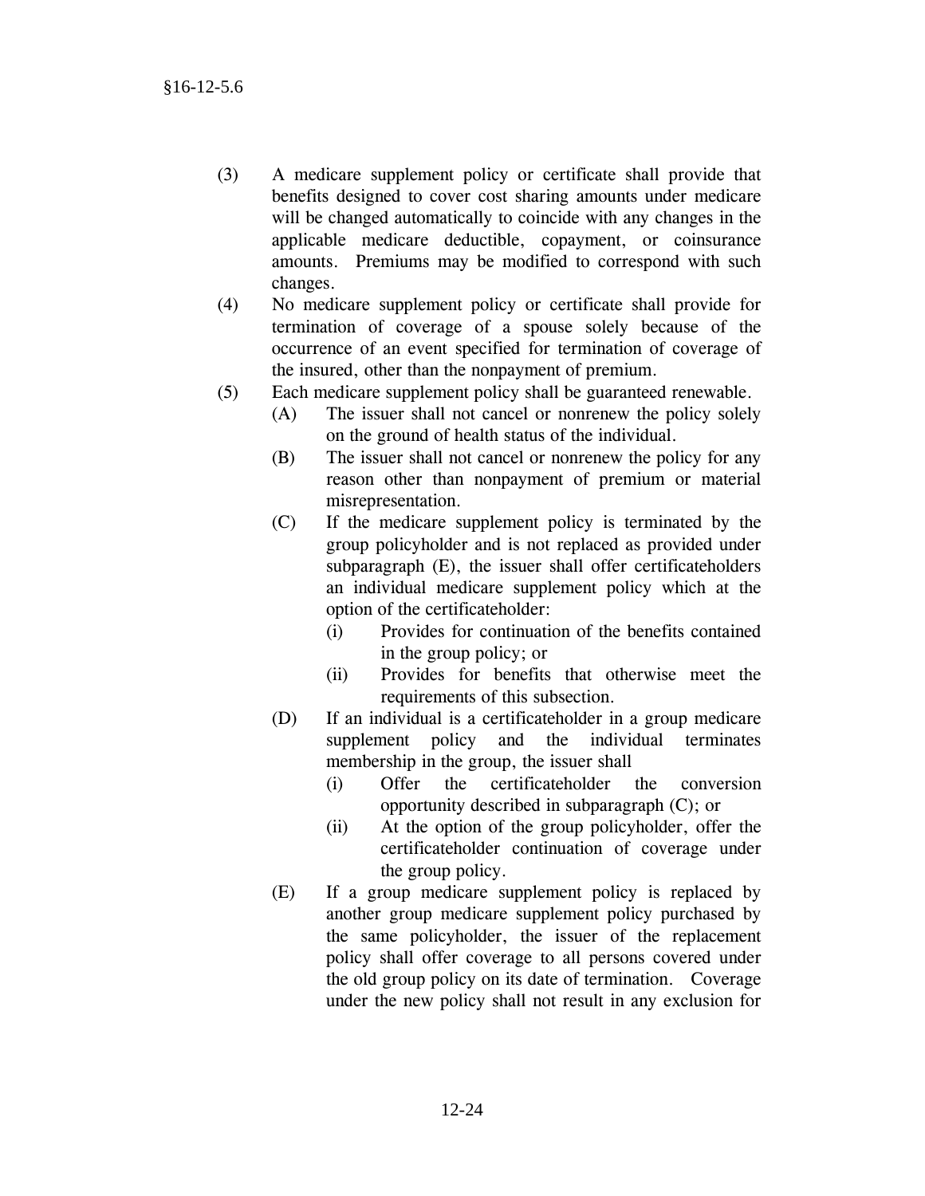(3) A medicare supplement policy or certificate shall provide that benefits designed to cover cost sharing amounts under medicare will be changed automatically to coincide with any changes in the applicable medicare deductible, copayment, or coinsurance amounts. Premiums may be modified to correspond with such changes.

(4) No medicare supplement policy or certificate shall provide for termination of coverage of a spouse solely because of the occurrence of an event specified for termination of coverage of the insured, other than the nonpayment of premium.

(5) Each medicare supplement policy shall be guaranteed renewable.

   (A) The issuer shall not cancel or nonrenew the policy solely on the ground of health status of the individual.

   (B) The issuer shall not cancel or nonrenew the policy for any reason other than nonpayment of premium or material misrepresentation.

   (C) If the medicare supplement policy is terminated by the group policyholder and is not replaced as provided under subparagraph (E), the issuer shall offer certificateholders an individual medicare supplement policy which at the option of the certificateholder:

      (i) Provides for continuation of the benefits contained in the group policy; or

      (ii) Provides for benefits that otherwise meet the requirements of this subsection.

   (D) If an individual is a certificateholder in a group medicare supplement policy and the individual terminates membership in the group, the issuer shall

      (i) Offer the certificateholder the conversion opportunity described in subparagraph (C); or

      (ii) At the option of the group policyholder, offer the certificateholder continuation of coverage under the group policy.

   (E) If a group medicare supplement policy is replaced by another group medicare supplement policy purchased by the same policyholder, the issuer of the replacement policy shall offer coverage to all persons covered under the old group policy on its date of termination. Coverage under the new policy shall not result in any exclusion for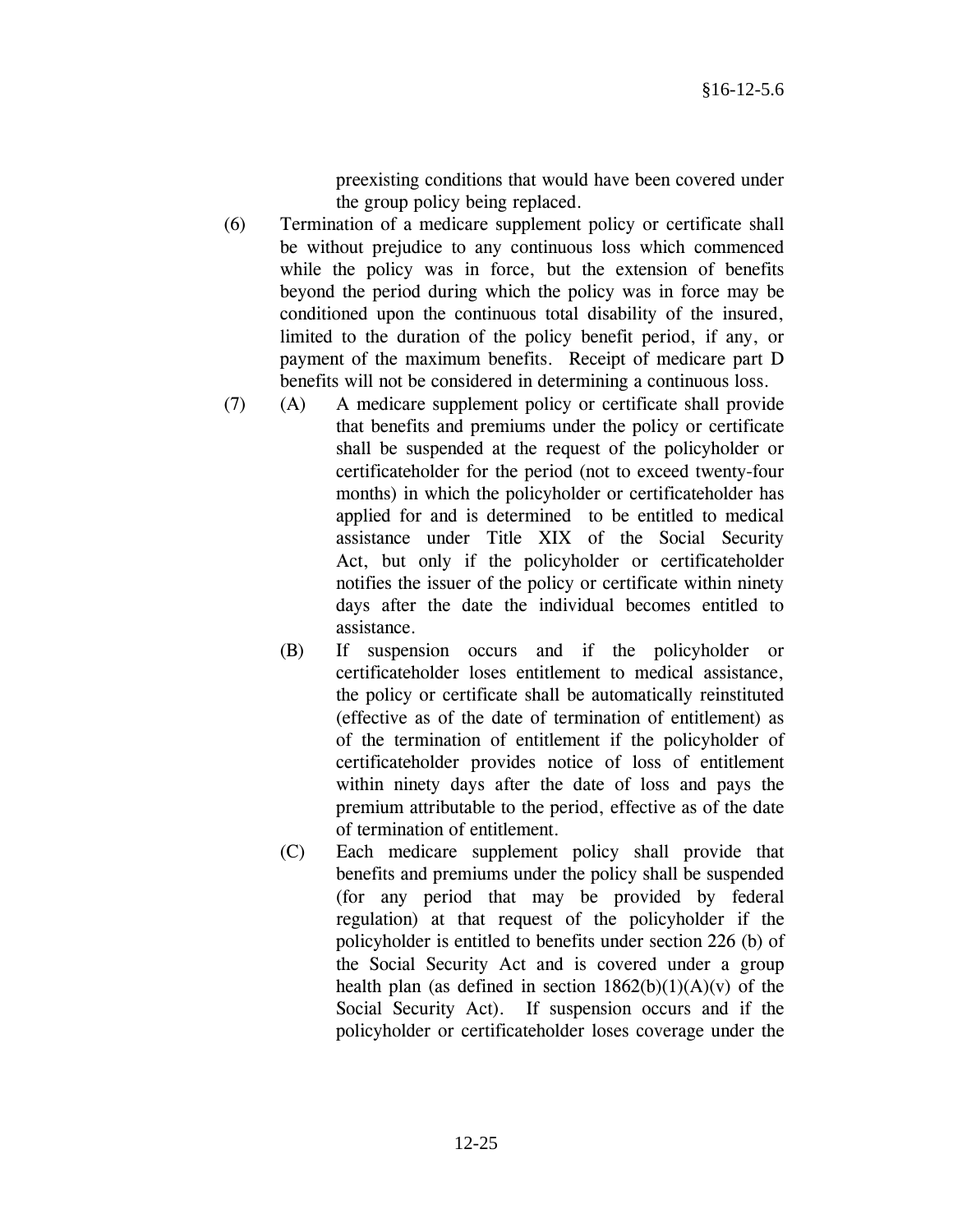preexisting conditions that would have been covered under the group policy being replaced.

(6) Termination of a medicare supplement policy or certificate shall be without prejudice to any continuous loss which commenced while the policy was in force, but the extension of benefits beyond the period during which the policy was in force may be conditioned upon the continuous total disability of the insured, limited to the duration of the policy benefit period, if any, or payment of the maximum benefits. Receipt of medicare part D benefits will not be considered in determining a continuous loss.

(7) (A) A medicare supplement policy or certificate shall provide that benefits and premiums under the policy or certificate shall be suspended at the request of the policyholder or certificateholder for the period (not to exceed twenty-four months) in which the policyholder or certificateholder has applied for and is determined to be entitled to medical assistance under Title XIX of the Social Security Act, but only if the policyholder or certificateholder notifies the issuer of the policy or certificate within ninety days after the date the individual becomes entitled to assistance.

(B) If suspension occurs and if the policyholder or certificateholder loses entitlement to medical assistance, the policy or certificate shall be automatically reinstituted (effective as of the date of termination of entitlement) as of the termination of entitlement if the policyholder of certificateholder provides notice of loss of entitlement within ninety days after the date of loss and pays the premium attributable to the period, effective as of the date of termination of entitlement.

(C) Each medicare supplement policy shall provide that benefits and premiums under the policy shall be suspended (for any period that may be provided by federal regulation) at that request of the policyholder if the policyholder is entitled to benefits under section 226 (b) of the Social Security Act and is covered under a group health plan (as defined in section 1862(b)(1)(A)(v) of the Social Security Act). If suspension occurs and if the policyholder or certificateholder loses coverage under the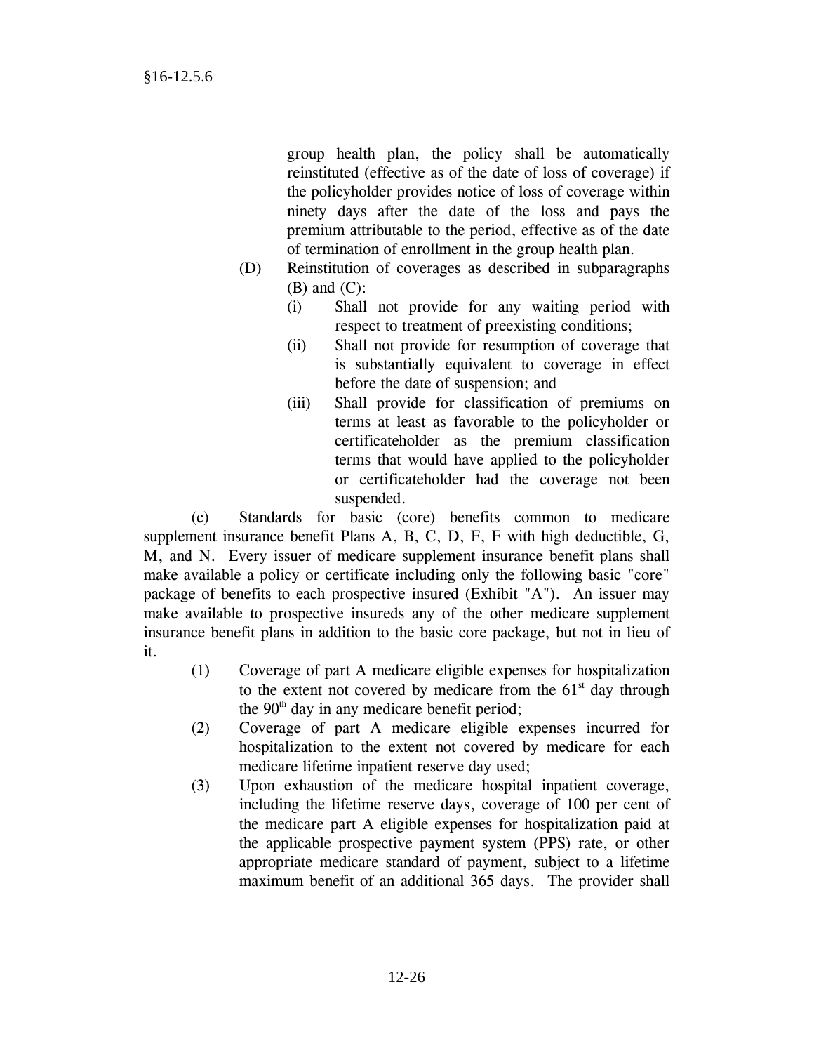group health plan, the policy shall be automatically reinstituted (effective as of the date of loss of coverage) if the policyholder provides notice of loss of coverage within ninety days after the date of the loss and pays the premium attributable to the period, effective as of the date of termination of enrollment in the group health plan.

(D) Reinstitution of coverages as described in subparagraphs (B) and (C):

(i) Shall not provide for any waiting period with respect to treatment of preexisting conditions;

(ii) Shall not provide for resumption of coverage that is substantially equivalent to coverage in effect before the date of suspension; and

(iii) Shall provide for classification of premiums on terms at least as favorable to the policyholder or certificateholder as the premium classification terms that would have applied to the policyholder or certificateholder had the coverage not been suspended.

(c) Standards for basic (core) benefits common to medicare supplement insurance benefit Plans A, B, C, D, F, F with high deductible, G, M, and N. Every issuer of medicare supplement insurance benefit plans shall make available a policy or certificate including only the following basic "core" package of benefits to each prospective insured (Exhibit "A"). An issuer may make available to prospective insureds any of the other medicare supplement insurance benefit plans in addition to the basic core package, but not in lieu of it.

(1) Coverage of part A medicare eligible expenses for hospitalization to the extent not covered by medicare from the 61st day through the 90th day in any medicare benefit period;

(2) Coverage of part A medicare eligible expenses incurred for hospitalization to the extent not covered by medicare for each medicare lifetime inpatient reserve day used;

(3) Upon exhaustion of the medicare hospital inpatient coverage, including the lifetime reserve days, coverage of 100 per cent of the medicare part A eligible expenses for hospitalization paid at the applicable prospective payment system (PPS) rate, or other appropriate medicare standard of payment, subject to a lifetime maximum benefit of an additional 365 days. The provider shall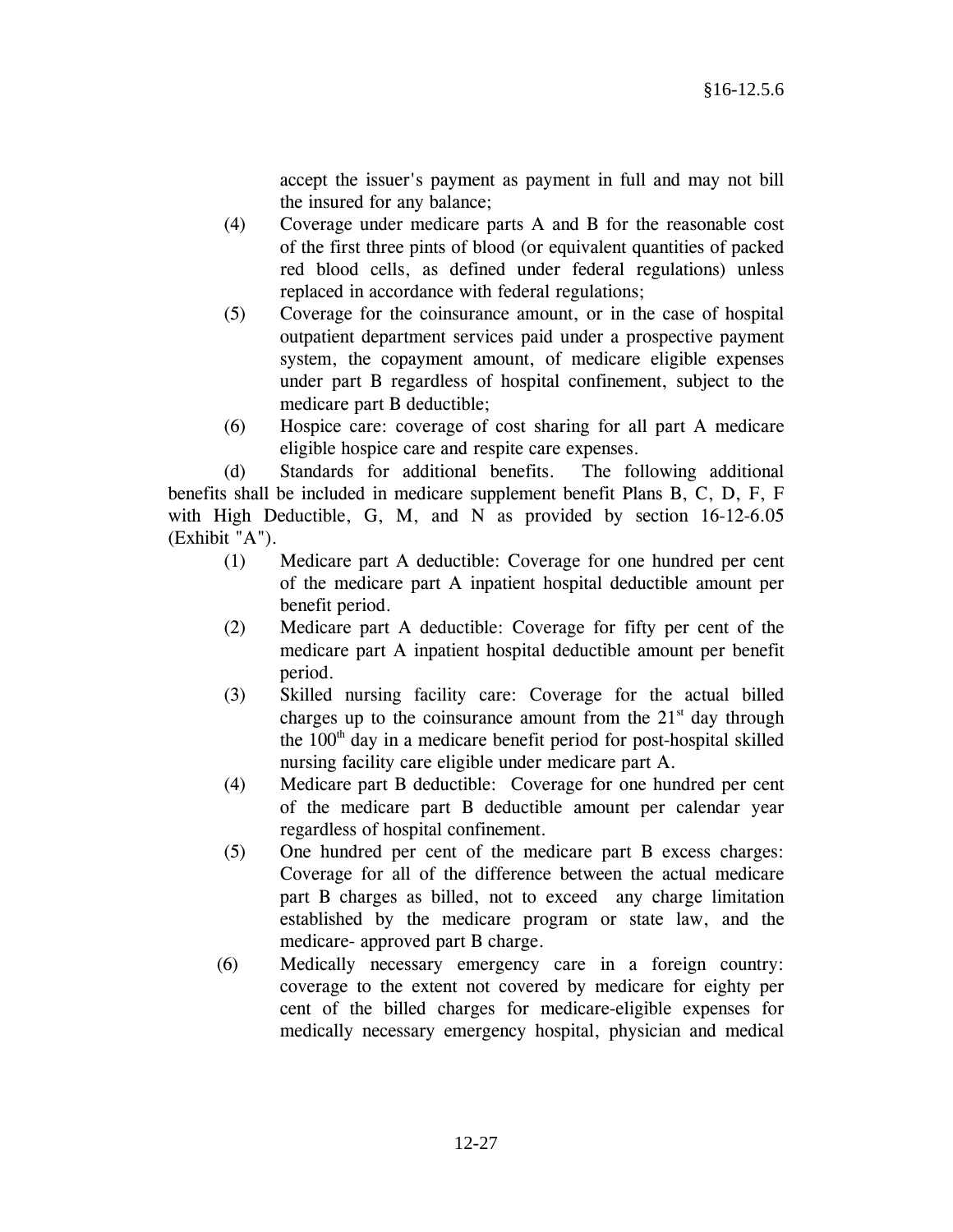accept the issuer's payment as payment in full and may not bill the insured for any balance;

(4) Coverage under medicare parts A and B for the reasonable cost of the first three pints of blood (or equivalent quantities of packed red blood cells, as defined under federal regulations) unless replaced in accordance with federal regulations;

(5) Coverage for the coinsurance amount, or in the case of hospital outpatient department services paid under a prospective payment system, the copayment amount, of medicare eligible expenses under part B regardless of hospital confinement, subject to the medicare part B deductible;

(6) Hospice care: coverage of cost sharing for all part A medicare eligible hospice care and respite care expenses.

(d) Standards for additional benefits. The following additional benefits shall be included in medicare supplement benefit Plans B, C, D, F, F with High Deductible, G, M, and N as provided by section 16-12-6.05 (Exhibit "A").

(1) Medicare part A deductible: Coverage for one hundred per cent of the medicare part A inpatient hospital deductible amount per benefit period.

(2) Medicare part A deductible: Coverage for fifty per cent of the medicare part A inpatient hospital deductible amount per benefit period.

(3) Skilled nursing facility care: Coverage for the actual billed charges up to the coinsurance amount from the 21st day through the 100th day in a medicare benefit period for post-hospital skilled nursing facility care eligible under medicare part A.

(4) Medicare part B deductible: Coverage for one hundred per cent of the medicare part B deductible amount per calendar year regardless of hospital confinement.

(5) One hundred per cent of the medicare part B excess charges: Coverage for all of the difference between the actual medicare part B charges as billed, not to exceed any charge limitation established by the medicare program or state law, and the medicare- approved part B charge.

(6) Medically necessary emergency care in a foreign country: coverage to the extent not covered by medicare for eighty per cent of the billed charges for medicare-eligible expenses for medically necessary emergency hospital, physician and medical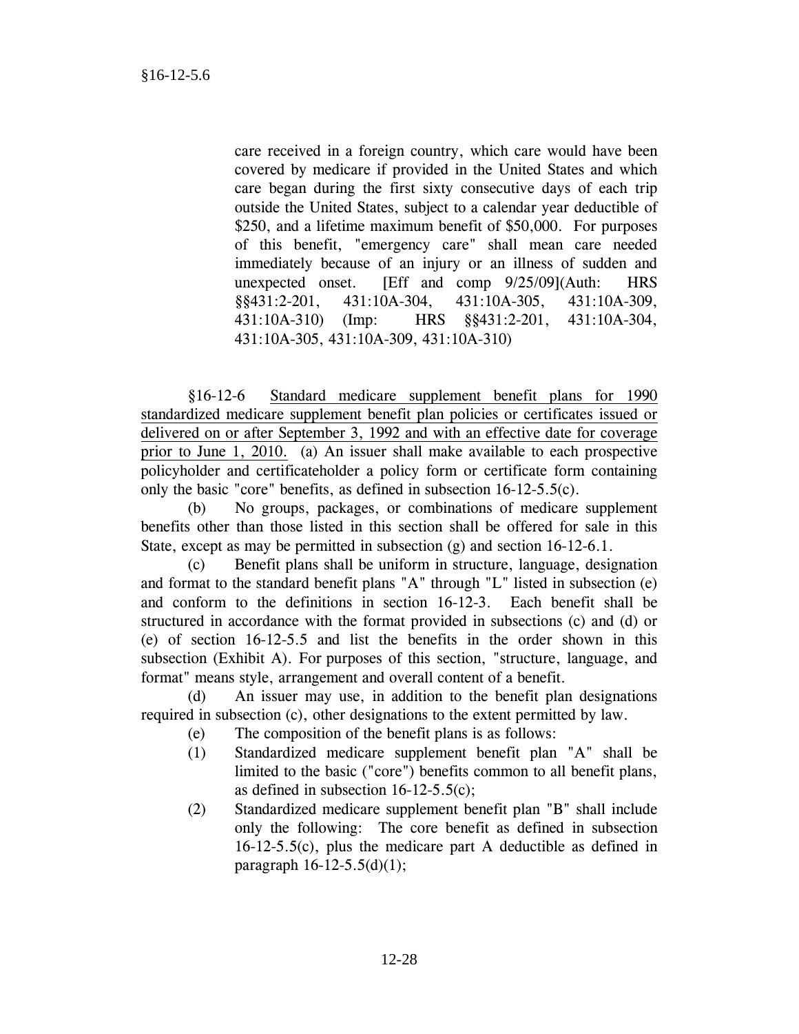care received in a foreign country, which care would have been covered by medicare if provided in the United States and which care began during the first sixty consecutive days of each trip outside the United States, subject to a calendar year deductible of $250, and a lifetime maximum benefit of $50,000. For purposes of this benefit, "emergency care" shall mean care needed immediately because of an injury or an illness of sudden and unexpected onset. [Eff and comp 9/25/09](Auth: HRS §§431:2-201, 431:10A-304, 431:10A-305, 431:10A-309, 431:10A-310) (Imp: HRS §§431:2-201, 431:10A-304, 431:10A-305, 431:10A-309, 431:10A-310)

§16-12-6 Standard medicare supplement benefit plans for 1990 standardized medicare supplement benefit plan policies or certificates issued or delivered on or after September 3, 1992 and with an effective date for coverage prior to June 1, 2010. (a) An issuer shall make available to each prospective policyholder and certificateholder a policy form or certificate form containing only the basic "core" benefits, as defined in subsection 16-12-5.5(c).

(b) No groups, packages, or combinations of medicare supplement benefits other than those listed in this section shall be offered for sale in this State, except as may be permitted in subsection (g) and section 16-12-6.1.

(c) Benefit plans shall be uniform in structure, language, designation and format to the standard benefit plans "A" through "L" listed in subsection (e) and conform to the definitions in section 16-12-3. Each benefit shall be structured in accordance with the format provided in subsections (c) and (d) or (e) of section 16-12-5.5 and list the benefits in the order shown in this subsection (Exhibit A). For purposes of this section, "structure, language, and format" means style, arrangement and overall content of a benefit.

(d) An issuer may use, in addition to the benefit plan designations required in subsection (c), other designations to the extent permitted by law.

(e) The composition of the benefit plans is as follows:

(1) Standardized medicare supplement benefit plan "A" shall be limited to the basic ("core") benefits common to all benefit plans, as defined in subsection 16-12-5.5(c);

(2) Standardized medicare supplement benefit plan "B" shall include only the following: The core benefit as defined in subsection 16-12-5.5(c), plus the medicare part A deductible as defined in paragraph 16-12-5.5(d)(1);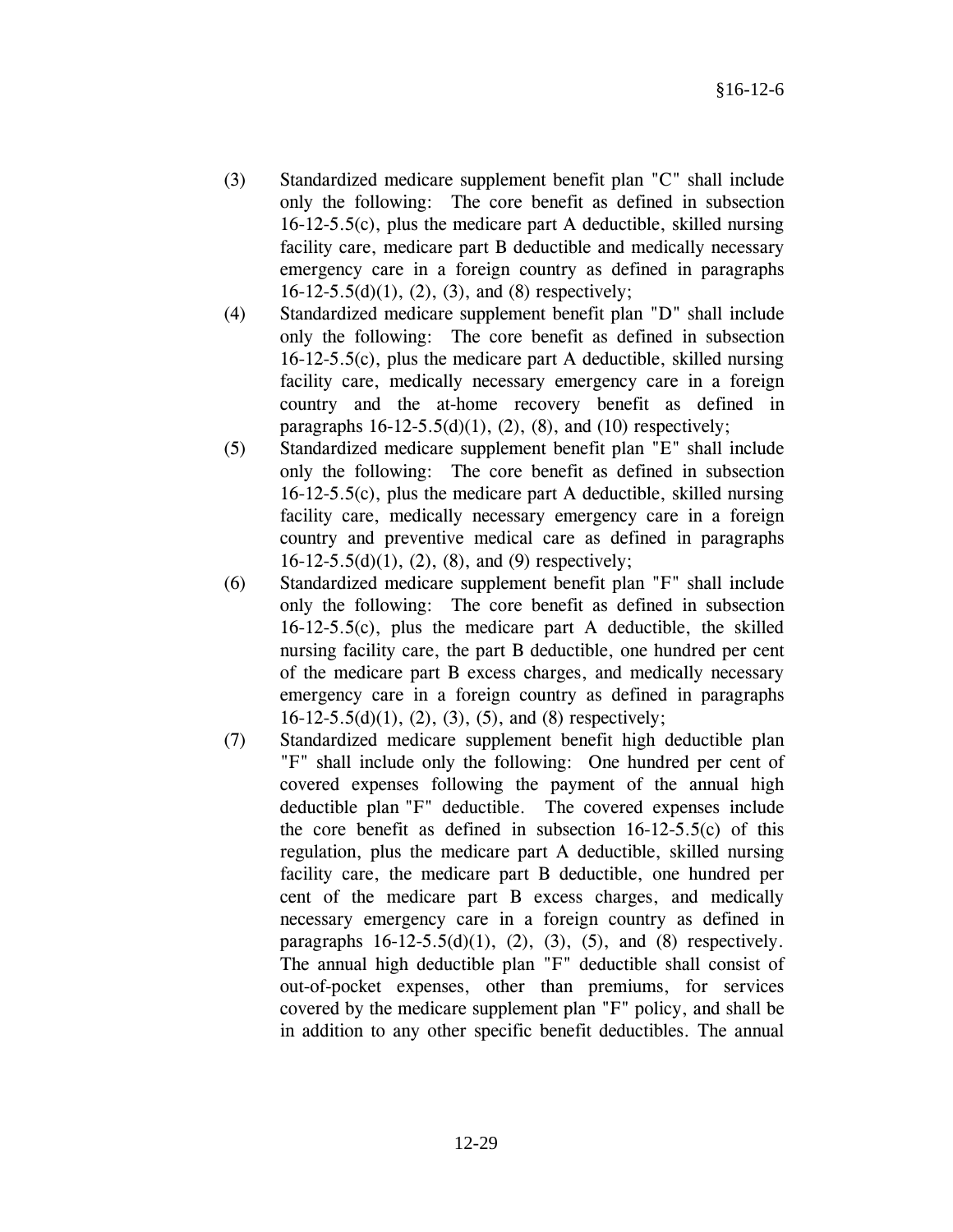(3) Standardized medicare supplement benefit plan "C" shall include only the following: The core benefit as defined in subsection 16-12-5.5(c), plus the medicare part A deductible, skilled nursing facility care, medicare part B deductible and medically necessary emergency care in a foreign country as defined in paragraphs 16-12-5.5(d)(1), (2), (3), and (8) respectively;

(4) Standardized medicare supplement benefit plan "D" shall include only the following: The core benefit as defined in subsection 16-12-5.5(c), plus the medicare part A deductible, skilled nursing facility care, medically necessary emergency care in a foreign country and the at-home recovery benefit as defined in paragraphs 16-12-5.5(d)(1), (2), (8), and (10) respectively;

(5) Standardized medicare supplement benefit plan "E" shall include only the following: The core benefit as defined in subsection 16-12-5.5(c), plus the medicare part A deductible, skilled nursing facility care, medically necessary emergency care in a foreign country and preventive medical care as defined in paragraphs 16-12-5.5(d)(1), (2), (8), and (9) respectively;

(6) Standardized medicare supplement benefit plan "F" shall include only the following: The core benefit as defined in subsection 16-12-5.5(c), plus the medicare part A deductible, the skilled nursing facility care, the part B deductible, one hundred per cent of the medicare part B excess charges, and medically necessary emergency care in a foreign country as defined in paragraphs 16-12-5.5(d)(1), (2), (3), (5), and (8) respectively;

(7) Standardized medicare supplement benefit high deductible plan "F" shall include only the following: One hundred per cent of covered expenses following the payment of the annual high deductible plan "F" deductible. The covered expenses include the core benefit as defined in subsection 16-12-5.5(c) of this regulation, plus the medicare part A deductible, skilled nursing facility care, the medicare part B deductible, one hundred per cent of the medicare part B excess charges, and medically necessary emergency care in a foreign country as defined in paragraphs 16-12-5.5(d)(1), (2), (3), (5), and (8) respectively. The annual high deductible plan "F" deductible shall consist of out-of-pocket expenses, other than premiums, for services covered by the medicare supplement plan "F" policy, and shall be in addition to any other specific benefit deductibles. The annual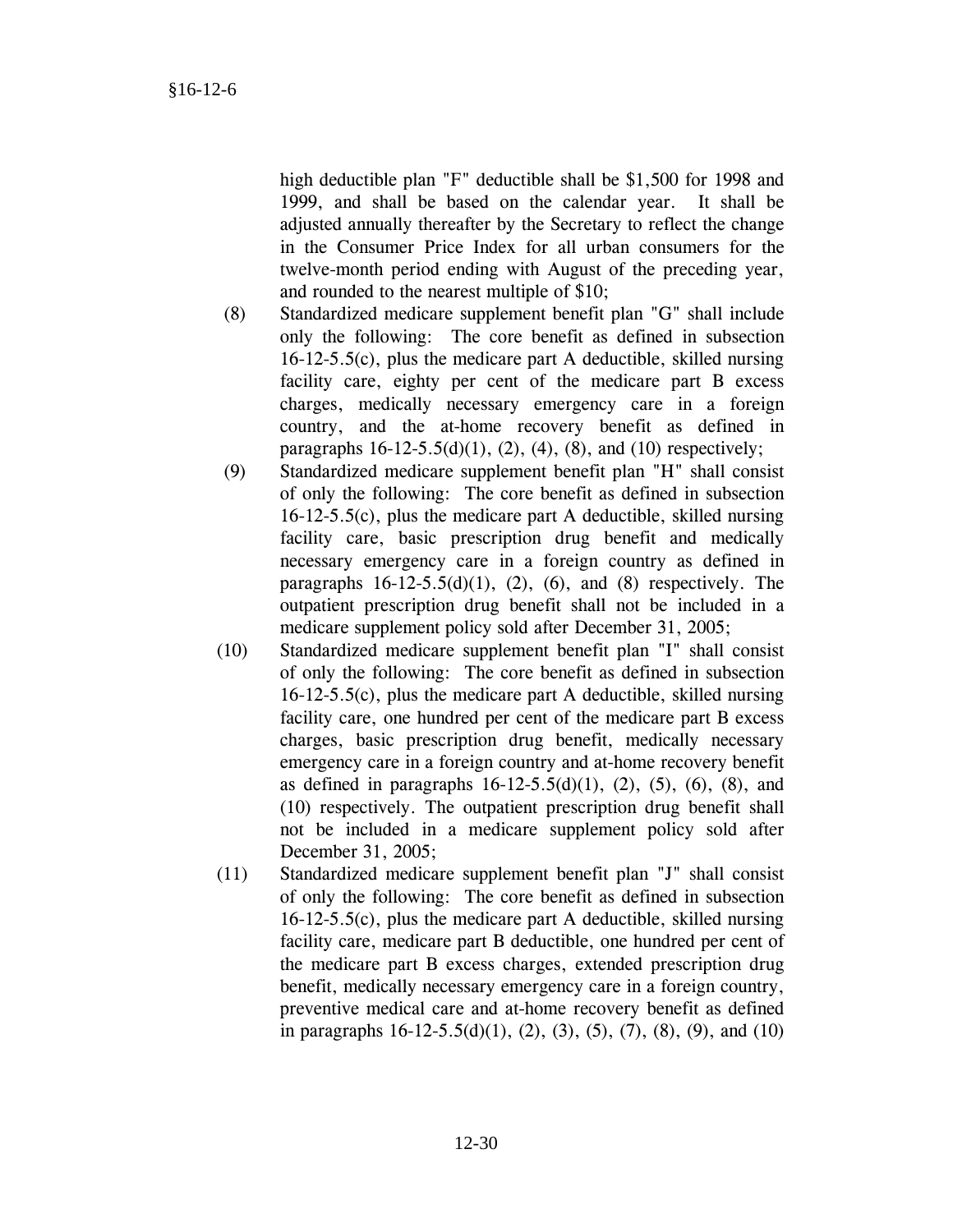high deductible plan "F" deductible shall be $1,500 for 1998 and 1999, and shall be based on the calendar year. It shall be adjusted annually thereafter by the Secretary to reflect the change in the Consumer Price Index for all urban consumers for the twelve-month period ending with August of the preceding year, and rounded to the nearest multiple of $10;

(8) Standardized medicare supplement benefit plan "G" shall include only the following: The core benefit as defined in subsection 16-12-5.5(c), plus the medicare part A deductible, skilled nursing facility care, eighty per cent of the medicare part B excess charges, medically necessary emergency care in a foreign country, and the at-home recovery benefit as defined in paragraphs 16-12-5.5(d)(1), (2), (4), (8), and (10) respectively;

(9) Standardized medicare supplement benefit plan "H" shall consist of only the following: The core benefit as defined in subsection 16-12-5.5(c), plus the medicare part A deductible, skilled nursing facility care, basic prescription drug benefit and medically necessary emergency care in a foreign country as defined in paragraphs 16-12-5.5(d)(1), (2), (6), and (8) respectively. The outpatient prescription drug benefit shall not be included in a medicare supplement policy sold after December 31, 2005;

(10) Standardized medicare supplement benefit plan "I" shall consist of only the following: The core benefit as defined in subsection 16-12-5.5(c), plus the medicare part A deductible, skilled nursing facility care, one hundred per cent of the medicare part B excess charges, basic prescription drug benefit, medically necessary emergency care in a foreign country and at-home recovery benefit as defined in paragraphs 16-12-5.5(d)(1), (2), (5), (6), (8), and (10) respectively. The outpatient prescription drug benefit shall not be included in a medicare supplement policy sold after December 31, 2005;

(11) Standardized medicare supplement benefit plan "J" shall consist of only the following: The core benefit as defined in subsection 16-12-5.5(c), plus the medicare part A deductible, skilled nursing facility care, medicare part B deductible, one hundred per cent of the medicare part B excess charges, extended prescription drug benefit, medically necessary emergency care in a foreign country, preventive medical care and at-home recovery benefit as defined in paragraphs 16-12-5.5(d)(1), (2), (3), (5), (7), (8), (9), and (10)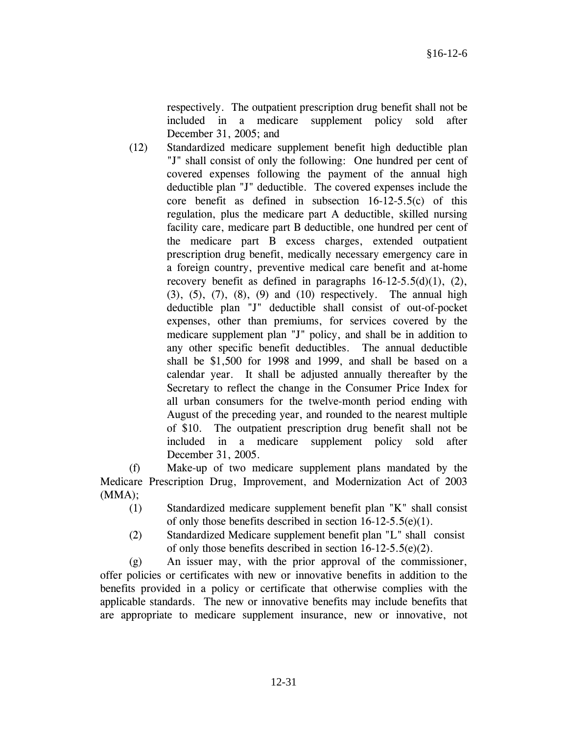respectively. The outpatient prescription drug benefit shall not be included in a medicare supplement policy sold after December 31, 2005; and

(12) Standardized medicare supplement benefit high deductible plan "J" shall consist of only the following: One hundred per cent of covered expenses following the payment of the annual high deductible plan "J" deductible. The covered expenses include the core benefit as defined in subsection 16-12-5.5(c) of this regulation, plus the medicare part A deductible, skilled nursing facility care, medicare part B deductible, one hundred per cent of the medicare part B excess charges, extended outpatient prescription drug benefit, medically necessary emergency care in a foreign country, preventive medical care benefit and at-home recovery benefit as defined in paragraphs 16-12-5.5(d)(1), (2), (3), (5), (7), (8), (9) and (10) respectively. The annual high deductible plan "J" deductible shall consist of out-of-pocket expenses, other than premiums, for services covered by the medicare supplement plan "J" policy, and shall be in addition to any other specific benefit deductibles. The annual deductible shall be $1,500 for 1998 and 1999, and shall be based on a calendar year. It shall be adjusted annually thereafter by the Secretary to reflect the change in the Consumer Price Index for all urban consumers for the twelve-month period ending with August of the preceding year, and rounded to the nearest multiple of $10. The outpatient prescription drug benefit shall not be included in a medicare supplement policy sold after December 31, 2005.

(f) Make-up of two medicare supplement plans mandated by the Medicare Prescription Drug, Improvement, and Modernization Act of 2003 (MMA);

(1) Standardized medicare supplement benefit plan "K" shall consist of only those benefits described in section 16-12-5.5(e)(1).

(2) Standardized Medicare supplement benefit plan "L" shall consist of only those benefits described in section 16-12-5.5(e)(2).

(g) An issuer may, with the prior approval of the commissioner, offer policies or certificates with new or innovative benefits in addition to the benefits provided in a policy or certificate that otherwise complies with the applicable standards. The new or innovative benefits may include benefits that are appropriate to medicare supplement insurance, new or innovative, not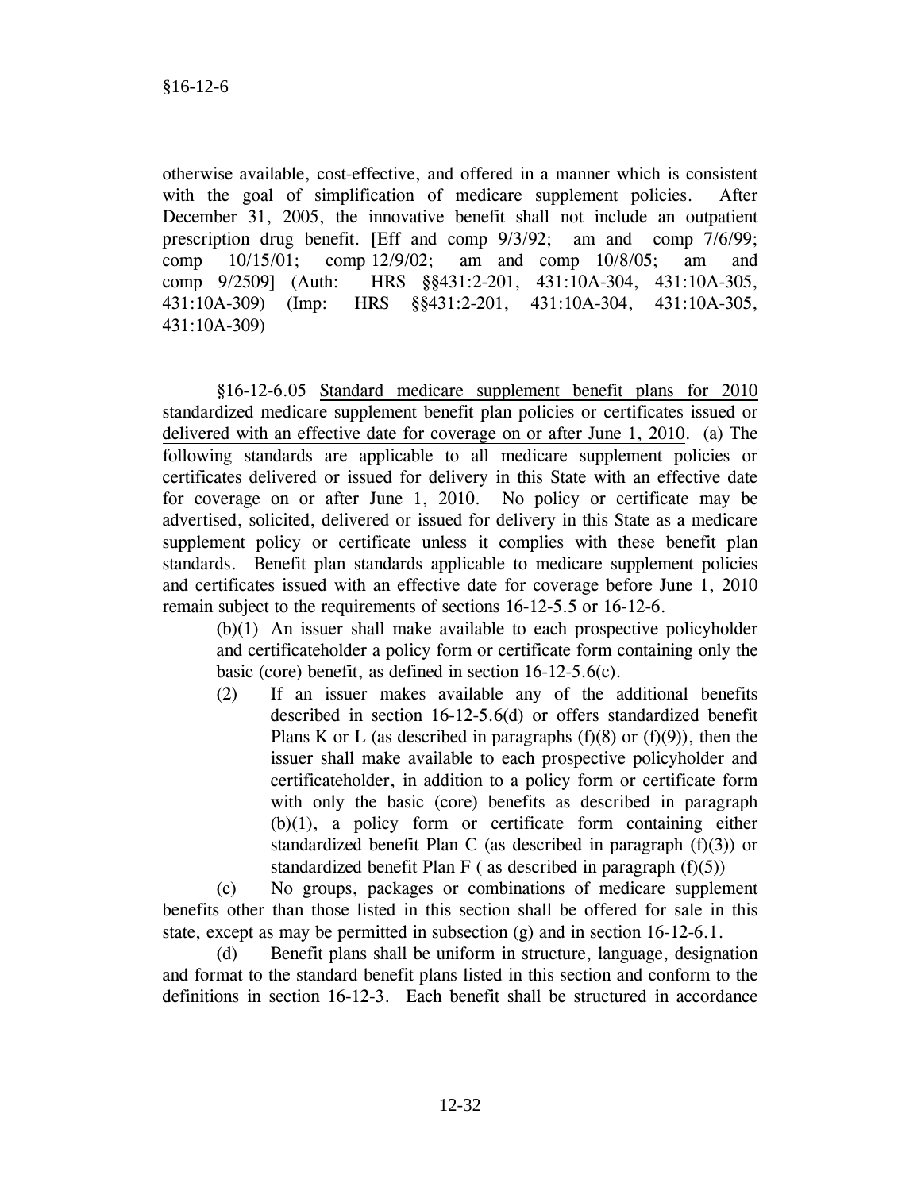otherwise available, cost-effective, and offered in a manner which is consistent with the goal of simplification of medicare supplement policies. After December 31, 2005, the innovative benefit shall not include an outpatient prescription drug benefit. [Eff and comp 9/3/92; am and comp 7/6/99; comp 10/15/01; comp 12/9/02; am and comp 10/8/05; am and comp 9/2509] (Auth: HRS §§431:2-201, 431:10A-304, 431:10A-305, 431:10A-309) (Imp: HRS §§431:2-201, 431:10A-304, 431:10A-305, 431:10A-309)

§16-12-6.05 Standard medicare supplement benefit plans for 2010 standardized medicare supplement benefit plan policies or certificates issued or delivered with an effective date for coverage on or after June 1, 2010. (a) The following standards are applicable to all medicare supplement policies or certificates delivered or issued for delivery in this State with an effective date for coverage on or after June 1, 2010. No policy or certificate may be advertised, solicited, delivered or issued for delivery in this State as a medicare supplement policy or certificate unless it complies with these benefit plan standards. Benefit plan standards applicable to medicare supplement policies and certificates issued with an effective date for coverage before June 1, 2010 remain subject to the requirements of sections 16-12-5.5 or 16-12-6.

(b)(1) An issuer shall make available to each prospective policyholder and certificateholder a policy form or certificate form containing only the basic (core) benefit, as defined in section 16-12-5.6(c).

(2) If an issuer makes available any of the additional benefits described in section 16-12-5.6(d) or offers standardized benefit Plans K or L (as described in paragraphs (f)(8) or (f)(9)), then the issuer shall make available to each prospective policyholder and certificateholder, in addition to a policy form or certificate form with only the basic (core) benefits as described in paragraph (b)(1), a policy form or certificate form containing either standardized benefit Plan C (as described in paragraph (f)(3)) or standardized benefit Plan F ( as described in paragraph (f)(5))

(c) No groups, packages or combinations of medicare supplement benefits other than those listed in this section shall be offered for sale in this state, except as may be permitted in subsection (g) and in section 16-12-6.1.

(d) Benefit plans shall be uniform in structure, language, designation and format to the standard benefit plans listed in this section and conform to the definitions in section 16-12-3. Each benefit shall be structured in accordance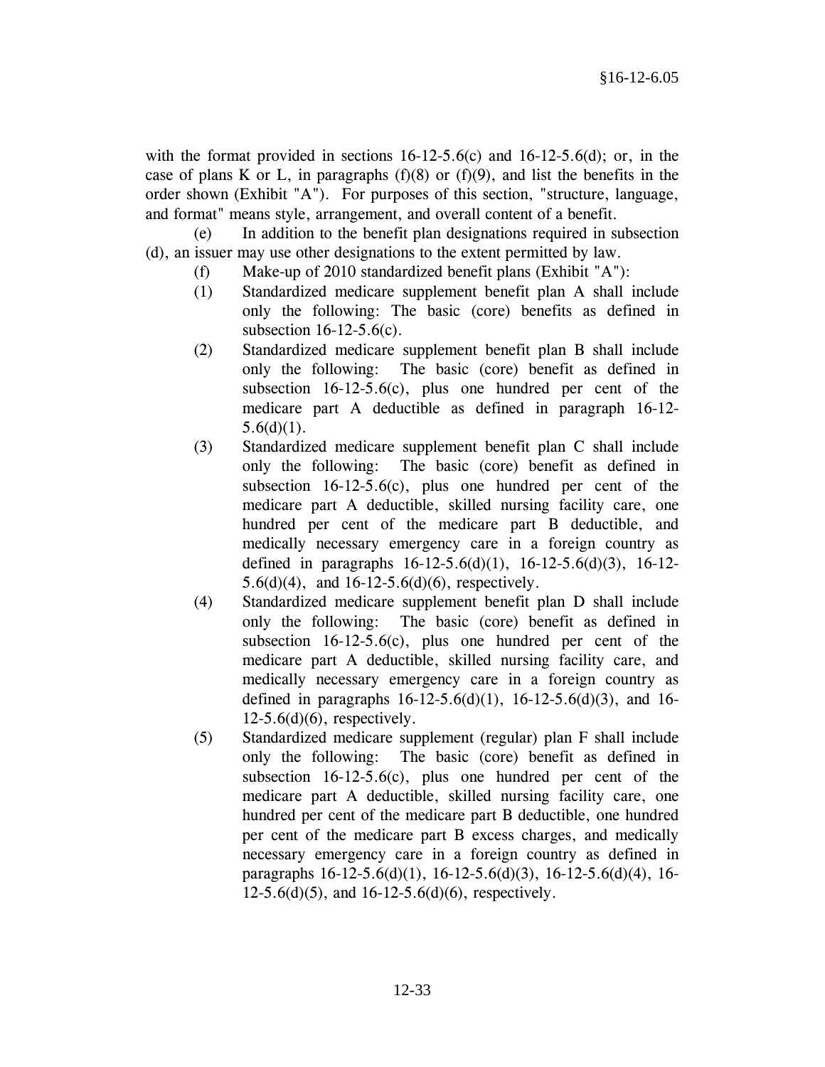with the format provided in sections 16-12-5.6(c) and 16-12-5.6(d); or, in the case of plans K or L, in paragraphs (f)(8) or (f)(9), and list the benefits in the order shown (Exhibit "A"). For purposes of this section, "structure, language, and format" means style, arrangement, and overall content of a benefit.

(e) In addition to the benefit plan designations required in subsection (d), an issuer may use other designations to the extent permitted by law.

(f) Make-up of 2010 standardized benefit plans (Exhibit "A"):

(1) Standardized medicare supplement benefit plan A shall include only the following: The basic (core) benefits as defined in subsection 16-12-5.6(c).

(2) Standardized medicare supplement benefit plan B shall include only the following: The basic (core) benefit as defined in subsection 16-12-5.6(c), plus one hundred per cent of the medicare part A deductible as defined in paragraph 16-12-5.6(d)(1).

(3) Standardized medicare supplement benefit plan C shall include only the following: The basic (core) benefit as defined in subsection 16-12-5.6(c), plus one hundred per cent of the medicare part A deductible, skilled nursing facility care, one hundred per cent of the medicare part B deductible, and medically necessary emergency care in a foreign country as defined in paragraphs 16-12-5.6(d)(1), 16-12-5.6(d)(3), 16-12-5.6(d)(4), and 16-12-5.6(d)(6), respectively.

(4) Standardized medicare supplement benefit plan D shall include only the following: The basic (core) benefit as defined in subsection 16-12-5.6(c), plus one hundred per cent of the medicare part A deductible, skilled nursing facility care, and medically necessary emergency care in a foreign country as defined in paragraphs 16-12-5.6(d)(1), 16-12-5.6(d)(3), and 16-12-5.6(d)(6), respectively.

(5) Standardized medicare supplement (regular) plan F shall include only the following: The basic (core) benefit as defined in subsection 16-12-5.6(c), plus one hundred per cent of the medicare part A deductible, skilled nursing facility care, one hundred per cent of the medicare part B deductible, one hundred per cent of the medicare part B excess charges, and medically necessary emergency care in a foreign country as defined in paragraphs 16-12-5.6(d)(1), 16-12-5.6(d)(3), 16-12-5.6(d)(4), 16-12-5.6(d)(5), and 16-12-5.6(d)(6), respectively.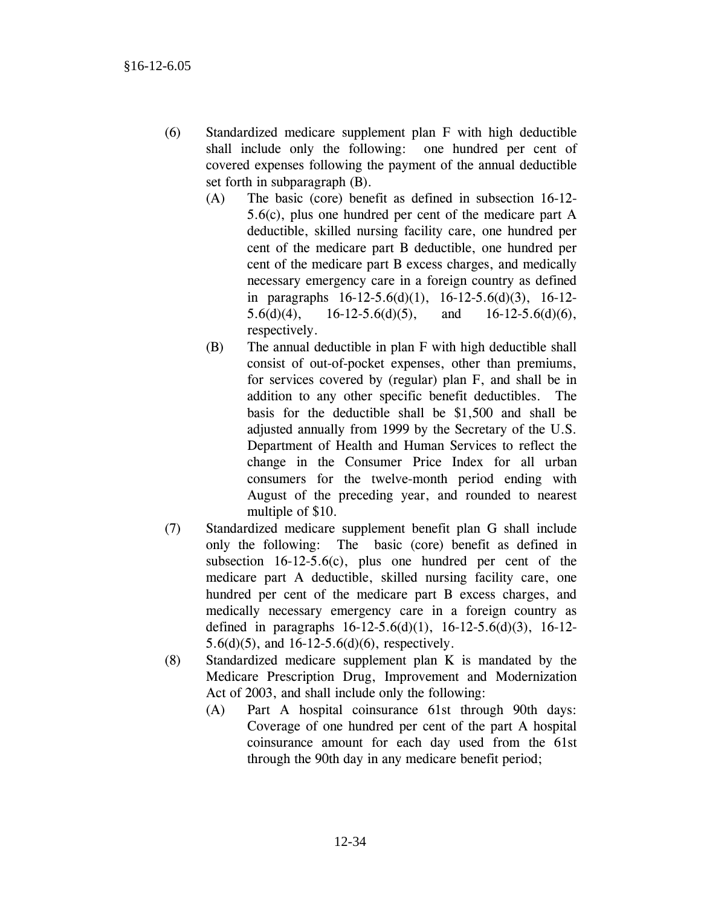(6) Standardized medicare supplement plan F with high deductible shall include only the following: one hundred per cent of covered expenses following the payment of the annual deductible set forth in subparagraph (B).

   (A) The basic (core) benefit as defined in subsection 16-12-5.6(c), plus one hundred per cent of the medicare part A deductible, skilled nursing facility care, one hundred per cent of the medicare part B deductible, one hundred per cent of the medicare part B excess charges, and medically necessary emergency care in a foreign country as defined in paragraphs 16-12-5.6(d)(1), 16-12-5.6(d)(3), 16-12-5.6(d)(4), 16-12-5.6(d)(5), and 16-12-5.6(d)(6), respectively.

   (B) The annual deductible in plan F with high deductible shall consist of out-of-pocket expenses, other than premiums, for services covered by (regular) plan F, and shall be in addition to any other specific benefit deductibles. The basis for the deductible shall be $1,500 and shall be adjusted annually from 1999 by the Secretary of the U.S. Department of Health and Human Services to reflect the change in the Consumer Price Index for all urban consumers for the twelve-month period ending with August of the preceding year, and rounded to nearest multiple of $10.

(7) Standardized medicare supplement benefit plan G shall include only the following: The basic (core) benefit as defined in subsection 16-12-5.6(c), plus one hundred per cent of the medicare part A deductible, skilled nursing facility care, one hundred per cent of the medicare part B excess charges, and medically necessary emergency care in a foreign country as defined in paragraphs 16-12-5.6(d)(1), 16-12-5.6(d)(3), 16-12-5.6(d)(5), and 16-12-5.6(d)(6), respectively.

(8) Standardized medicare supplement plan K is mandated by the Medicare Prescription Drug, Improvement and Modernization Act of 2003, and shall include only the following:

   (A) Part A hospital coinsurance 61st through 90th days: Coverage of one hundred per cent of the part A hospital coinsurance amount for each day used from the 61st through the 90th day in any medicare benefit period;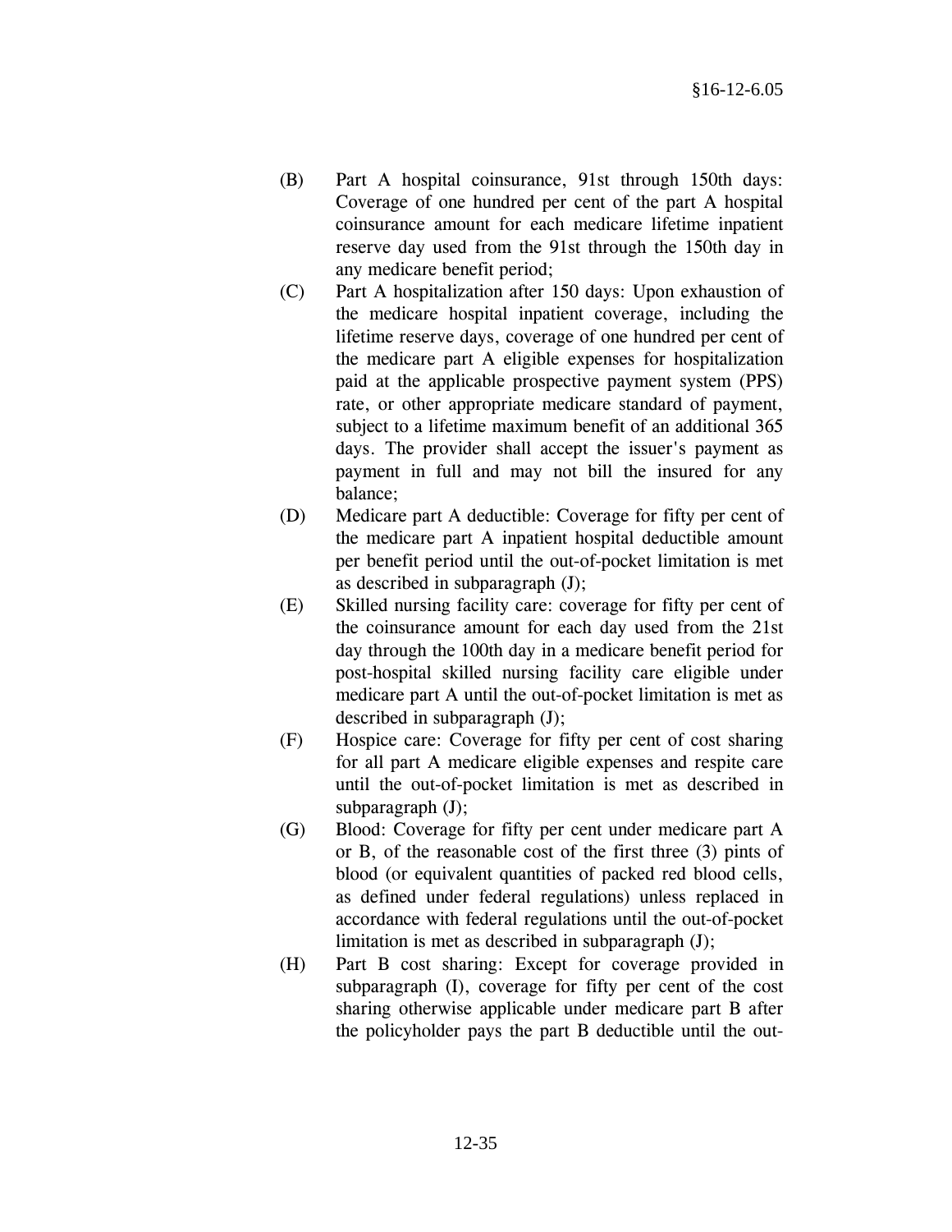(B) Part A hospital coinsurance, 91st through 150th days: Coverage of one hundred per cent of the part A hospital coinsurance amount for each medicare lifetime inpatient reserve day used from the 91st through the 150th day in any medicare benefit period;

(C) Part A hospitalization after 150 days: Upon exhaustion of the medicare hospital inpatient coverage, including the lifetime reserve days, coverage of one hundred per cent of the medicare part A eligible expenses for hospitalization paid at the applicable prospective payment system (PPS) rate, or other appropriate medicare standard of payment, subject to a lifetime maximum benefit of an additional 365 days. The provider shall accept the issuer's payment as payment in full and may not bill the insured for any balance;

(D) Medicare part A deductible: Coverage for fifty per cent of the medicare part A inpatient hospital deductible amount per benefit period until the out-of-pocket limitation is met as described in subparagraph (J);

(E) Skilled nursing facility care: coverage for fifty per cent of the coinsurance amount for each day used from the 21st day through the 100th day in a medicare benefit period for post-hospital skilled nursing facility care eligible under medicare part A until the out-of-pocket limitation is met as described in subparagraph (J);

(F) Hospice care: Coverage for fifty per cent of cost sharing for all part A medicare eligible expenses and respite care until the out-of-pocket limitation is met as described in subparagraph (J);

(G) Blood: Coverage for fifty per cent under medicare part A or B, of the reasonable cost of the first three (3) pints of blood (or equivalent quantities of packed red blood cells, as defined under federal regulations) unless replaced in accordance with federal regulations until the out-of-pocket limitation is met as described in subparagraph (J);

(H) Part B cost sharing: Except for coverage provided in subparagraph (I), coverage for fifty per cent of the cost sharing otherwise applicable under medicare part B after the policyholder pays the part B deductible until the out-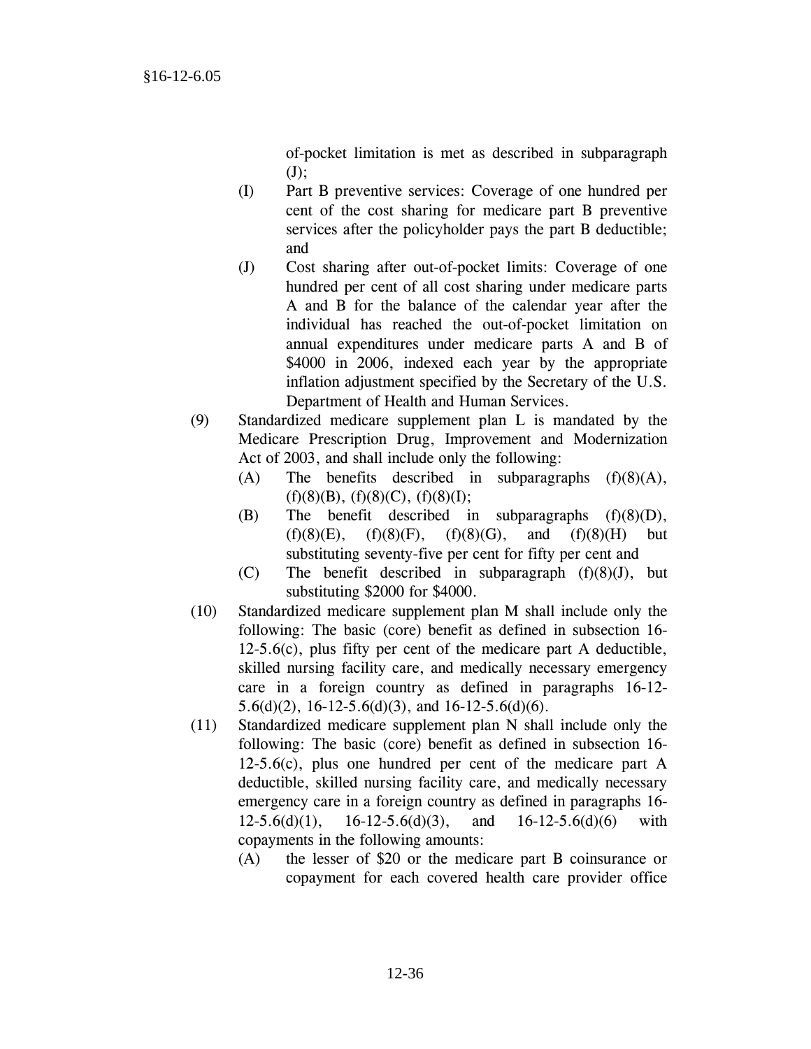of-pocket limitation is met as described in subparagraph (J);

(I) Part B preventive services: Coverage of one hundred per cent of the cost sharing for medicare part B preventive services after the policyholder pays the part B deductible; and

(J) Cost sharing after out-of-pocket limits: Coverage of one hundred per cent of all cost sharing under medicare parts A and B for the balance of the calendar year after the individual has reached the out-of-pocket limitation on annual expenditures under medicare parts A and B of $4000 in 2006, indexed each year by the appropriate inflation adjustment specified by the Secretary of the U.S. Department of Health and Human Services.

(9) Standardized medicare supplement plan L is mandated by the Medicare Prescription Drug, Improvement and Modernization Act of 2003, and shall include only the following:

(A) The benefits described in subparagraphs (f)(8)(A), (f)(8)(B), (f)(8)(C), (f)(8)(I);

(B) The benefit described in subparagraphs (f)(8)(D), (f)(8)(E), (f)(8)(F), (f)(8)(G), and (f)(8)(H) but substituting seventy-five per cent for fifty per cent and

(C) The benefit described in subparagraph (f)(8)(J), but substituting $2000 for $4000.

(10) Standardized medicare supplement plan M shall include only the following: The basic (core) benefit as defined in subsection 16-12-5.6(c), plus fifty per cent of the medicare part A deductible, skilled nursing facility care, and medically necessary emergency care in a foreign country as defined in paragraphs 16-12-5.6(d)(2), 16-12-5.6(d)(3), and 16-12-5.6(d)(6).

(11) Standardized medicare supplement plan N shall include only the following: The basic (core) benefit as defined in subsection 16-12-5.6(c), plus one hundred per cent of the medicare part A deductible, skilled nursing facility care, and medically necessary emergency care in a foreign country as defined in paragraphs 16-12-5.6(d)(1), 16-12-5.6(d)(3), and 16-12-5.6(d)(6) with copayments in the following amounts:

(A) the lesser of $20 or the medicare part B coinsurance or copayment for each covered health care provider office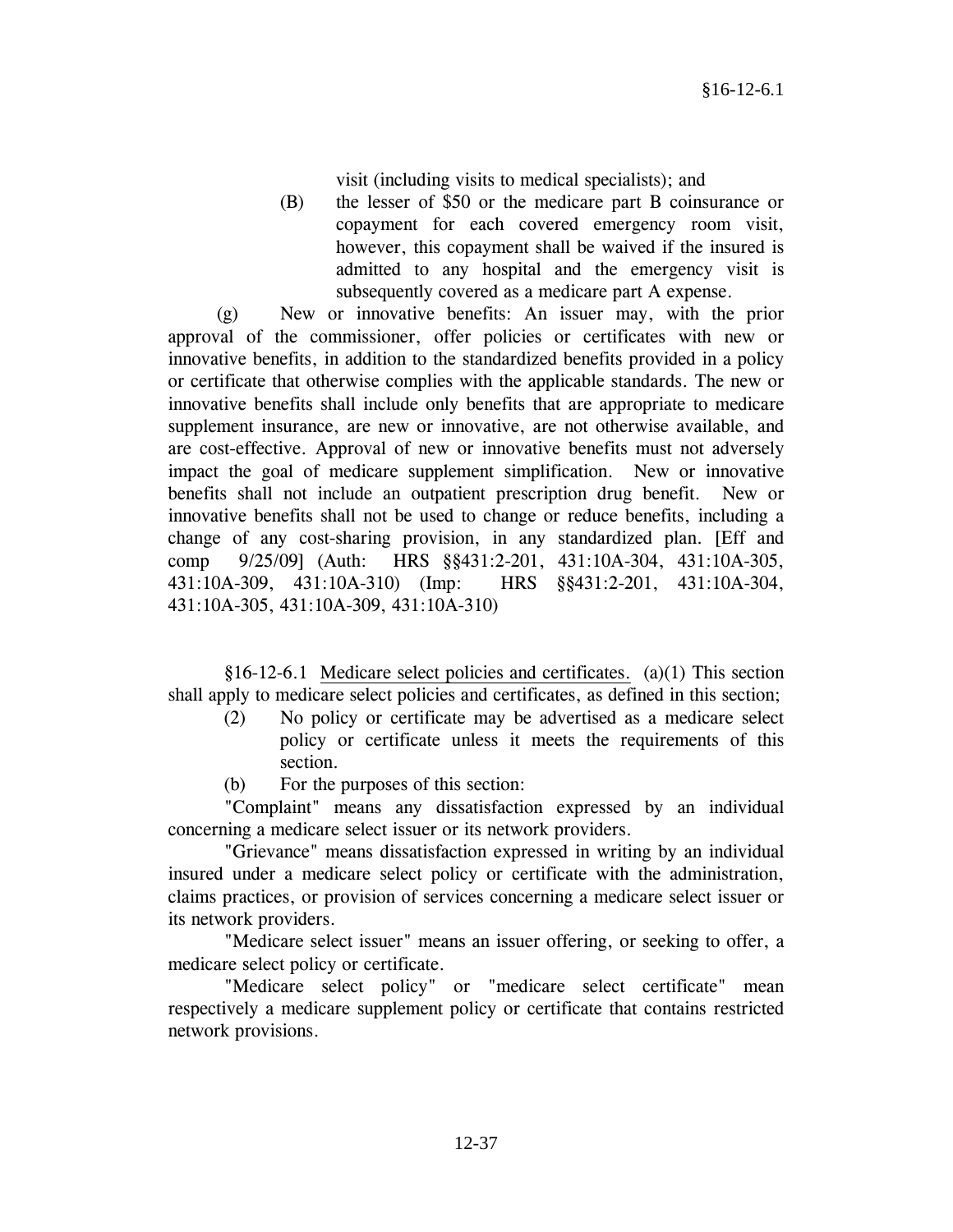visit (including visits to medical specialists); and

(B) the lesser of $50 or the medicare part B coinsurance or copayment for each covered emergency room visit, however, this copayment shall be waived if the insured is admitted to any hospital and the emergency visit is subsequently covered as a medicare part A expense.

(g) New or innovative benefits: An issuer may, with the prior approval of the commissioner, offer policies or certificates with new or innovative benefits, in addition to the standardized benefits provided in a policy or certificate that otherwise complies with the applicable standards. The new or innovative benefits shall include only benefits that are appropriate to medicare supplement insurance, are new or innovative, are not otherwise available, and are cost-effective. Approval of new or innovative benefits must not adversely impact the goal of medicare supplement simplification. New or innovative benefits shall not include an outpatient prescription drug benefit. New or innovative benefits shall not be used to change or reduce benefits, including a change of any cost-sharing provision, in any standardized plan. [Eff and comp 9/25/09] (Auth: HRS §§431:2-201, 431:10A-304, 431:10A-305, 431:10A-309, 431:10A-310) (Imp: HRS §§431:2-201, 431:10A-304, 431:10A-305, 431:10A-309, 431:10A-310)

§16-12-6.1 Medicare select policies and certificates. (a)(1) This section shall apply to medicare select policies and certificates, as defined in this section;

(2) No policy or certificate may be advertised as a medicare select policy or certificate unless it meets the requirements of this section.

(b) For the purposes of this section:

"Complaint" means any dissatisfaction expressed by an individual concerning a medicare select issuer or its network providers.

"Grievance" means dissatisfaction expressed in writing by an individual insured under a medicare select policy or certificate with the administration, claims practices, or provision of services concerning a medicare select issuer or its network providers.

"Medicare select issuer" means an issuer offering, or seeking to offer, a medicare select policy or certificate.

"Medicare select policy" or "medicare select certificate" mean respectively a medicare supplement policy or certificate that contains restricted network provisions.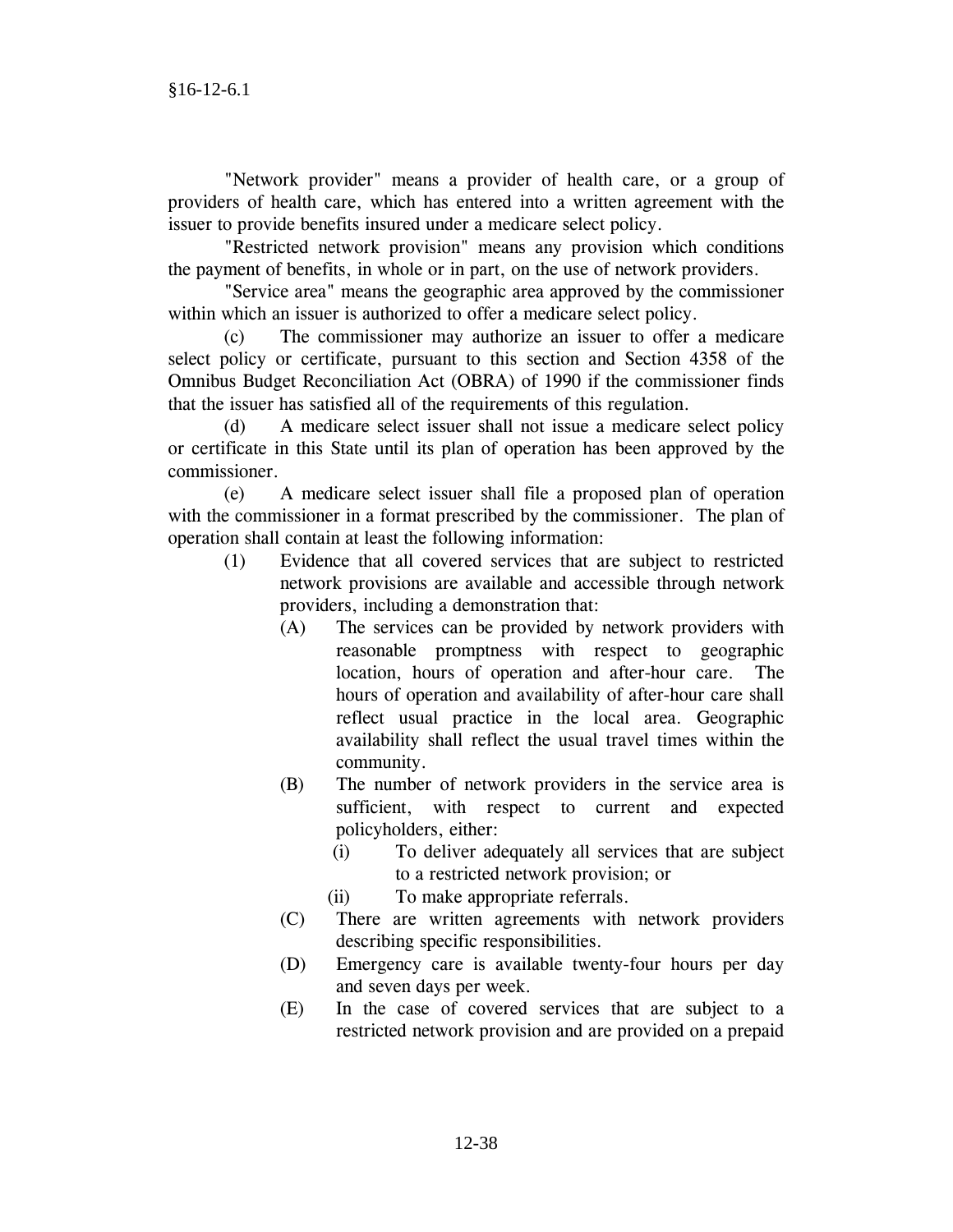"Network provider" means a provider of health care, or a group of providers of health care, which has entered into a written agreement with the issuer to provide benefits insured under a medicare select policy.

"Restricted network provision" means any provision which conditions the payment of benefits, in whole or in part, on the use of network providers.

"Service area" means the geographic area approved by the commissioner within which an issuer is authorized to offer a medicare select policy.

(c) The commissioner may authorize an issuer to offer a medicare select policy or certificate, pursuant to this section and Section 4358 of the Omnibus Budget Reconciliation Act (OBRA) of 1990 if the commissioner finds that the issuer has satisfied all of the requirements of this regulation.

(d) A medicare select issuer shall not issue a medicare select policy or certificate in this State until its plan of operation has been approved by the commissioner.

(e) A medicare select issuer shall file a proposed plan of operation with the commissioner in a format prescribed by the commissioner. The plan of operation shall contain at least the following information:

(1) Evidence that all covered services that are subject to restricted network provisions are available and accessible through network providers, including a demonstration that:

(A) The services can be provided by network providers with reasonable promptness with respect to geographic location, hours of operation and after-hour care. The hours of operation and availability of after-hour care shall reflect usual practice in the local area. Geographic availability shall reflect the usual travel times within the community.

(B) The number of network providers in the service area is sufficient, with respect to current and expected policyholders, either:

(i) To deliver adequately all services that are subject to a restricted network provision; or

(ii) To make appropriate referrals.

(C) There are written agreements with network providers describing specific responsibilities.

(D) Emergency care is available twenty-four hours per day and seven days per week.

(E) In the case of covered services that are subject to a restricted network provision and are provided on a prepaid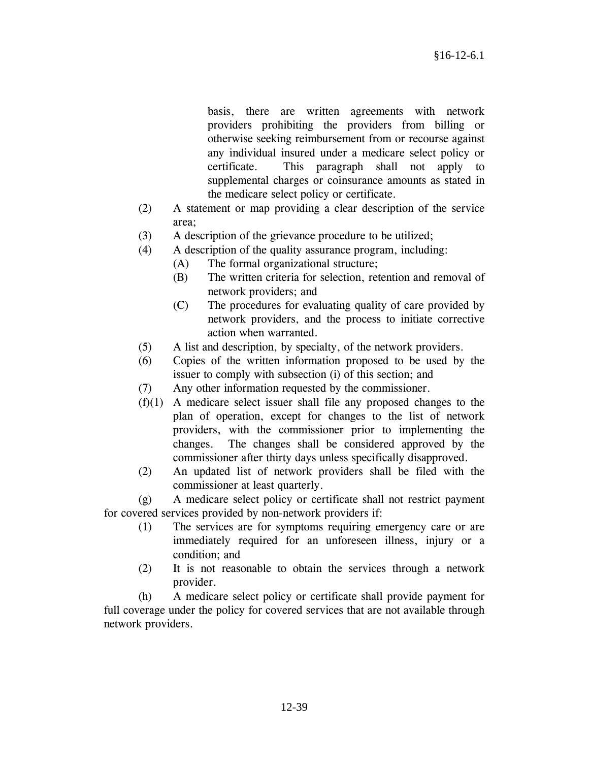basis, there are written agreements with network providers prohibiting the providers from billing or otherwise seeking reimbursement from or recourse against any individual insured under a medicare select policy or certificate. This paragraph shall not apply to supplemental charges or coinsurance amounts as stated in the medicare select policy or certificate.

(2) A statement or map providing a clear description of the service area;

(3) A description of the grievance procedure to be utilized;

(4) A description of the quality assurance program, including:

(A) The formal organizational structure;

(B) The written criteria for selection, retention and removal of network providers; and

(C) The procedures for evaluating quality of care provided by network providers, and the process to initiate corrective action when warranted.

(5) A list and description, by specialty, of the network providers.

(6) Copies of the written information proposed to be used by the issuer to comply with subsection (i) of this section; and

(7) Any other information requested by the commissioner.

(f)(1) A medicare select issuer shall file any proposed changes to the plan of operation, except for changes to the list of network providers, with the commissioner prior to implementing the changes. The changes shall be considered approved by the commissioner after thirty days unless specifically disapproved.

(2) An updated list of network providers shall be filed with the commissioner at least quarterly.

(g) A medicare select policy or certificate shall not restrict payment for covered services provided by non-network providers if:

(1) The services are for symptoms requiring emergency care or are immediately required for an unforeseen illness, injury or a condition; and

(2) It is not reasonable to obtain the services through a network provider.

(h) A medicare select policy or certificate shall provide payment for full coverage under the policy for covered services that are not available through network providers.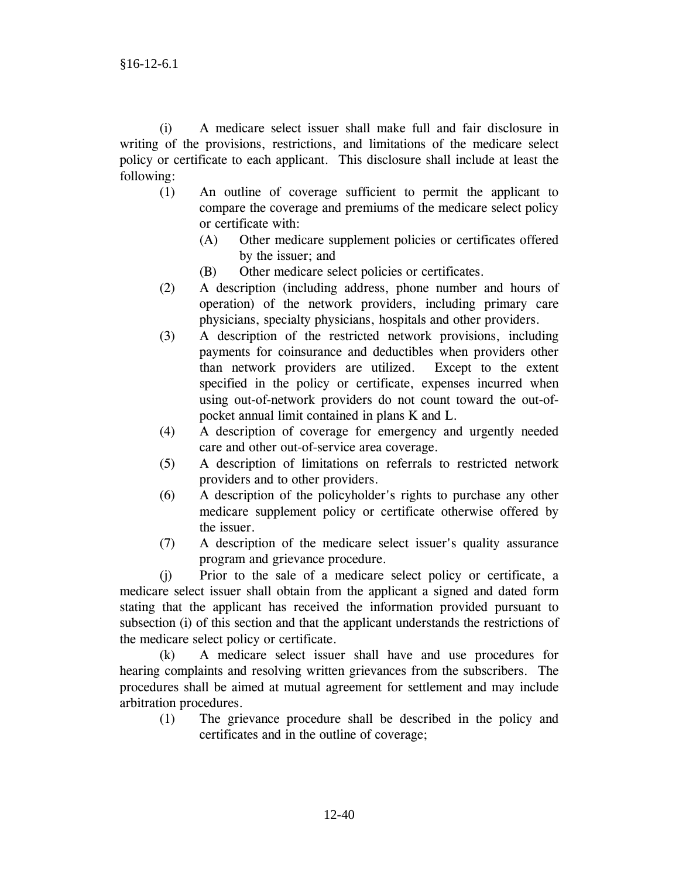(i) A medicare select issuer shall make full and fair disclosure in writing of the provisions, restrictions, and limitations of the medicare select policy or certificate to each applicant. This disclosure shall include at least the following:

- (1) An outline of coverage sufficient to permit the applicant to compare the coverage and premiums of the medicare select policy or certificate with:
  - (A) Other medicare supplement policies or certificates offered by the issuer; and
  - (B) Other medicare select policies or certificates.
- (2) A description (including address, phone number and hours of operation) of the network providers, including primary care physicians, specialty physicians, hospitals and other providers.
- (3) A description of the restricted network provisions, including payments for coinsurance and deductibles when providers other than network providers are utilized. Except to the extent specified in the policy or certificate, expenses incurred when using out-of-network providers do not count toward the out-of-pocket annual limit contained in plans K and L.
- (4) A description of coverage for emergency and urgently needed care and other out-of-service area coverage.
- (5) A description of limitations on referrals to restricted network providers and to other providers.
- (6) A description of the policyholder's rights to purchase any other medicare supplement policy or certificate otherwise offered by the issuer.
- (7) A description of the medicare select issuer's quality assurance program and grievance procedure.

(j) Prior to the sale of a medicare select policy or certificate, a medicare select issuer shall obtain from the applicant a signed and dated form stating that the applicant has received the information provided pursuant to subsection (i) of this section and that the applicant understands the restrictions of the medicare select policy or certificate.

(k) A medicare select issuer shall have and use procedures for hearing complaints and resolving written grievances from the subscribers. The procedures shall be aimed at mutual agreement for settlement and may include arbitration procedures.

- (1) The grievance procedure shall be described in the policy and certificates and in the outline of coverage;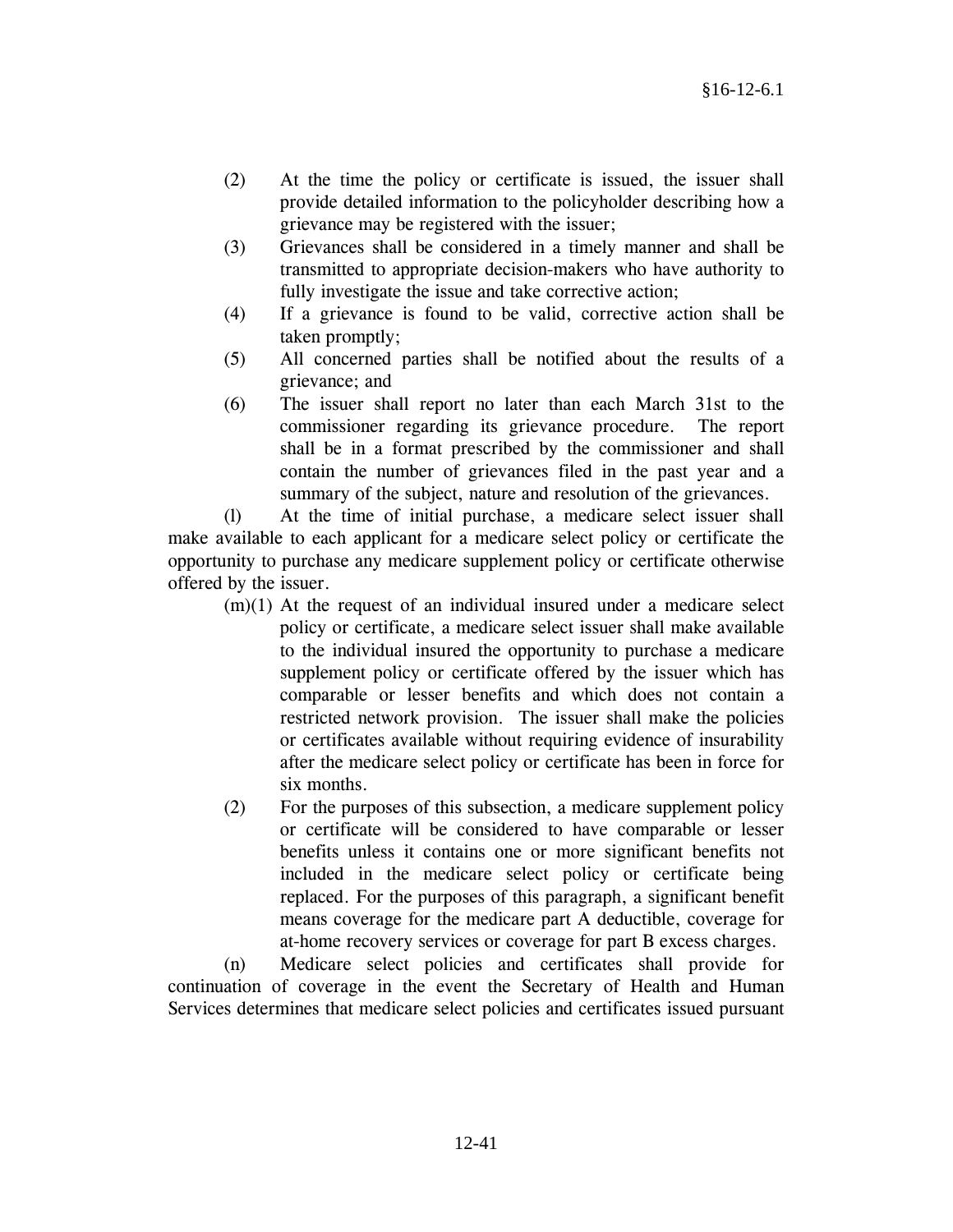(2) At the time the policy or certificate is issued, the issuer shall provide detailed information to the policyholder describing how a grievance may be registered with the issuer;

(3) Grievances shall be considered in a timely manner and shall be transmitted to appropriate decision-makers who have authority to fully investigate the issue and take corrective action;

(4) If a grievance is found to be valid, corrective action shall be taken promptly;

(5) All concerned parties shall be notified about the results of a grievance; and

(6) The issuer shall report no later than each March 31st to the commissioner regarding its grievance procedure. The report shall be in a format prescribed by the commissioner and shall contain the number of grievances filed in the past year and a summary of the subject, nature and resolution of the grievances.

(l) At the time of initial purchase, a medicare select issuer shall make available to each applicant for a medicare select policy or certificate the opportunity to purchase any medicare supplement policy or certificate otherwise offered by the issuer.

(m)(1) At the request of an individual insured under a medicare select policy or certificate, a medicare select issuer shall make available to the individual insured the opportunity to purchase a medicare supplement policy or certificate offered by the issuer which has comparable or lesser benefits and which does not contain a restricted network provision. The issuer shall make the policies or certificates available without requiring evidence of insurability after the medicare select policy or certificate has been in force for six months.

(2) For the purposes of this subsection, a medicare supplement policy or certificate will be considered to have comparable or lesser benefits unless it contains one or more significant benefits not included in the medicare select policy or certificate being replaced. For the purposes of this paragraph, a significant benefit means coverage for the medicare part A deductible, coverage for at-home recovery services or coverage for part B excess charges.

(n) Medicare select policies and certificates shall provide for continuation of coverage in the event the Secretary of Health and Human Services determines that medicare select policies and certificates issued pursuant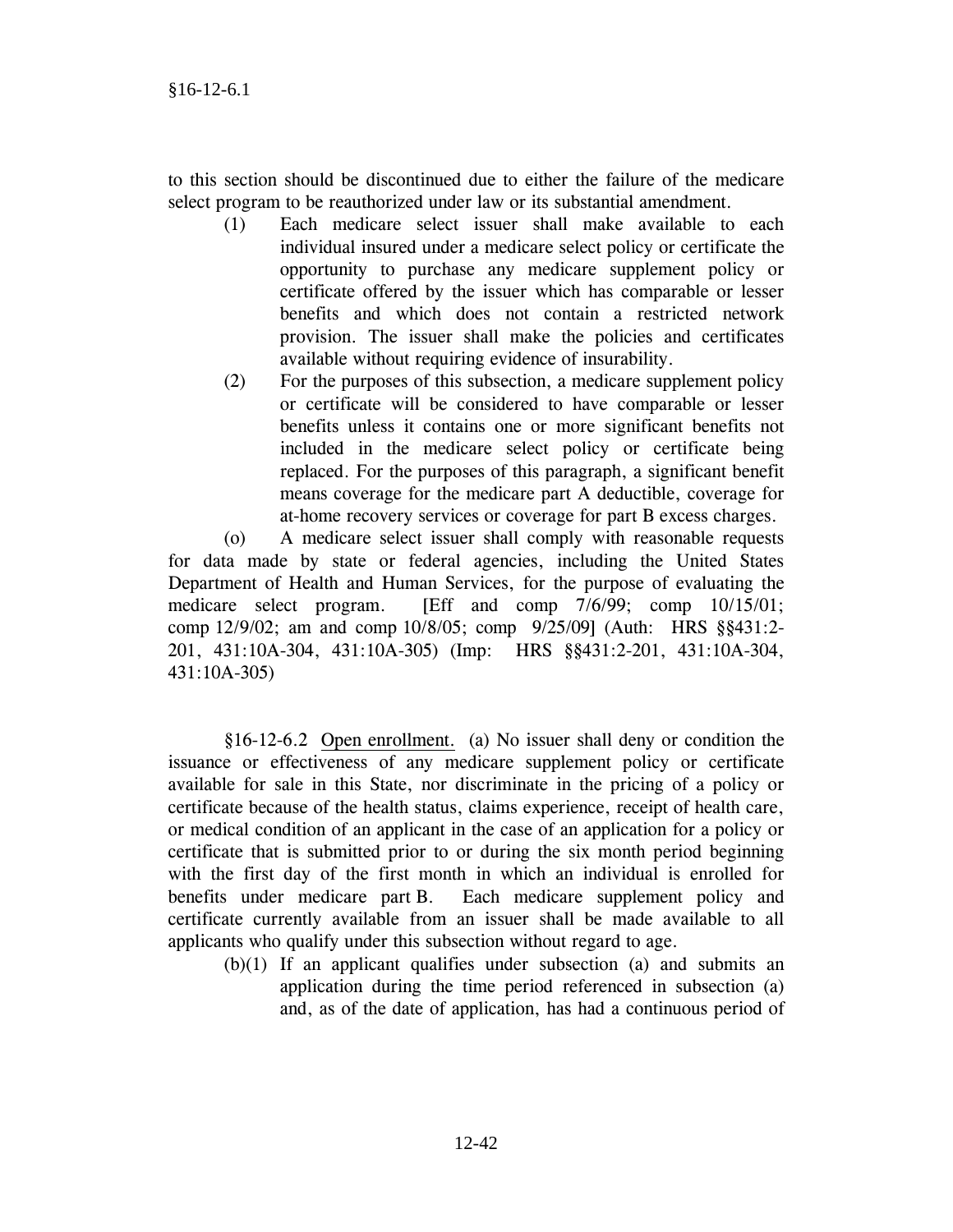to this section should be discontinued due to either the failure of the medicare select program to be reauthorized under law or its substantial amendment.

(1) Each medicare select issuer shall make available to each individual insured under a medicare select policy or certificate the opportunity to purchase any medicare supplement policy or certificate offered by the issuer which has comparable or lesser benefits and which does not contain a restricted network provision. The issuer shall make the policies and certificates available without requiring evidence of insurability.

(2) For the purposes of this subsection, a medicare supplement policy or certificate will be considered to have comparable or lesser benefits unless it contains one or more significant benefits not included in the medicare select policy or certificate being replaced. For the purposes of this paragraph, a significant benefit means coverage for the medicare part A deductible, coverage for at-home recovery services or coverage for part B excess charges.

(o) A medicare select issuer shall comply with reasonable requests for data made by state or federal agencies, including the United States Department of Health and Human Services, for the purpose of evaluating the medicare select program. [Eff and comp 7/6/99; comp 10/15/01; comp 12/9/02; am and comp 10/8/05; comp 9/25/09] (Auth: HRS §§431:2-201, 431:10A-304, 431:10A-305) (Imp: HRS §§431:2-201, 431:10A-304, 431:10A-305)

§16-12-6.2 Open enrollment. (a) No issuer shall deny or condition the issuance or effectiveness of any medicare supplement policy or certificate available for sale in this State, nor discriminate in the pricing of a policy or certificate because of the health status, claims experience, receipt of health care, or medical condition of an applicant in the case of an application for a policy or certificate that is submitted prior to or during the six month period beginning with the first day of the first month in which an individual is enrolled for benefits under medicare part B. Each medicare supplement policy and certificate currently available from an issuer shall be made available to all applicants who qualify under this subsection without regard to age.

(b)(1) If an applicant qualifies under subsection (a) and submits an application during the time period referenced in subsection (a) and, as of the date of application, has had a continuous period of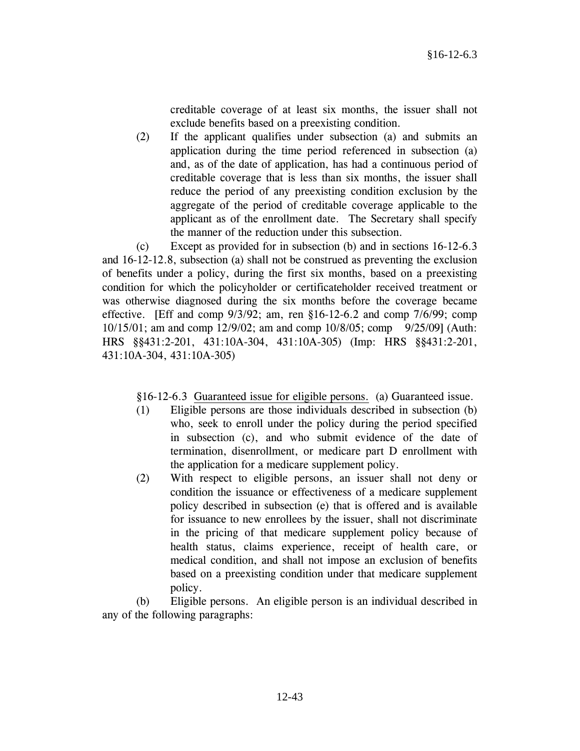creditable coverage of at least six months, the issuer shall not exclude benefits based on a preexisting condition.

(2) If the applicant qualifies under subsection (a) and submits an application during the time period referenced in subsection (a) and, as of the date of application, has had a continuous period of creditable coverage that is less than six months, the issuer shall reduce the period of any preexisting condition exclusion by the aggregate of the period of creditable coverage applicable to the applicant as of the enrollment date. The Secretary shall specify the manner of the reduction under this subsection.

(c) Except as provided for in subsection (b) and in sections 16-12-6.3 and 16-12-12.8, subsection (a) shall not be construed as preventing the exclusion of benefits under a policy, during the first six months, based on a preexisting condition for which the policyholder or certificateholder received treatment or was otherwise diagnosed during the six months before the coverage became effective. [Eff and comp 9/3/92; am, ren §16-12-6.2 and comp 7/6/99; comp 10/15/01; am and comp 12/9/02; am and comp 10/8/05; comp 9/25/09] (Auth: HRS §§431:2-201, 431:10A-304, 431:10A-305) (Imp: HRS §§431:2-201, 431:10A-304, 431:10A-305)

§16-12-6.3 Guaranteed issue for eligible persons. (a) Guaranteed issue.

(1) Eligible persons are those individuals described in subsection (b) who, seek to enroll under the policy during the period specified in subsection (c), and who submit evidence of the date of termination, disenrollment, or medicare part D enrollment with the application for a medicare supplement policy.

(2) With respect to eligible persons, an issuer shall not deny or condition the issuance or effectiveness of a medicare supplement policy described in subsection (e) that is offered and is available for issuance to new enrollees by the issuer, shall not discriminate in the pricing of that medicare supplement policy because of health status, claims experience, receipt of health care, or medical condition, and shall not impose an exclusion of benefits based on a preexisting condition under that medicare supplement policy.

(b) Eligible persons. An eligible person is an individual described in any of the following paragraphs: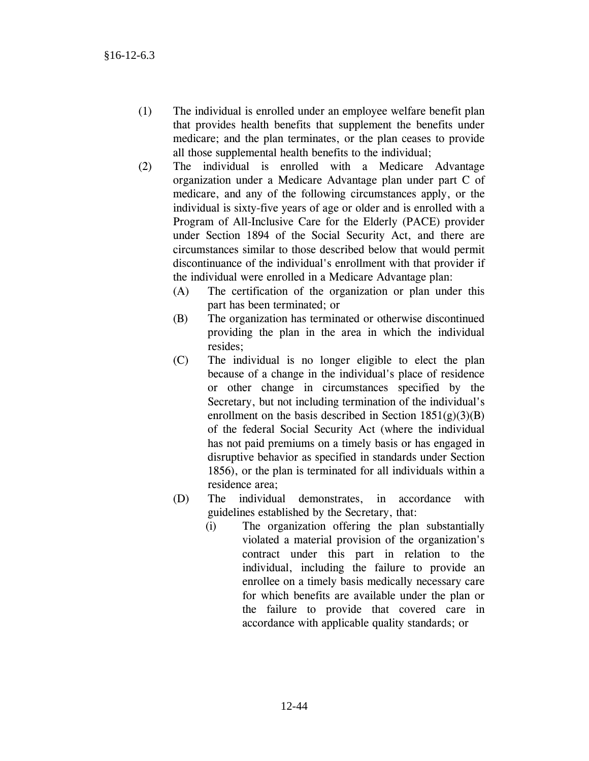(1) The individual is enrolled under an employee welfare benefit plan that provides health benefits that supplement the benefits under medicare; and the plan terminates, or the plan ceases to provide all those supplemental health benefits to the individual;

(2) The individual is enrolled with a Medicare Advantage organization under a Medicare Advantage plan under part C of medicare, and any of the following circumstances apply, or the individual is sixty-five years of age or older and is enrolled with a Program of All-Inclusive Care for the Elderly (PACE) provider under Section 1894 of the Social Security Act, and there are circumstances similar to those described below that would permit discontinuance of the individual's enrollment with that provider if the individual were enrolled in a Medicare Advantage plan:

   (A) The certification of the organization or plan under this part has been terminated; or

   (B) The organization has terminated or otherwise discontinued providing the plan in the area in which the individual resides;

   (C) The individual is no longer eligible to elect the plan because of a change in the individual's place of residence or other change in circumstances specified by the Secretary, but not including termination of the individual's enrollment on the basis described in Section 1851(g)(3)(B) of the federal Social Security Act (where the individual has not paid premiums on a timely basis or has engaged in disruptive behavior as specified in standards under Section 1856), or the plan is terminated for all individuals within a residence area;

   (D) The individual demonstrates, in accordance with guidelines established by the Secretary, that:

      (i) The organization offering the plan substantially violated a material provision of the organization's contract under this part in relation to the individual, including the failure to provide an enrollee on a timely basis medically necessary care for which benefits are available under the plan or the failure to provide that covered care in accordance with applicable quality standards; or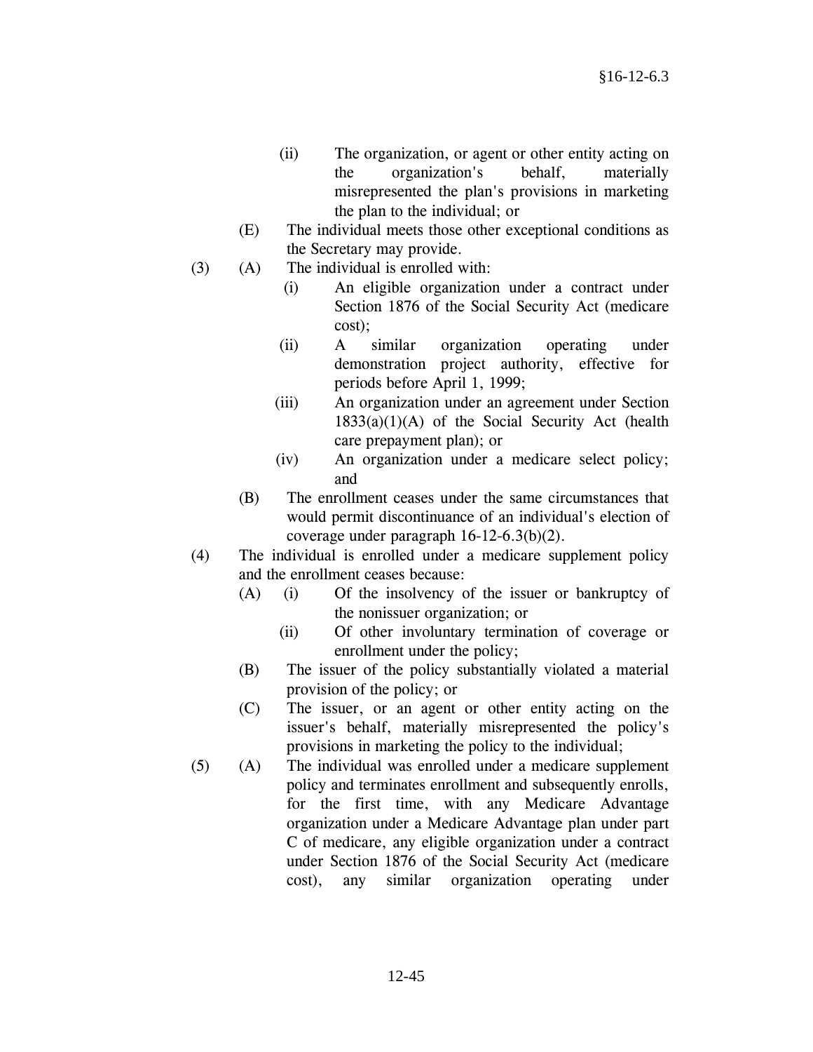(ii) The organization, or agent or other entity acting on the organization's behalf, materially misrepresented the plan's provisions in marketing the plan to the individual; or

(E) The individual meets those other exceptional conditions as the Secretary may provide.

(3) (A) The individual is enrolled with:

(i) An eligible organization under a contract under Section 1876 of the Social Security Act (medicare cost);

(ii) A similar organization operating under demonstration project authority, effective for periods before April 1, 1999;

(iii) An organization under an agreement under Section 1833(a)(1)(A) of the Social Security Act (health care prepayment plan); or

(iv) An organization under a medicare select policy; and

(B) The enrollment ceases under the same circumstances that would permit discontinuance of an individual's election of coverage under paragraph 16-12-6.3(b)(2).

(4) The individual is enrolled under a medicare supplement policy and the enrollment ceases because:

(A) (i) Of the insolvency of the issuer or bankruptcy of the nonissuer organization; or

(ii) Of other involuntary termination of coverage or enrollment under the policy;

(B) The issuer of the policy substantially violated a material provision of the policy; or

(C) The issuer, or an agent or other entity acting on the issuer's behalf, materially misrepresented the policy's provisions in marketing the policy to the individual;

(5) (A) The individual was enrolled under a medicare supplement policy and terminates enrollment and subsequently enrolls, for the first time, with any Medicare Advantage organization under a Medicare Advantage plan under part C of medicare, any eligible organization under a contract under Section 1876 of the Social Security Act (medicare cost), any similar organization operating under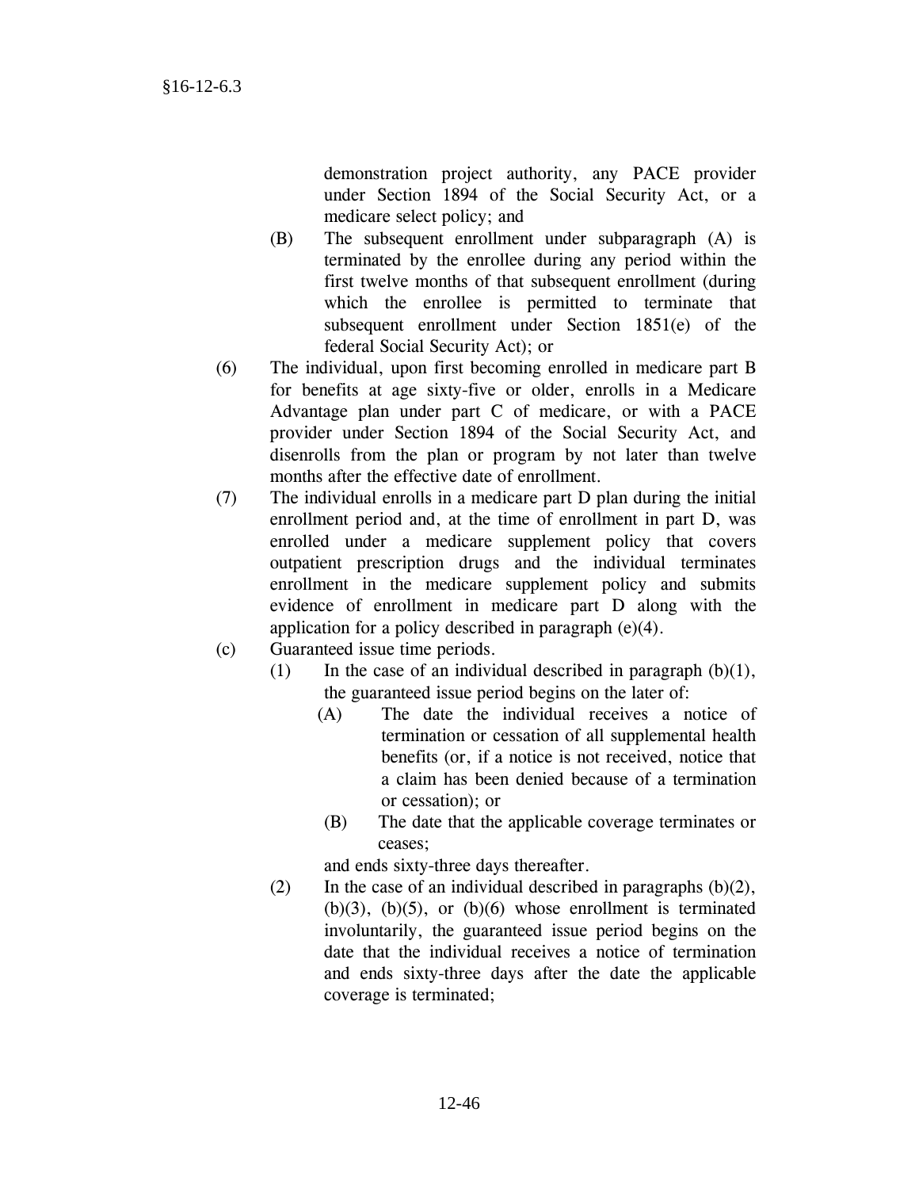demonstration project authority, any PACE provider under Section 1894 of the Social Security Act, or a medicare select policy; and

(B) The subsequent enrollment under subparagraph (A) is terminated by the enrollee during any period within the first twelve months of that subsequent enrollment (during which the enrollee is permitted to terminate that subsequent enrollment under Section 1851(e) of the federal Social Security Act); or

(6) The individual, upon first becoming enrolled in medicare part B for benefits at age sixty-five or older, enrolls in a Medicare Advantage plan under part C of medicare, or with a PACE provider under Section 1894 of the Social Security Act, and disenrolls from the plan or program by not later than twelve months after the effective date of enrollment.

(7) The individual enrolls in a medicare part D plan during the initial enrollment period and, at the time of enrollment in part D, was enrolled under a medicare supplement policy that covers outpatient prescription drugs and the individual terminates enrollment in the medicare supplement policy and submits evidence of enrollment in medicare part D along with the application for a policy described in paragraph (e)(4).

(c) Guaranteed issue time periods.

(1) In the case of an individual described in paragraph (b)(1), the guaranteed issue period begins on the later of:

(A) The date the individual receives a notice of termination or cessation of all supplemental health benefits (or, if a notice is not received, notice that a claim has been denied because of a termination or cessation); or

(B) The date that the applicable coverage terminates or ceases;

and ends sixty-three days thereafter.

(2) In the case of an individual described in paragraphs (b)(2), (b)(3), (b)(5), or (b)(6) whose enrollment is terminated involuntarily, the guaranteed issue period begins on the date that the individual receives a notice of termination and ends sixty-three days after the date the applicable coverage is terminated;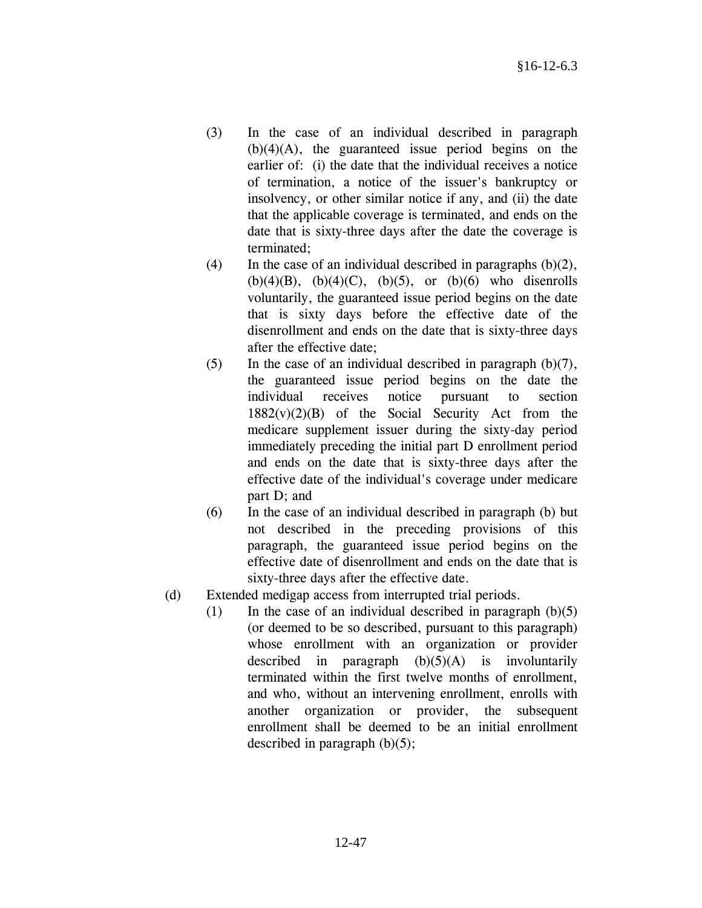(3) In the case of an individual described in paragraph (b)(4)(A), the guaranteed issue period begins on the earlier of: (i) the date that the individual receives a notice of termination, a notice of the issuer's bankruptcy or insolvency, or other similar notice if any, and (ii) the date that the applicable coverage is terminated, and ends on the date that is sixty-three days after the date the coverage is terminated;

(4) In the case of an individual described in paragraphs (b)(2), (b)(4)(B), (b)(4)(C), (b)(5), or (b)(6) who disenrolls voluntarily, the guaranteed issue period begins on the date that is sixty days before the effective date of the disenrollment and ends on the date that is sixty-three days after the effective date;

(5) In the case of an individual described in paragraph (b)(7), the guaranteed issue period begins on the date the individual receives notice pursuant to section 1882(v)(2)(B) of the Social Security Act from the medicare supplement issuer during the sixty-day period immediately preceding the initial part D enrollment period and ends on the date that is sixty-three days after the effective date of the individual's coverage under medicare part D; and

(6) In the case of an individual described in paragraph (b) but not described in the preceding provisions of this paragraph, the guaranteed issue period begins on the effective date of disenrollment and ends on the date that is sixty-three days after the effective date.

(d) Extended medigap access from interrupted trial periods.

(1) In the case of an individual described in paragraph (b)(5) (or deemed to be so described, pursuant to this paragraph) whose enrollment with an organization or provider described in paragraph (b)(5)(A) is involuntarily terminated within the first twelve months of enrollment, and who, without an intervening enrollment, enrolls with another organization or provider, the subsequent enrollment shall be deemed to be an initial enrollment described in paragraph (b)(5);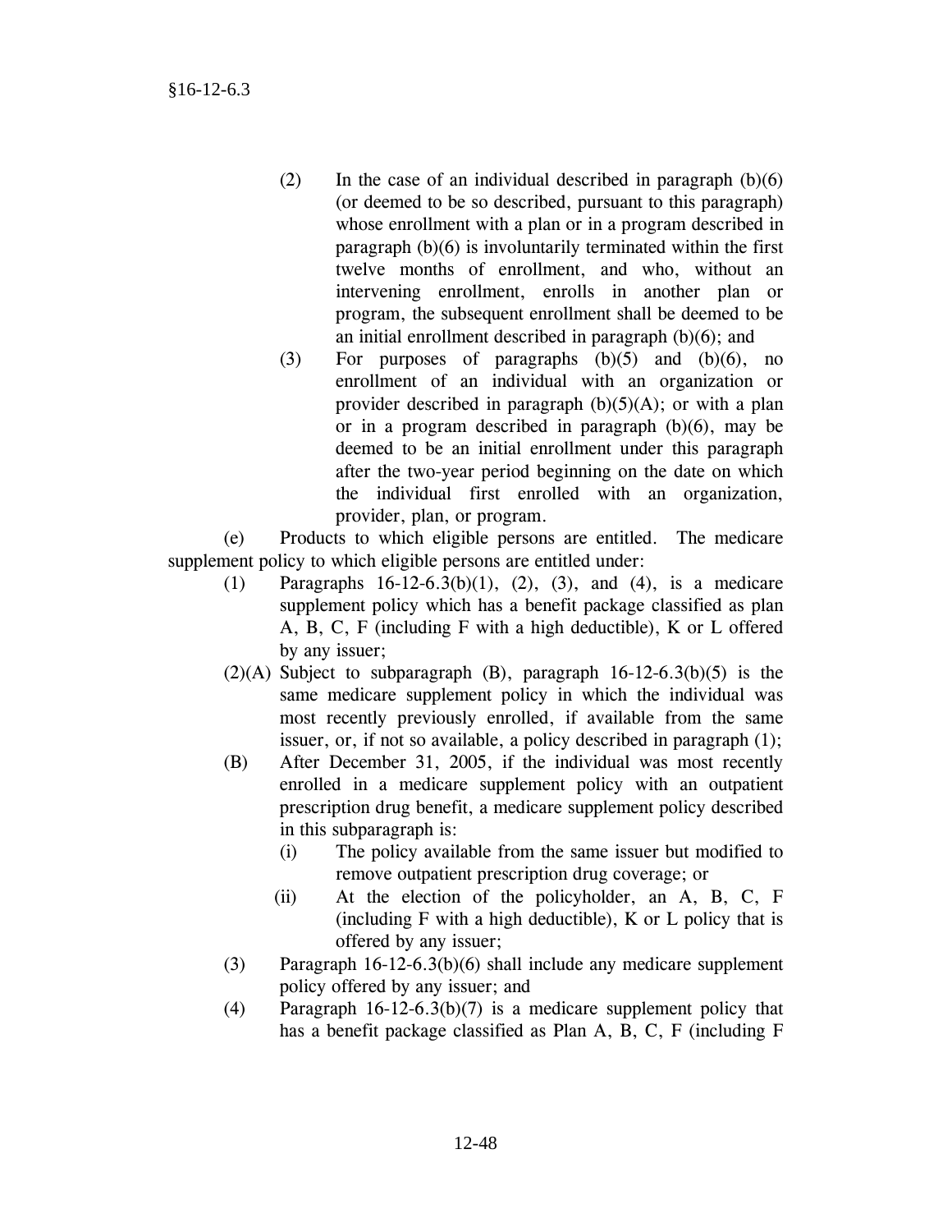(2) In the case of an individual described in paragraph (b)(6) (or deemed to be so described, pursuant to this paragraph) whose enrollment with a plan or in a program described in paragraph (b)(6) is involuntarily terminated within the first twelve months of enrollment, and who, without an intervening enrollment, enrolls in another plan or program, the subsequent enrollment shall be deemed to be an initial enrollment described in paragraph (b)(6); and

(3) For purposes of paragraphs (b)(5) and (b)(6), no enrollment of an individual with an organization or provider described in paragraph (b)(5)(A); or with a plan or in a program described in paragraph (b)(6), may be deemed to be an initial enrollment under this paragraph after the two-year period beginning on the date on which the individual first enrolled with an organization, provider, plan, or program.

(e) Products to which eligible persons are entitled. The medicare supplement policy to which eligible persons are entitled under:

(1) Paragraphs 16-12-6.3(b)(1), (2), (3), and (4), is a medicare supplement policy which has a benefit package classified as plan A, B, C, F (including F with a high deductible), K or L offered by any issuer;

(2)(A) Subject to subparagraph (B), paragraph 16-12-6.3(b)(5) is the same medicare supplement policy in which the individual was most recently previously enrolled, if available from the same issuer, or, if not so available, a policy described in paragraph (1);

(B) After December 31, 2005, if the individual was most recently enrolled in a medicare supplement policy with an outpatient prescription drug benefit, a medicare supplement policy described in this subparagraph is:

(i) The policy available from the same issuer but modified to remove outpatient prescription drug coverage; or

(ii) At the election of the policyholder, an A, B, C, F (including F with a high deductible), K or L policy that is offered by any issuer;

(3) Paragraph 16-12-6.3(b)(6) shall include any medicare supplement policy offered by any issuer; and

(4) Paragraph 16-12-6.3(b)(7) is a medicare supplement policy that has a benefit package classified as Plan A, B, C, F (including F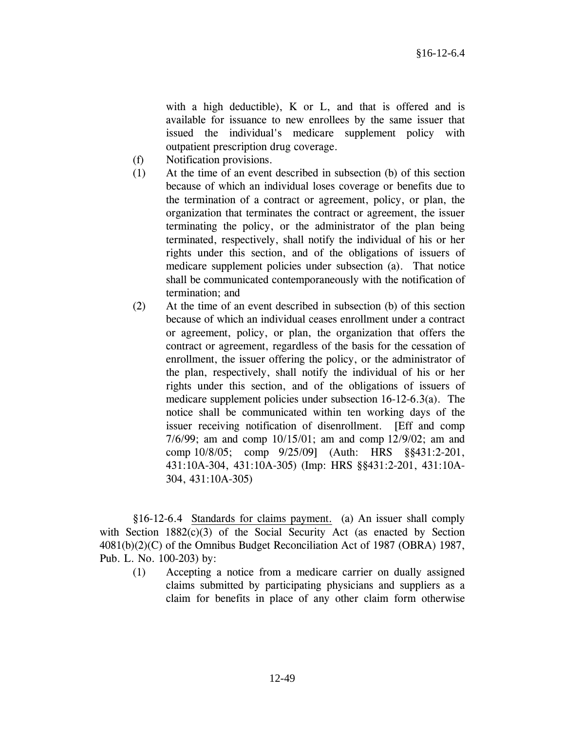with a high deductible), K or L, and that is offered and is available for issuance to new enrollees by the same issuer that issued the individual's medicare supplement policy with outpatient prescription drug coverage.

(f) Notification provisions.

(1) At the time of an event described in subsection (b) of this section because of which an individual loses coverage or benefits due to the termination of a contract or agreement, policy, or plan, the organization that terminates the contract or agreement, the issuer terminating the policy, or the administrator of the plan being terminated, respectively, shall notify the individual of his or her rights under this section, and of the obligations of issuers of medicare supplement policies under subsection (a). That notice shall be communicated contemporaneously with the notification of termination; and

(2) At the time of an event described in subsection (b) of this section because of which an individual ceases enrollment under a contract or agreement, policy, or plan, the organization that offers the contract or agreement, regardless of the basis for the cessation of enrollment, the issuer offering the policy, or the administrator of the plan, respectively, shall notify the individual of his or her rights under this section, and of the obligations of issuers of medicare supplement policies under subsection 16-12-6.3(a). The notice shall be communicated within ten working days of the issuer receiving notification of disenrollment. [Eff and comp 7/6/99; am and comp 10/15/01; am and comp 12/9/02; am and comp 10/8/05; comp 9/25/09] (Auth: HRS §§431:2-201, 431:10A-304, 431:10A-305) (Imp: HRS §§431:2-201, 431:10A-304, 431:10A-305)

§16-12-6.4 Standards for claims payment. (a) An issuer shall comply with Section 1882(c)(3) of the Social Security Act (as enacted by Section 4081(b)(2)(C) of the Omnibus Budget Reconciliation Act of 1987 (OBRA) 1987, Pub. L. No. 100-203) by:

(1) Accepting a notice from a medicare carrier on dually assigned claims submitted by participating physicians and suppliers as a claim for benefits in place of any other claim form otherwise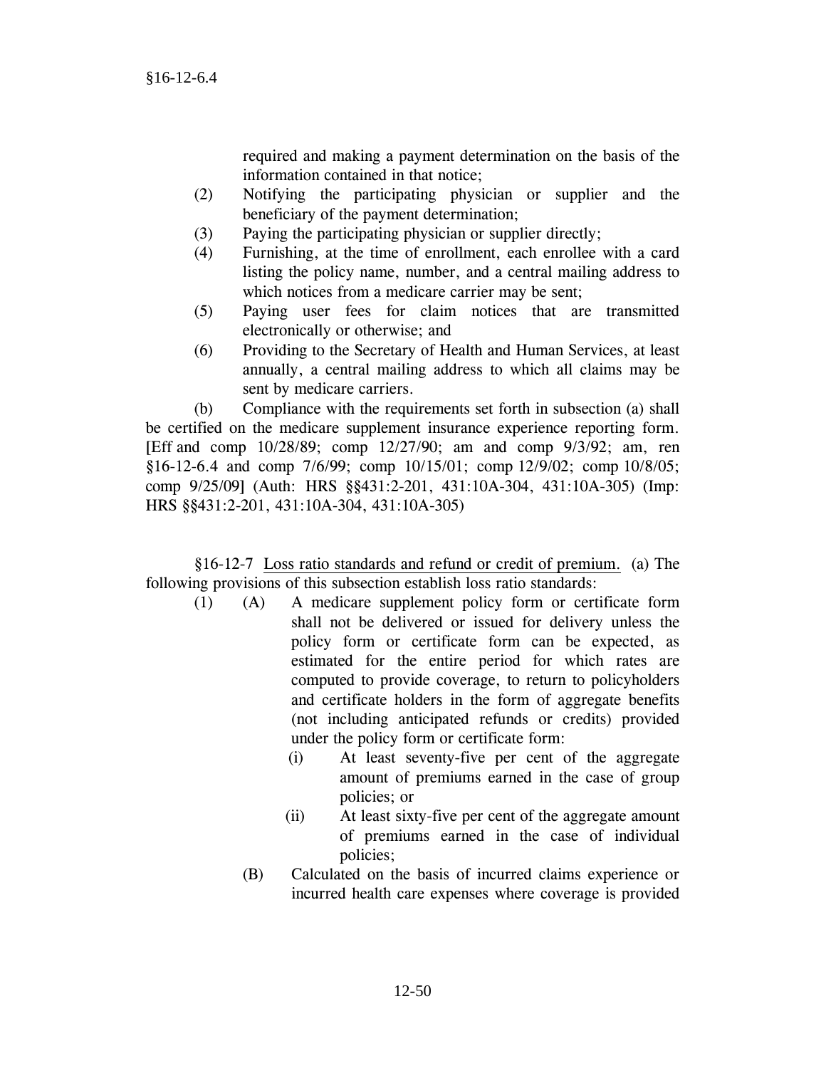required and making a payment determination on the basis of the information contained in that notice;

(2) Notifying the participating physician or supplier and the beneficiary of the payment determination;

(3) Paying the participating physician or supplier directly;

(4) Furnishing, at the time of enrollment, each enrollee with a card listing the policy name, number, and a central mailing address to which notices from a medicare carrier may be sent;

(5) Paying user fees for claim notices that are transmitted electronically or otherwise; and

(6) Providing to the Secretary of Health and Human Services, at least annually, a central mailing address to which all claims may be sent by medicare carriers.

(b) Compliance with the requirements set forth in subsection (a) shall be certified on the medicare supplement insurance experience reporting form. [Eff and comp 10/28/89; comp 12/27/90; am and comp 9/3/92; am, ren §16-12-6.4 and comp 7/6/99; comp 10/15/01; comp 12/9/02; comp 10/8/05; comp 9/25/09] (Auth: HRS §§431:2-201, 431:10A-304, 431:10A-305) (Imp: HRS §§431:2-201, 431:10A-304, 431:10A-305)

§16-12-7 Loss ratio standards and refund or credit of premium. (a) The following provisions of this subsection establish loss ratio standards:

(1) (A) A medicare supplement policy form or certificate form shall not be delivered or issued for delivery unless the policy form or certificate form can be expected, as estimated for the entire period for which rates are computed to provide coverage, to return to policyholders and certificate holders in the form of aggregate benefits (not including anticipated refunds or credits) provided under the policy form or certificate form:

(i) At least seventy-five per cent of the aggregate amount of premiums earned in the case of group policies; or

(ii) At least sixty-five per cent of the aggregate amount of premiums earned in the case of individual policies;

(B) Calculated on the basis of incurred claims experience or incurred health care expenses where coverage is provided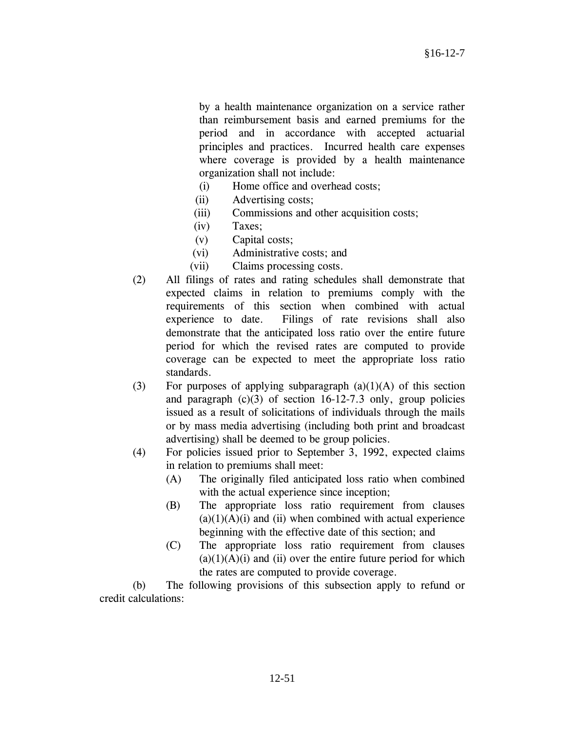by a health maintenance organization on a service rather than reimbursement basis and earned premiums for the period and in accordance with accepted actuarial principles and practices. Incurred health care expenses where coverage is provided by a health maintenance organization shall not include:

- (i) Home office and overhead costs;
- (ii) Advertising costs;
- (iii) Commissions and other acquisition costs;
- (iv) Taxes;
- (v) Capital costs;
- (vi) Administrative costs; and
- (vii) Claims processing costs.

(2) All filings of rates and rating schedules shall demonstrate that expected claims in relation to premiums comply with the requirements of this section when combined with actual experience to date. Filings of rate revisions shall also demonstrate that the anticipated loss ratio over the entire future period for which the revised rates are computed to provide coverage can be expected to meet the appropriate loss ratio standards.

(3) For purposes of applying subparagraph (a)(1)(A) of this section and paragraph (c)(3) of section 16-12-7.3 only, group policies issued as a result of solicitations of individuals through the mails or by mass media advertising (including both print and broadcast advertising) shall be deemed to be group policies.

(4) For policies issued prior to September 3, 1992, expected claims in relation to premiums shall meet:

- (A) The originally filed anticipated loss ratio when combined with the actual experience since inception;
- (B) The appropriate loss ratio requirement from clauses (a)(1)(A)(i) and (ii) when combined with actual experience beginning with the effective date of this section; and
- (C) The appropriate loss ratio requirement from clauses (a)(1)(A)(i) and (ii) over the entire future period for which the rates are computed to provide coverage.

(b) The following provisions of this subsection apply to refund or credit calculations: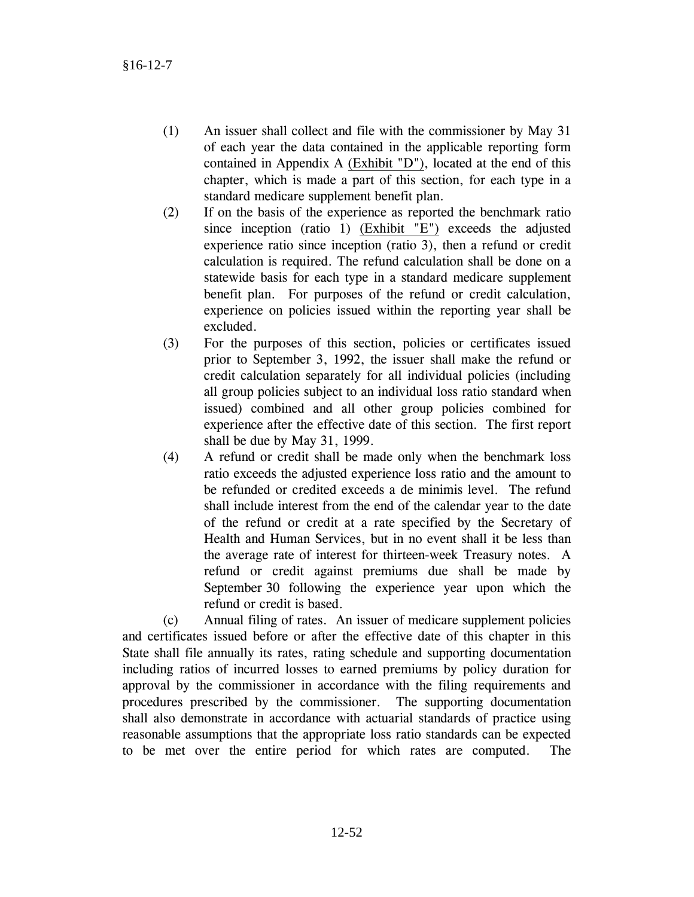(1) An issuer shall collect and file with the commissioner by May 31 of each year the data contained in the applicable reporting form contained in Appendix A <u>(Exhibit "D")</u>, located at the end of this chapter, which is made a part of this section, for each type in a standard medicare supplement benefit plan.

(2) If on the basis of the experience as reported the benchmark ratio since inception (ratio 1) <u>(Exhibit "E")</u> exceeds the adjusted experience ratio since inception (ratio 3), then a refund or credit calculation is required. The refund calculation shall be done on a statewide basis for each type in a standard medicare supplement benefit plan. For purposes of the refund or credit calculation, experience on policies issued within the reporting year shall be excluded.

(3) For the purposes of this section, policies or certificates issued prior to September 3, 1992, the issuer shall make the refund or credit calculation separately for all individual policies (including all group policies subject to an individual loss ratio standard when issued) combined and all other group policies combined for experience after the effective date of this section. The first report shall be due by May 31, 1999.

(4) A refund or credit shall be made only when the benchmark loss ratio exceeds the adjusted experience loss ratio and the amount to be refunded or credited exceeds a de minimis level. The refund shall include interest from the end of the calendar year to the date of the refund or credit at a rate specified by the Secretary of Health and Human Services, but in no event shall it be less than the average rate of interest for thirteen-week Treasury notes. A refund or credit against premiums due shall be made by September 30 following the experience year upon which the refund or credit is based.

(c) Annual filing of rates. An issuer of medicare supplement policies and certificates issued before or after the effective date of this chapter in this State shall file annually its rates, rating schedule and supporting documentation including ratios of incurred losses to earned premiums by policy duration for approval by the commissioner in accordance with the filing requirements and procedures prescribed by the commissioner. The supporting documentation shall also demonstrate in accordance with actuarial standards of practice using reasonable assumptions that the appropriate loss ratio standards can be expected to be met over the entire period for which rates are computed. The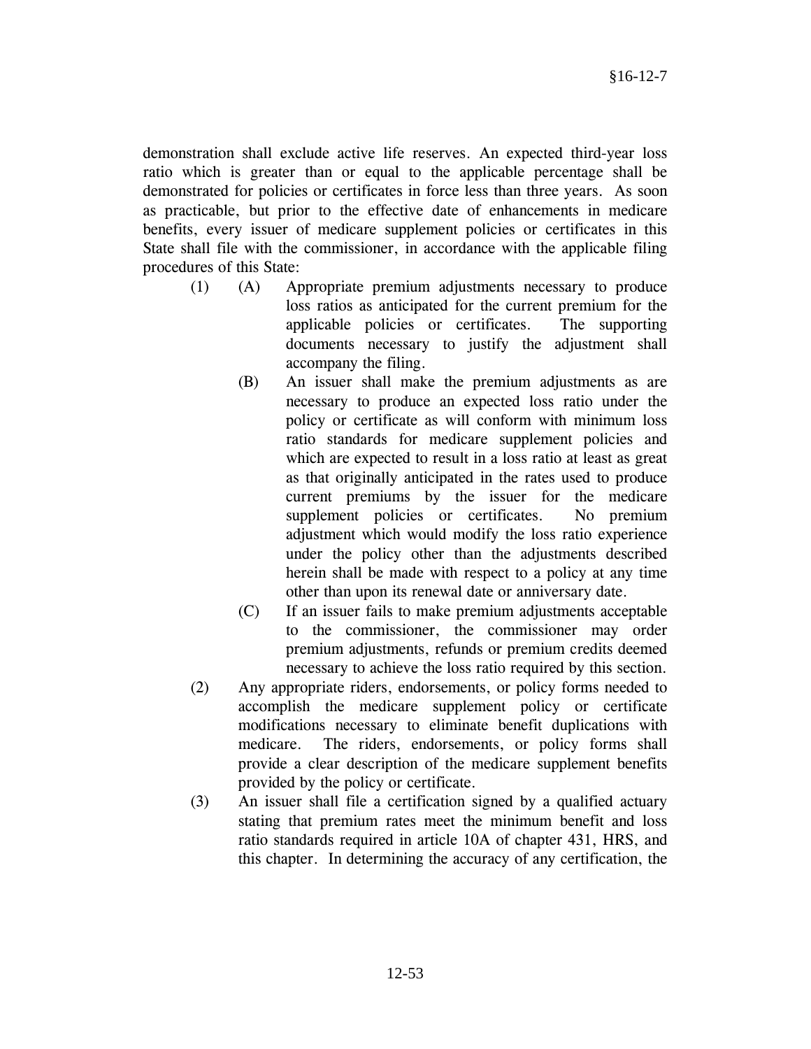demonstration shall exclude active life reserves. An expected third-year loss ratio which is greater than or equal to the applicable percentage shall be demonstrated for policies or certificates in force less than three years. As soon as practicable, but prior to the effective date of enhancements in medicare benefits, every issuer of medicare supplement policies or certificates in this State shall file with the commissioner, in accordance with the applicable filing procedures of this State:

(1) (A) Appropriate premium adjustments necessary to produce loss ratios as anticipated for the current premium for the applicable policies or certificates. The supporting documents necessary to justify the adjustment shall accompany the filing.

(B) An issuer shall make the premium adjustments as are necessary to produce an expected loss ratio under the policy or certificate as will conform with minimum loss ratio standards for medicare supplement policies and which are expected to result in a loss ratio at least as great as that originally anticipated in the rates used to produce current premiums by the issuer for the medicare supplement policies or certificates. No premium adjustment which would modify the loss ratio experience under the policy other than the adjustments described herein shall be made with respect to a policy at any time other than upon its renewal date or anniversary date.

(C) If an issuer fails to make premium adjustments acceptable to the commissioner, the commissioner may order premium adjustments, refunds or premium credits deemed necessary to achieve the loss ratio required by this section.

(2) Any appropriate riders, endorsements, or policy forms needed to accomplish the medicare supplement policy or certificate modifications necessary to eliminate benefit duplications with medicare. The riders, endorsements, or policy forms shall provide a clear description of the medicare supplement benefits provided by the policy or certificate.

(3) An issuer shall file a certification signed by a qualified actuary stating that premium rates meet the minimum benefit and loss ratio standards required in article 10A of chapter 431, HRS, and this chapter. In determining the accuracy of any certification, the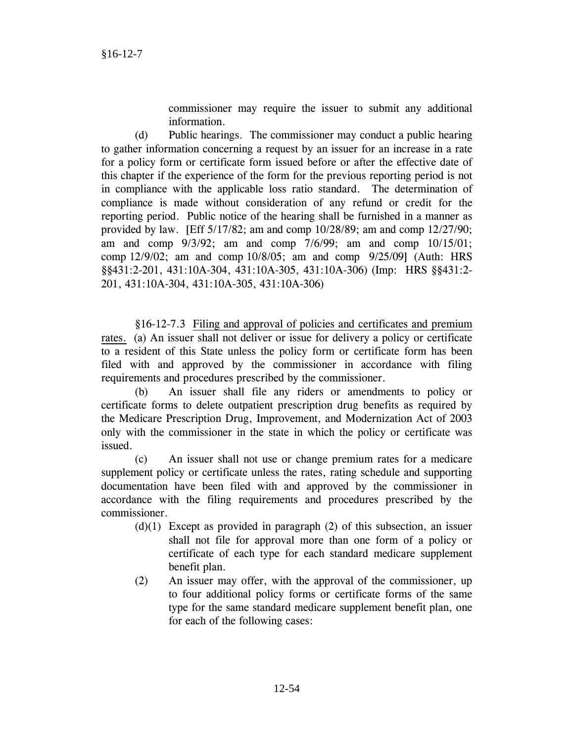commissioner may require the issuer to submit any additional information.

(d) Public hearings. The commissioner may conduct a public hearing to gather information concerning a request by an issuer for an increase in a rate for a policy form or certificate form issued before or after the effective date of this chapter if the experience of the form for the previous reporting period is not in compliance with the applicable loss ratio standard. The determination of compliance is made without consideration of any refund or credit for the reporting period. Public notice of the hearing shall be furnished in a manner as provided by law. [Eff 5/17/82; am and comp 10/28/89; am and comp 12/27/90; am and comp 9/3/92; am and comp 7/6/99; am and comp 10/15/01; comp 12/9/02; am and comp 10/8/05; am and comp 9/25/09] (Auth: HRS §§431:2-201, 431:10A-304, 431:10A-305, 431:10A-306) (Imp: HRS §§431:2-201, 431:10A-304, 431:10A-305, 431:10A-306)

§16-12-7.3 Filing and approval of policies and certificates and premium rates. (a) An issuer shall not deliver or issue for delivery a policy or certificate to a resident of this State unless the policy form or certificate form has been filed with and approved by the commissioner in accordance with filing requirements and procedures prescribed by the commissioner.

(b) An issuer shall file any riders or amendments to policy or certificate forms to delete outpatient prescription drug benefits as required by the Medicare Prescription Drug, Improvement, and Modernization Act of 2003 only with the commissioner in the state in which the policy or certificate was issued.

(c) An issuer shall not use or change premium rates for a medicare supplement policy or certificate unless the rates, rating schedule and supporting documentation have been filed with and approved by the commissioner in accordance with the filing requirements and procedures prescribed by the commissioner.

(d)(1) Except as provided in paragraph (2) of this subsection, an issuer shall not file for approval more than one form of a policy or certificate of each type for each standard medicare supplement benefit plan.

(2) An issuer may offer, with the approval of the commissioner, up to four additional policy forms or certificate forms of the same type for the same standard medicare supplement benefit plan, one for each of the following cases: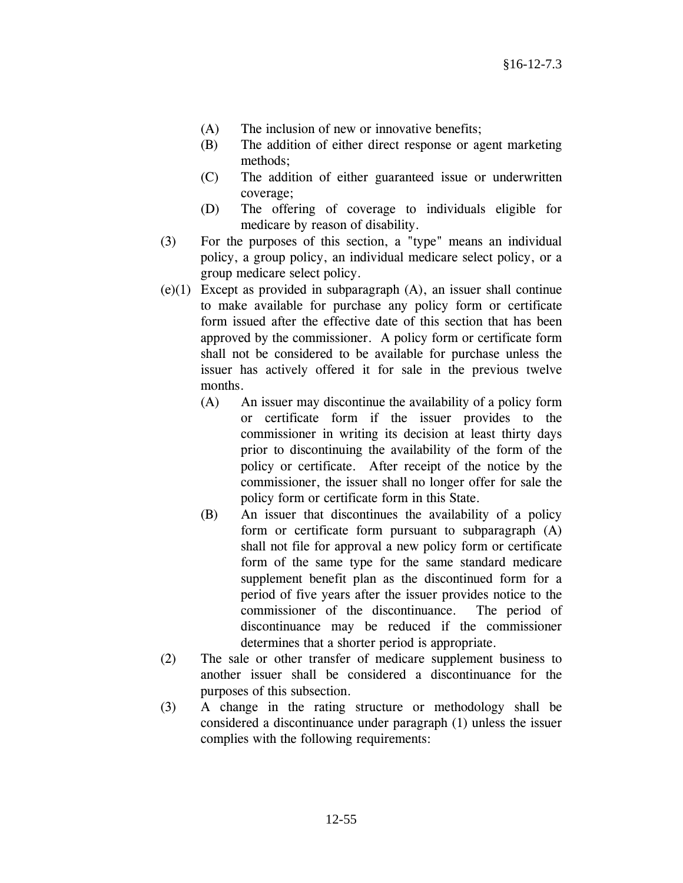(A) The inclusion of new or innovative benefits;

(B) The addition of either direct response or agent marketing methods;

(C) The addition of either guaranteed issue or underwritten coverage;

(D) The offering of coverage to individuals eligible for medicare by reason of disability.

(3) For the purposes of this section, a "type" means an individual policy, a group policy, an individual medicare select policy, or a group medicare select policy.

(e)(1) Except as provided in subparagraph (A), an issuer shall continue to make available for purchase any policy form or certificate form issued after the effective date of this section that has been approved by the commissioner. A policy form or certificate form shall not be considered to be available for purchase unless the issuer has actively offered it for sale in the previous twelve months.

(A) An issuer may discontinue the availability of a policy form or certificate form if the issuer provides to the commissioner in writing its decision at least thirty days prior to discontinuing the availability of the form of the policy or certificate. After receipt of the notice by the commissioner, the issuer shall no longer offer for sale the policy form or certificate form in this State.

(B) An issuer that discontinues the availability of a policy form or certificate form pursuant to subparagraph (A) shall not file for approval a new policy form or certificate form of the same type for the same standard medicare supplement benefit plan as the discontinued form for a period of five years after the issuer provides notice to the commissioner of the discontinuance. The period of discontinuance may be reduced if the commissioner determines that a shorter period is appropriate.

(2) The sale or other transfer of medicare supplement business to another issuer shall be considered a discontinuance for the purposes of this subsection.

(3) A change in the rating structure or methodology shall be considered a discontinuance under paragraph (1) unless the issuer complies with the following requirements: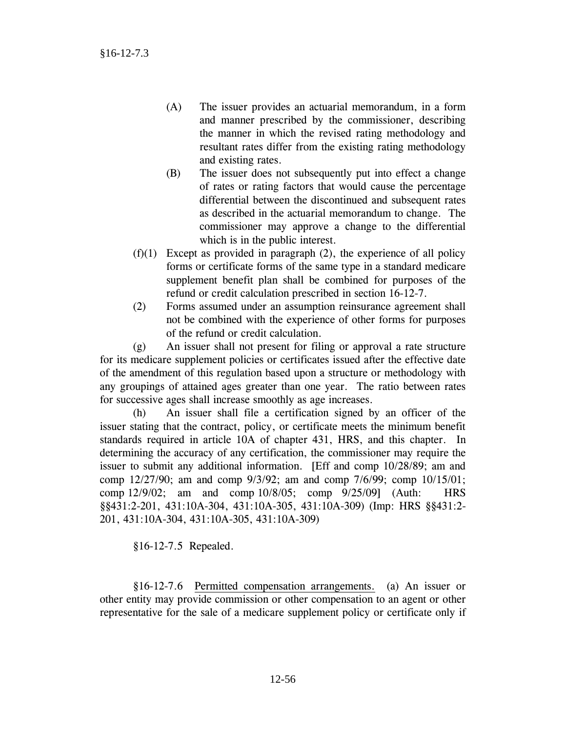(A) The issuer provides an actuarial memorandum, in a form and manner prescribed by the commissioner, describing the manner in which the revised rating methodology and resultant rates differ from the existing rating methodology and existing rates.

(B) The issuer does not subsequently put into effect a change of rates or rating factors that would cause the percentage differential between the discontinued and subsequent rates as described in the actuarial memorandum to change. The commissioner may approve a change to the differential which is in the public interest.

(f)(1) Except as provided in paragraph (2), the experience of all policy forms or certificate forms of the same type in a standard medicare supplement benefit plan shall be combined for purposes of the refund or credit calculation prescribed in section 16-12-7.

(2) Forms assumed under an assumption reinsurance agreement shall not be combined with the experience of other forms for purposes of the refund or credit calculation.

(g) An issuer shall not present for filing or approval a rate structure for its medicare supplement policies or certificates issued after the effective date of the amendment of this regulation based upon a structure or methodology with any groupings of attained ages greater than one year. The ratio between rates for successive ages shall increase smoothly as age increases.

(h) An issuer shall file a certification signed by an officer of the issuer stating that the contract, policy, or certificate meets the minimum benefit standards required in article 10A of chapter 431, HRS, and this chapter. In determining the accuracy of any certification, the commissioner may require the issuer to submit any additional information. [Eff and comp 10/28/89; am and comp 12/27/90; am and comp 9/3/92; am and comp 7/6/99; comp 10/15/01; comp 12/9/02; am and comp 10/8/05; comp 9/25/09] (Auth: HRS §§431:2-201, 431:10A-304, 431:10A-305, 431:10A-309) (Imp: HRS §§431:2-201, 431:10A-304, 431:10A-305, 431:10A-309)

§16-12-7.5 Repealed.

§16-12-7.6 Permitted compensation arrangements. (a) An issuer or other entity may provide commission or other compensation to an agent or other representative for the sale of a medicare supplement policy or certificate only if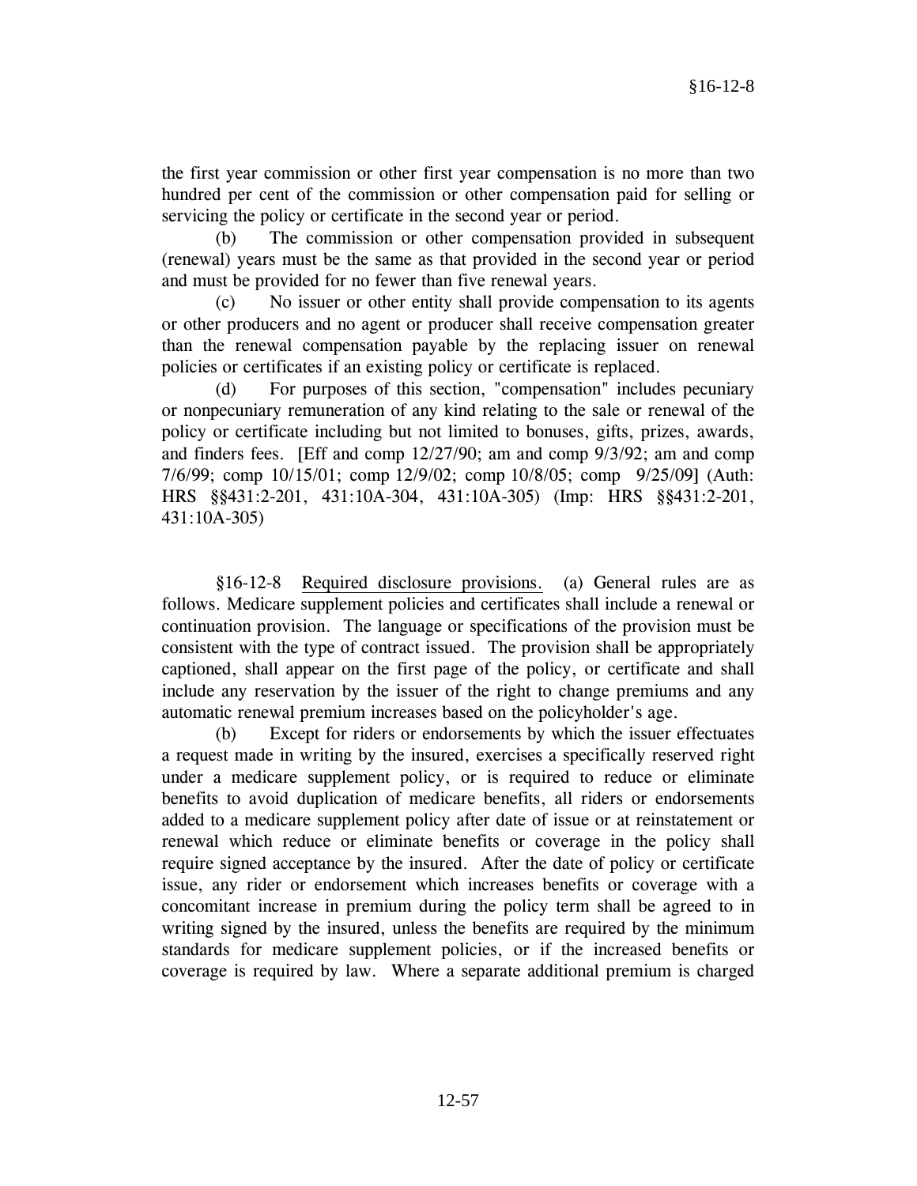the first year commission or other first year compensation is no more than two hundred per cent of the commission or other compensation paid for selling or servicing the policy or certificate in the second year or period.

(b) The commission or other compensation provided in subsequent (renewal) years must be the same as that provided in the second year or period and must be provided for no fewer than five renewal years.

(c) No issuer or other entity shall provide compensation to its agents or other producers and no agent or producer shall receive compensation greater than the renewal compensation payable by the replacing issuer on renewal policies or certificates if an existing policy or certificate is replaced.

(d) For purposes of this section, "compensation" includes pecuniary or nonpecuniary remuneration of any kind relating to the sale or renewal of the policy or certificate including but not limited to bonuses, gifts, prizes, awards, and finders fees. [Eff and comp 12/27/90; am and comp 9/3/92; am and comp 7/6/99; comp 10/15/01; comp 12/9/02; comp 10/8/05; comp 9/25/09] (Auth: HRS §§431:2-201, 431:10A-304, 431:10A-305) (Imp: HRS §§431:2-201, 431:10A-305)

§16-12-8 Required disclosure provisions. (a) General rules are as follows. Medicare supplement policies and certificates shall include a renewal or continuation provision. The language or specifications of the provision must be consistent with the type of contract issued. The provision shall be appropriately captioned, shall appear on the first page of the policy, or certificate and shall include any reservation by the issuer of the right to change premiums and any automatic renewal premium increases based on the policyholder's age.

(b) Except for riders or endorsements by which the issuer effectuates a request made in writing by the insured, exercises a specifically reserved right under a medicare supplement policy, or is required to reduce or eliminate benefits to avoid duplication of medicare benefits, all riders or endorsements added to a medicare supplement policy after date of issue or at reinstatement or renewal which reduce or eliminate benefits or coverage in the policy shall require signed acceptance by the insured. After the date of policy or certificate issue, any rider or endorsement which increases benefits or coverage with a concomitant increase in premium during the policy term shall be agreed to in writing signed by the insured, unless the benefits are required by the minimum standards for medicare supplement policies, or if the increased benefits or coverage is required by law. Where a separate additional premium is charged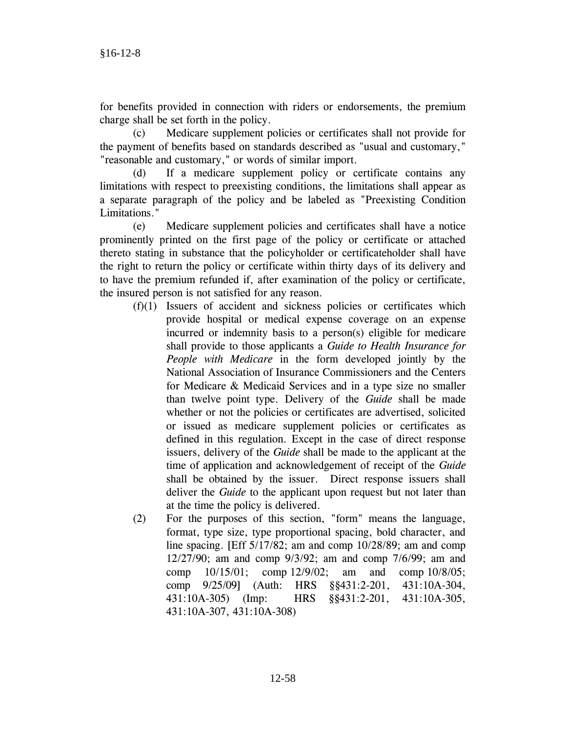for benefits provided in connection with riders or endorsements, the premium charge shall be set forth in the policy.

(c) Medicare supplement policies or certificates shall not provide for the payment of benefits based on standards described as "usual and customary," "reasonable and customary," or words of similar import.

(d) If a medicare supplement policy or certificate contains any limitations with respect to preexisting conditions, the limitations shall appear as a separate paragraph of the policy and be labeled as "Preexisting Condition Limitations."

(e) Medicare supplement policies and certificates shall have a notice prominently printed on the first page of the policy or certificate or attached thereto stating in substance that the policyholder or certificateholder shall have the right to return the policy or certificate within thirty days of its delivery and to have the premium refunded if, after examination of the policy or certificate, the insured person is not satisfied for any reason.

(f)(1) Issuers of accident and sickness policies or certificates which provide hospital or medical expense coverage on an expense incurred or indemnity basis to a person(s) eligible for medicare shall provide to those applicants a *Guide to Health Insurance for People with Medicare* in the form developed jointly by the National Association of Insurance Commissioners and the Centers for Medicare & Medicaid Services and in a type size no smaller than twelve point type. Delivery of the *Guide* shall be made whether or not the policies or certificates are advertised, solicited or issued as medicare supplement policies or certificates as defined in this regulation. Except in the case of direct response issuers, delivery of the *Guide* shall be made to the applicant at the time of application and acknowledgement of receipt of the *Guide* shall be obtained by the issuer. Direct response issuers shall deliver the *Guide* to the applicant upon request but not later than at the time the policy is delivered.

(2) For the purposes of this section, "form" means the language, format, type size, type proportional spacing, bold character, and line spacing. [Eff 5/17/82; am and comp 10/28/89; am and comp 12/27/90; am and comp 9/3/92; am and comp 7/6/99; am and comp 10/15/01; comp 12/9/02; am and comp 10/8/05; comp 9/25/09] (Auth: HRS §§431:2-201, 431:10A-304, 431:10A-305) (Imp: HRS §§431:2-201, 431:10A-305, 431:10A-307, 431:10A-308)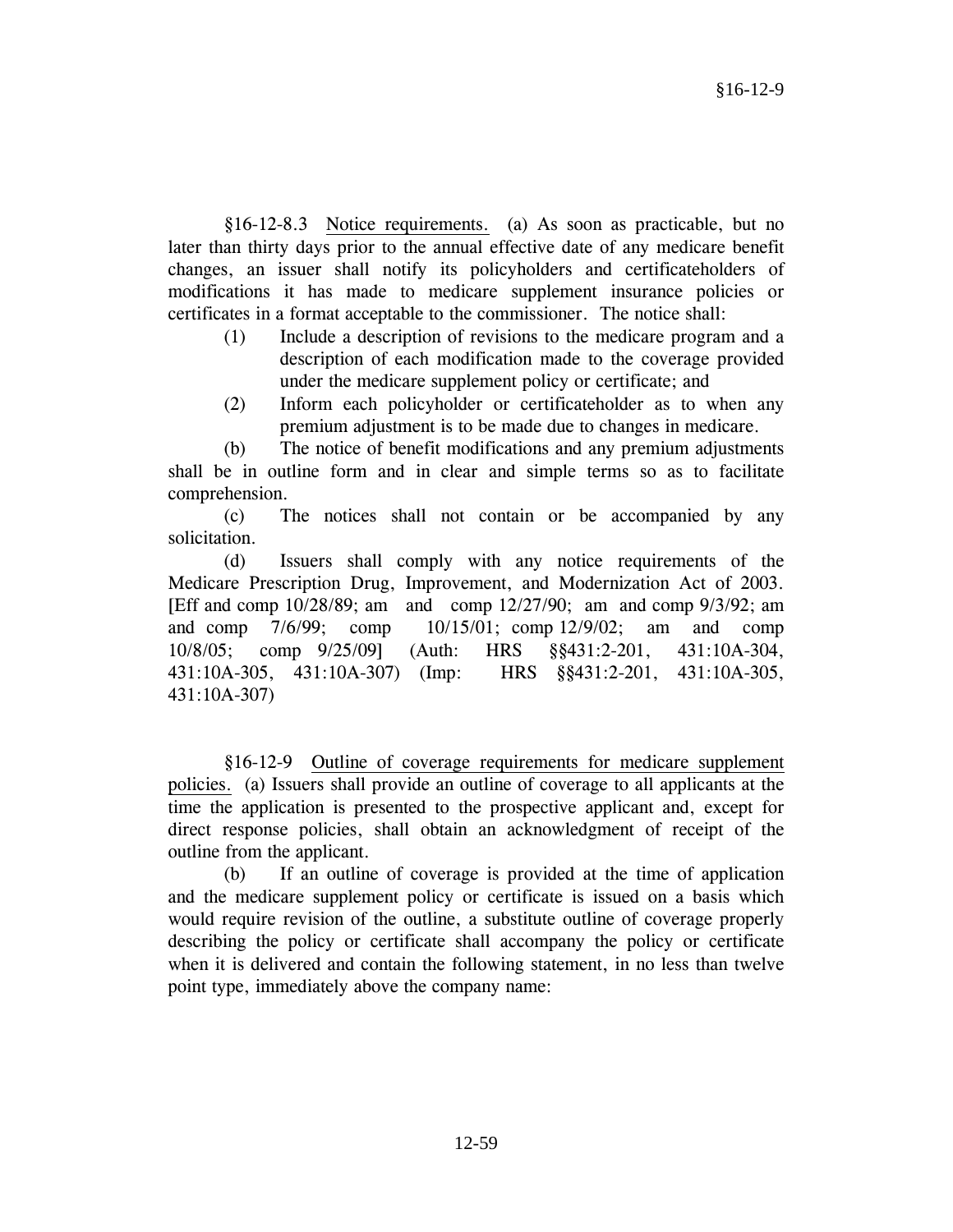§16-12-8.3 <u>Notice requirements.</u> (a) As soon as practicable, but no later than thirty days prior to the annual effective date of any medicare benefit changes, an issuer shall notify its policyholders and certificateholders of modifications it has made to medicare supplement insurance policies or certificates in a format acceptable to the commissioner. The notice shall:

(1) Include a description of revisions to the medicare program and a description of each modification made to the coverage provided under the medicare supplement policy or certificate; and

(2) Inform each policyholder or certificateholder as to when any premium adjustment is to be made due to changes in medicare.

(b) The notice of benefit modifications and any premium adjustments shall be in outline form and in clear and simple terms so as to facilitate comprehension.

(c) The notices shall not contain or be accompanied by any solicitation.

(d) Issuers shall comply with any notice requirements of the Medicare Prescription Drug, Improvement, and Modernization Act of 2003. [Eff and comp 10/28/89; am and comp 12/27/90; am and comp 9/3/92; am and comp 7/6/99; comp 10/15/01; comp 12/9/02; am and comp 10/8/05; comp 9/25/09] (Auth: HRS §§431:2-201, 431:10A-304, 431:10A-305, 431:10A-307) (Imp: HRS §§431:2-201, 431:10A-305, 431:10A-307)

§16-12-9 <u>Outline of coverage requirements for medicare supplement policies.</u> (a) Issuers shall provide an outline of coverage to all applicants at the time the application is presented to the prospective applicant and, except for direct response policies, shall obtain an acknowledgment of receipt of the outline from the applicant.

(b) If an outline of coverage is provided at the time of application and the medicare supplement policy or certificate is issued on a basis which would require revision of the outline, a substitute outline of coverage properly describing the policy or certificate shall accompany the policy or certificate when it is delivered and contain the following statement, in no less than twelve point type, immediately above the company name: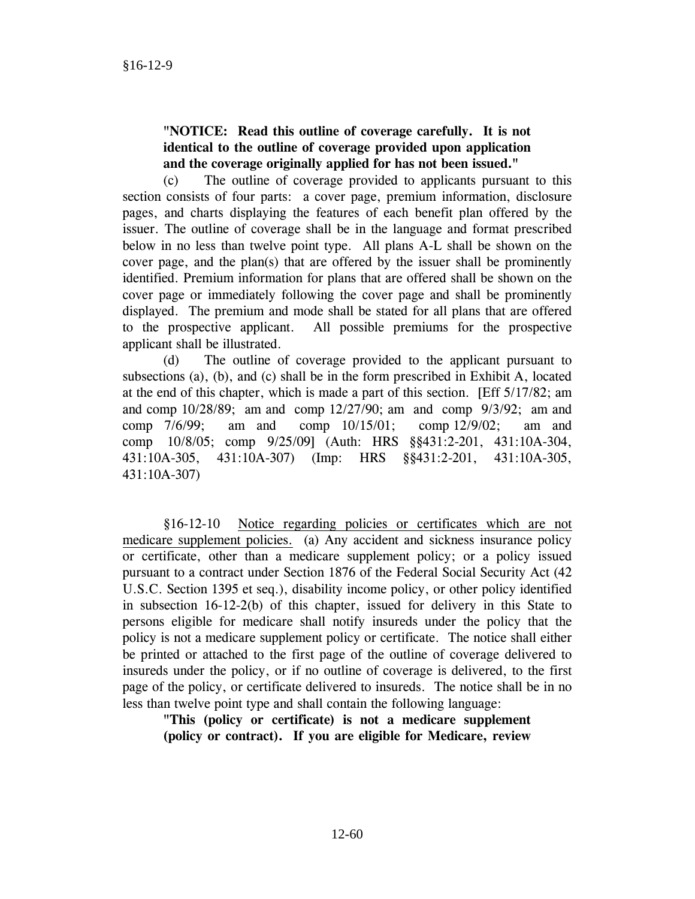**"NOTICE: Read this outline of coverage carefully. It is not identical to the outline of coverage provided upon application and the coverage originally applied for has not been issued."**

(c) The outline of coverage provided to applicants pursuant to this section consists of four parts: a cover page, premium information, disclosure pages, and charts displaying the features of each benefit plan offered by the issuer. The outline of coverage shall be in the language and format prescribed below in no less than twelve point type. All plans A-L shall be shown on the cover page, and the plan(s) that are offered by the issuer shall be prominently identified. Premium information for plans that are offered shall be shown on the cover page or immediately following the cover page and shall be prominently displayed. The premium and mode shall be stated for all plans that are offered to the prospective applicant. All possible premiums for the prospective applicant shall be illustrated.

(d) The outline of coverage provided to the applicant pursuant to subsections (a), (b), and (c) shall be in the form prescribed in Exhibit A, located at the end of this chapter, which is made a part of this section. [Eff 5/17/82; am and comp 10/28/89; am and comp 12/27/90; am and comp 9/3/92; am and comp 7/6/99; am and comp 10/15/01; comp 12/9/02; am and comp 10/8/05; comp 9/25/09] (Auth: HRS §§431:2-201, 431:10A-304, 431:10A-305, 431:10A-307) (Imp: HRS §§431:2-201, 431:10A-305, 431:10A-307)

§16-12-10 Notice regarding policies or certificates which are not medicare supplement policies. (a) Any accident and sickness insurance policy or certificate, other than a medicare supplement policy; or a policy issued pursuant to a contract under Section 1876 of the Federal Social Security Act (42 U.S.C. Section 1395 et seq.), disability income policy, or other policy identified in subsection 16-12-2(b) of this chapter, issued for delivery in this State to persons eligible for medicare shall notify insureds under the policy that the policy is not a medicare supplement policy or certificate. The notice shall either be printed or attached to the first page of the outline of coverage delivered to insureds under the policy, or if no outline of coverage is delivered, to the first page of the policy, or certificate delivered to insureds. The notice shall be in no less than twelve point type and shall contain the following language:

**"This (policy or certificate) is not a medicare supplement (policy or contract). If you are eligible for Medicare, review**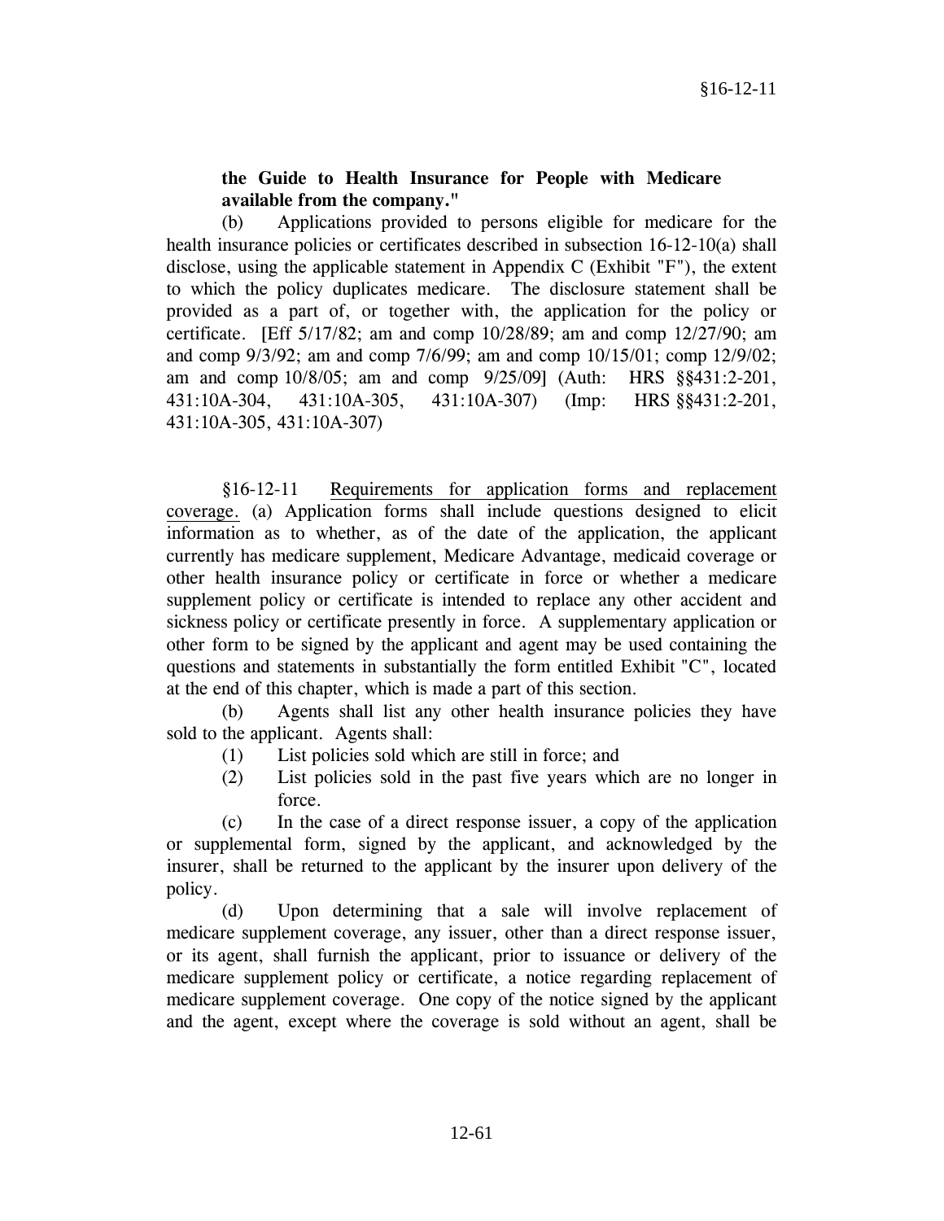**the Guide to Health Insurance for People with Medicare available from the company."**

(b) Applications provided to persons eligible for medicare for the health insurance policies or certificates described in subsection 16-12-10(a) shall disclose, using the applicable statement in Appendix C (Exhibit "F"), the extent to which the policy duplicates medicare. The disclosure statement shall be provided as a part of, or together with, the application for the policy or certificate. [Eff 5/17/82; am and comp 10/28/89; am and comp 12/27/90; am and comp 9/3/92; am and comp 7/6/99; am and comp 10/15/01; comp 12/9/02; am and comp 10/8/05; am and comp 9/25/09] (Auth: HRS §§431:2-201, 431:10A-304, 431:10A-305, 431:10A-307) (Imp: HRS §§431:2-201, 431:10A-305, 431:10A-307)

§16-12-11 Requirements for application forms and replacement coverage. (a) Application forms shall include questions designed to elicit information as to whether, as of the date of the application, the applicant currently has medicare supplement, Medicare Advantage, medicaid coverage or other health insurance policy or certificate in force or whether a medicare supplement policy or certificate is intended to replace any other accident and sickness policy or certificate presently in force. A supplementary application or other form to be signed by the applicant and agent may be used containing the questions and statements in substantially the form entitled Exhibit "C", located at the end of this chapter, which is made a part of this section.

(b) Agents shall list any other health insurance policies they have sold to the applicant. Agents shall:

(1) List policies sold which are still in force; and
(2) List policies sold in the past five years which are no longer in force.

(c) In the case of a direct response issuer, a copy of the application or supplemental form, signed by the applicant, and acknowledged by the insurer, shall be returned to the applicant by the insurer upon delivery of the policy.

(d) Upon determining that a sale will involve replacement of medicare supplement coverage, any issuer, other than a direct response issuer, or its agent, shall furnish the applicant, prior to issuance or delivery of the medicare supplement policy or certificate, a notice regarding replacement of medicare supplement coverage. One copy of the notice signed by the applicant and the agent, except where the coverage is sold without an agent, shall be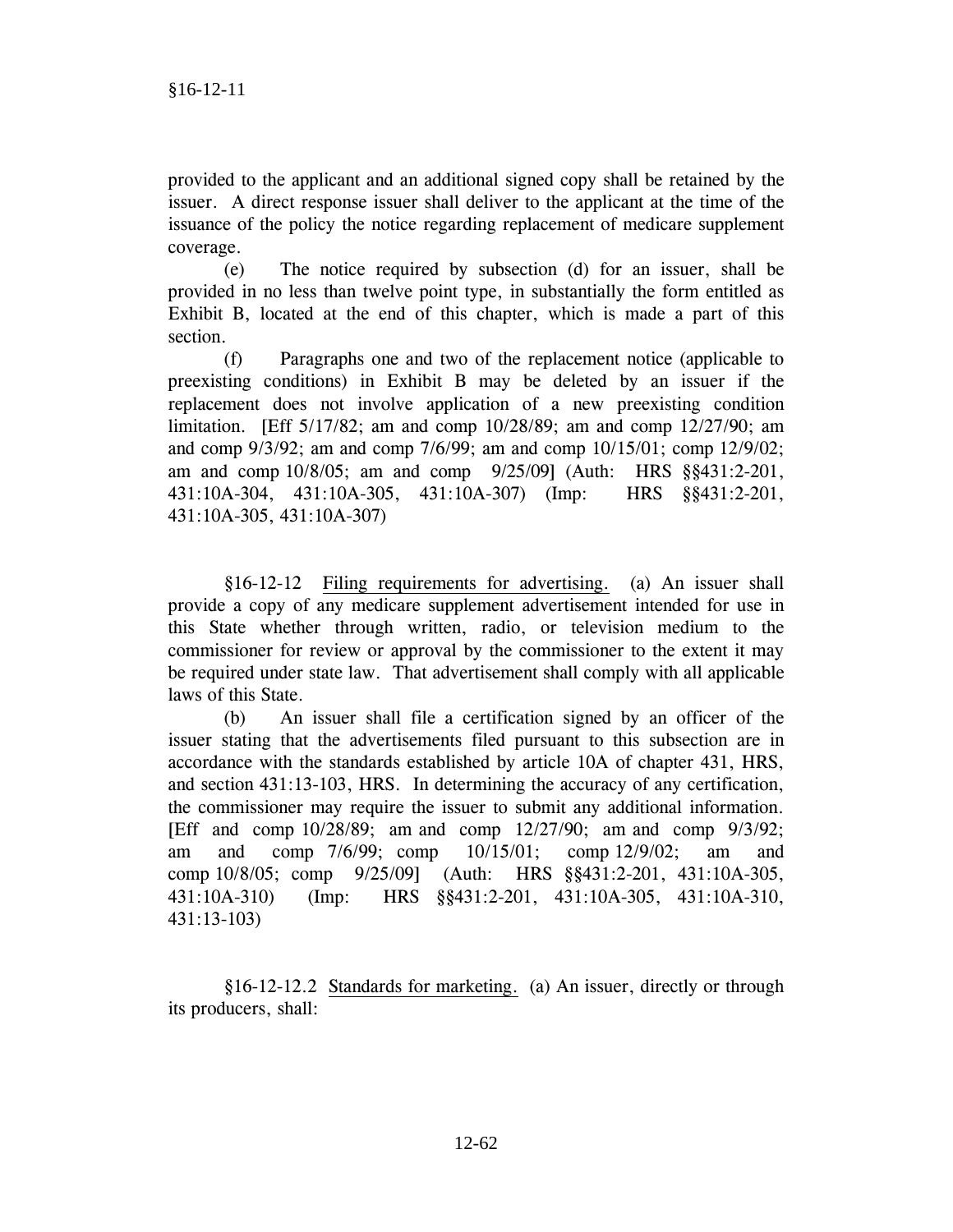provided to the applicant and an additional signed copy shall be retained by the issuer. A direct response issuer shall deliver to the applicant at the time of the issuance of the policy the notice regarding replacement of medicare supplement coverage.

(e) The notice required by subsection (d) for an issuer, shall be provided in no less than twelve point type, in substantially the form entitled as Exhibit B, located at the end of this chapter, which is made a part of this section.

(f) Paragraphs one and two of the replacement notice (applicable to preexisting conditions) in Exhibit B may be deleted by an issuer if the replacement does not involve application of a new preexisting condition limitation. [Eff 5/17/82; am and comp 10/28/89; am and comp 12/27/90; am and comp 9/3/92; am and comp 7/6/99; am and comp 10/15/01; comp 12/9/02; am and comp 10/8/05; am and comp 9/25/09] (Auth: HRS §§431:2-201, 431:10A-304, 431:10A-305, 431:10A-307) (Imp: HRS §§431:2-201, 431:10A-305, 431:10A-307)

§16-12-12 Filing requirements for advertising. (a) An issuer shall provide a copy of any medicare supplement advertisement intended for use in this State whether through written, radio, or television medium to the commissioner for review or approval by the commissioner to the extent it may be required under state law. That advertisement shall comply with all applicable laws of this State.

(b) An issuer shall file a certification signed by an officer of the issuer stating that the advertisements filed pursuant to this subsection are in accordance with the standards established by article 10A of chapter 431, HRS, and section 431:13-103, HRS. In determining the accuracy of any certification, the commissioner may require the issuer to submit any additional information. [Eff and comp 10/28/89; am and comp 12/27/90; am and comp 9/3/92; am and comp 7/6/99; comp 10/15/01; comp 12/9/02; am and comp 10/8/05; comp 9/25/09] (Auth: HRS §§431:2-201, 431:10A-305, 431:10A-310) (Imp: HRS §§431:2-201, 431:10A-305, 431:10A-310, 431:13-103)

§16-12-12.2 Standards for marketing. (a) An issuer, directly or through its producers, shall: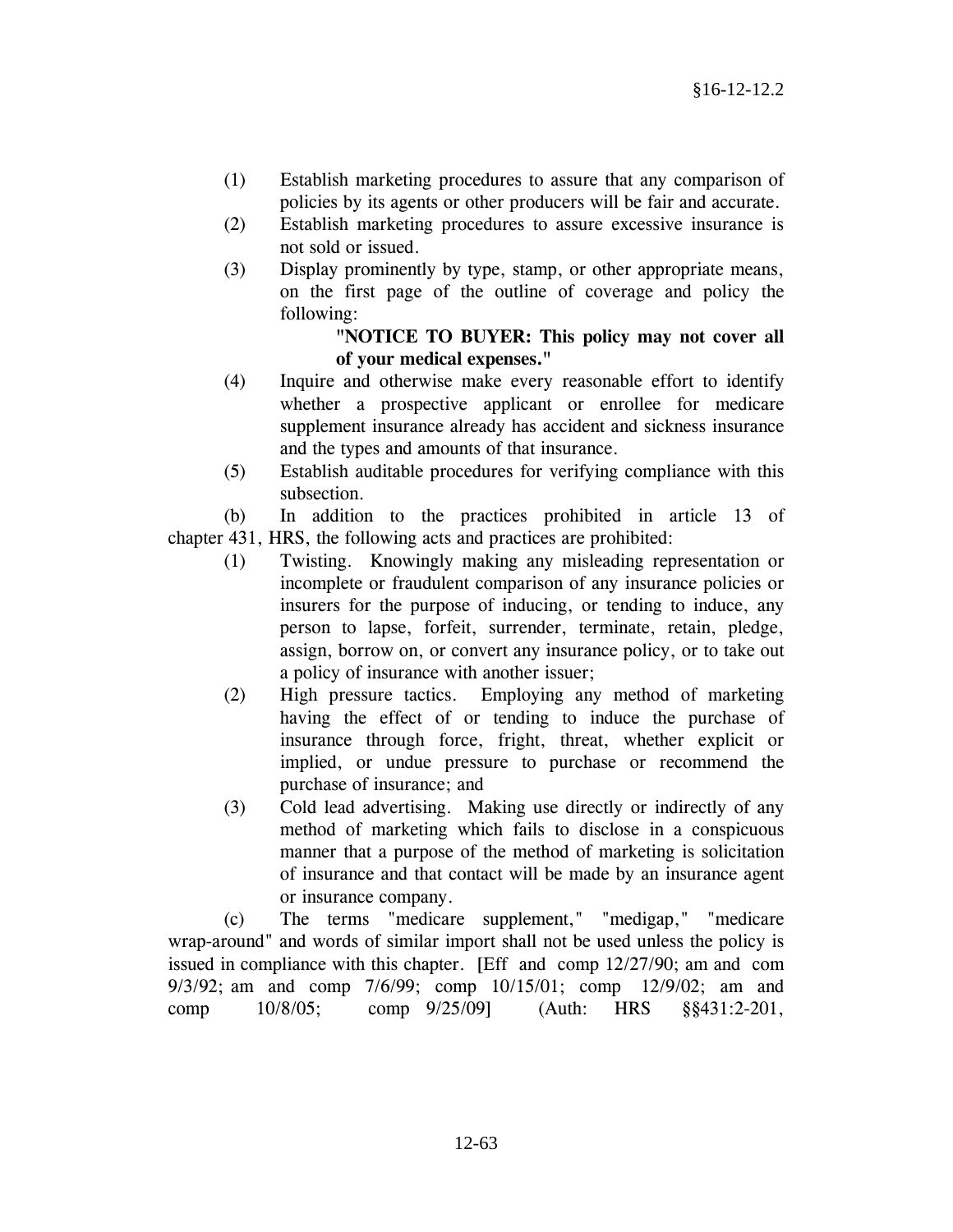(1) Establish marketing procedures to assure that any comparison of policies by its agents or other producers will be fair and accurate.

(2) Establish marketing procedures to assure excessive insurance is not sold or issued.

(3) Display prominently by type, stamp, or other appropriate means, on the first page of the outline of coverage and policy the following:

> **"NOTICE TO BUYER: This policy may not cover all of your medical expenses."**

(4) Inquire and otherwise make every reasonable effort to identify whether a prospective applicant or enrollee for medicare supplement insurance already has accident and sickness insurance and the types and amounts of that insurance.

(5) Establish auditable procedures for verifying compliance with this subsection.

(b) In addition to the practices prohibited in article 13 of chapter 431, HRS, the following acts and practices are prohibited:

(1) Twisting. Knowingly making any misleading representation or incomplete or fraudulent comparison of any insurance policies or insurers for the purpose of inducing, or tending to induce, any person to lapse, forfeit, surrender, terminate, retain, pledge, assign, borrow on, or convert any insurance policy, or to take out a policy of insurance with another issuer;

(2) High pressure tactics. Employing any method of marketing having the effect of or tending to induce the purchase of insurance through force, fright, threat, whether explicit or implied, or undue pressure to purchase or recommend the purchase of insurance; and

(3) Cold lead advertising. Making use directly or indirectly of any method of marketing which fails to disclose in a conspicuous manner that a purpose of the method of marketing is solicitation of insurance and that contact will be made by an insurance agent or insurance company.

(c) The terms "medicare supplement," "medigap," "medicare wrap-around" and words of similar import shall not be used unless the policy is issued in compliance with this chapter. [Eff and comp 12/27/90; am and com 9/3/92; am and comp 7/6/99; comp 10/15/01; comp 12/9/02; am and comp 10/8/05; comp 9/25/09] (Auth: HRS §§431:2-201,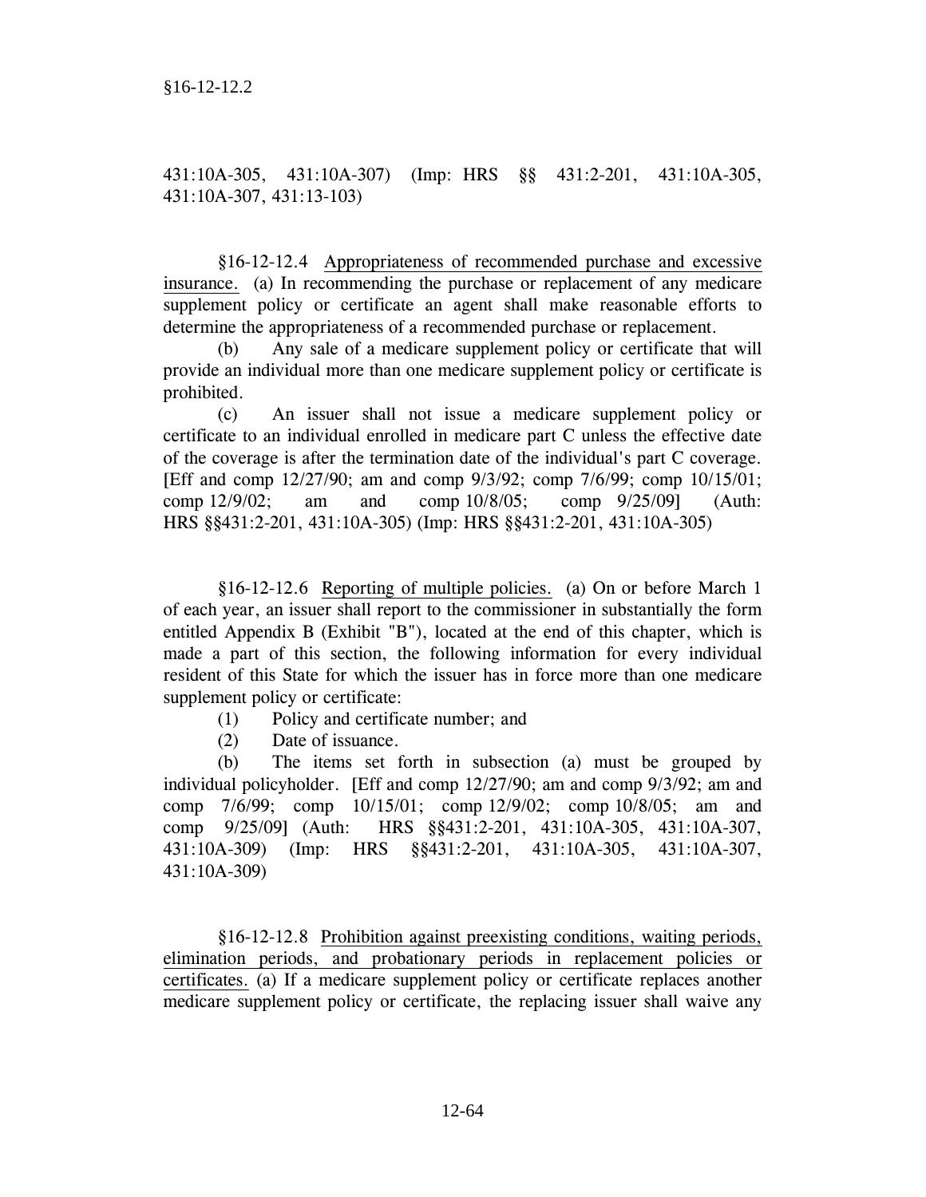431:10A-305, 431:10A-307) (Imp: HRS §§ 431:2-201, 431:10A-305, 431:10A-307, 431:13-103)

§16-12-12.4 Appropriateness of recommended purchase and excessive insurance. (a) In recommending the purchase or replacement of any medicare supplement policy or certificate an agent shall make reasonable efforts to determine the appropriateness of a recommended purchase or replacement.

(b) Any sale of a medicare supplement policy or certificate that will provide an individual more than one medicare supplement policy or certificate is prohibited.

(c) An issuer shall not issue a medicare supplement policy or certificate to an individual enrolled in medicare part C unless the effective date of the coverage is after the termination date of the individual's part C coverage. [Eff and comp 12/27/90; am and comp 9/3/92; comp 7/6/99; comp 10/15/01; comp 12/9/02; am and comp 10/8/05; comp 9/25/09] (Auth: HRS §§431:2-201, 431:10A-305) (Imp: HRS §§431:2-201, 431:10A-305)

§16-12-12.6 Reporting of multiple policies. (a) On or before March 1 of each year, an issuer shall report to the commissioner in substantially the form entitled Appendix B (Exhibit "B"), located at the end of this chapter, which is made a part of this section, the following information for every individual resident of this State for which the issuer has in force more than one medicare supplement policy or certificate:

(1) Policy and certificate number; and

(2) Date of issuance.

(b) The items set forth in subsection (a) must be grouped by individual policyholder. [Eff and comp 12/27/90; am and comp 9/3/92; am and comp 7/6/99; comp 10/15/01; comp 12/9/02; comp 10/8/05; am and comp 9/25/09] (Auth: HRS §§431:2-201, 431:10A-305, 431:10A-307, 431:10A-309) (Imp: HRS §§431:2-201, 431:10A-305, 431:10A-307, 431:10A-309)

§16-12-12.8 Prohibition against preexisting conditions, waiting periods, elimination periods, and probationary periods in replacement policies or certificates. (a) If a medicare supplement policy or certificate replaces another medicare supplement policy or certificate, the replacing issuer shall waive any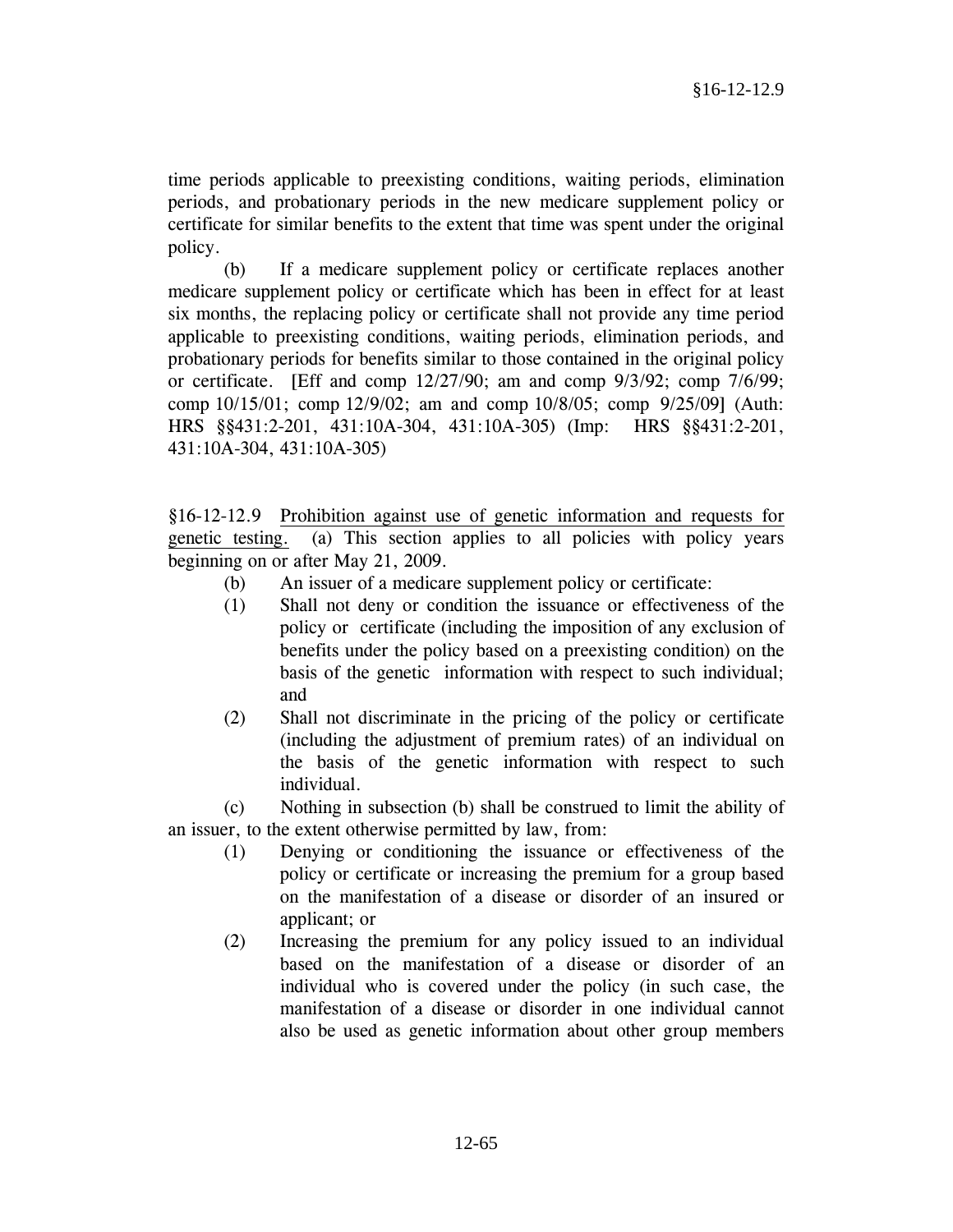time periods applicable to preexisting conditions, waiting periods, elimination periods, and probationary periods in the new medicare supplement policy or certificate for similar benefits to the extent that time was spent under the original policy.

(b) If a medicare supplement policy or certificate replaces another medicare supplement policy or certificate which has been in effect for at least six months, the replacing policy or certificate shall not provide any time period applicable to preexisting conditions, waiting periods, elimination periods, and probationary periods for benefits similar to those contained in the original policy or certificate. [Eff and comp 12/27/90; am and comp 9/3/92; comp 7/6/99; comp 10/15/01; comp 12/9/02; am and comp 10/8/05; comp 9/25/09] (Auth: HRS §§431:2-201, 431:10A-304, 431:10A-305) (Imp: HRS §§431:2-201, 431:10A-304, 431:10A-305)

§16-12-12.9 <u>Prohibition against use of genetic information and requests for genetic testing.</u> (a) This section applies to all policies with policy years beginning on or after May 21, 2009.

(b) An issuer of a medicare supplement policy or certificate:

(1) Shall not deny or condition the issuance or effectiveness of the policy or certificate (including the imposition of any exclusion of benefits under the policy based on a preexisting condition) on the basis of the genetic information with respect to such individual; and

(2) Shall not discriminate in the pricing of the policy or certificate (including the adjustment of premium rates) of an individual on the basis of the genetic information with respect to such individual.

(c) Nothing in subsection (b) shall be construed to limit the ability of an issuer, to the extent otherwise permitted by law, from:

(1) Denying or conditioning the issuance or effectiveness of the policy or certificate or increasing the premium for a group based on the manifestation of a disease or disorder of an insured or applicant; or

(2) Increasing the premium for any policy issued to an individual based on the manifestation of a disease or disorder of an individual who is covered under the policy (in such case, the manifestation of a disease or disorder in one individual cannot also be used as genetic information about other group members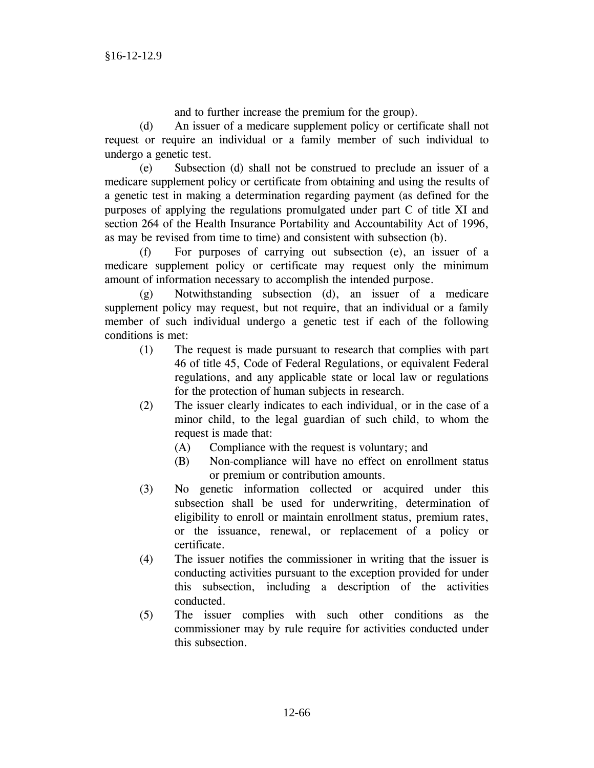and to further increase the premium for the group).

(d) An issuer of a medicare supplement policy or certificate shall not request or require an individual or a family member of such individual to undergo a genetic test.

(e) Subsection (d) shall not be construed to preclude an issuer of a medicare supplement policy or certificate from obtaining and using the results of a genetic test in making a determination regarding payment (as defined for the purposes of applying the regulations promulgated under part C of title XI and section 264 of the Health Insurance Portability and Accountability Act of 1996, as may be revised from time to time) and consistent with subsection (b).

(f) For purposes of carrying out subsection (e), an issuer of a medicare supplement policy or certificate may request only the minimum amount of information necessary to accomplish the intended purpose.

(g) Notwithstanding subsection (d), an issuer of a medicare supplement policy may request, but not require, that an individual or a family member of such individual undergo a genetic test if each of the following conditions is met:

(1) The request is made pursuant to research that complies with part 46 of title 45, Code of Federal Regulations, or equivalent Federal regulations, and any applicable state or local law or regulations for the protection of human subjects in research.

(2) The issuer clearly indicates to each individual, or in the case of a minor child, to the legal guardian of such child, to whom the request is made that:

(A) Compliance with the request is voluntary; and

(B) Non-compliance will have no effect on enrollment status or premium or contribution amounts.

(3) No genetic information collected or acquired under this subsection shall be used for underwriting, determination of eligibility to enroll or maintain enrollment status, premium rates, or the issuance, renewal, or replacement of a policy or certificate.

(4) The issuer notifies the commissioner in writing that the issuer is conducting activities pursuant to the exception provided for under this subsection, including a description of the activities conducted.

(5) The issuer complies with such other conditions as the commissioner may by rule require for activities conducted under this subsection.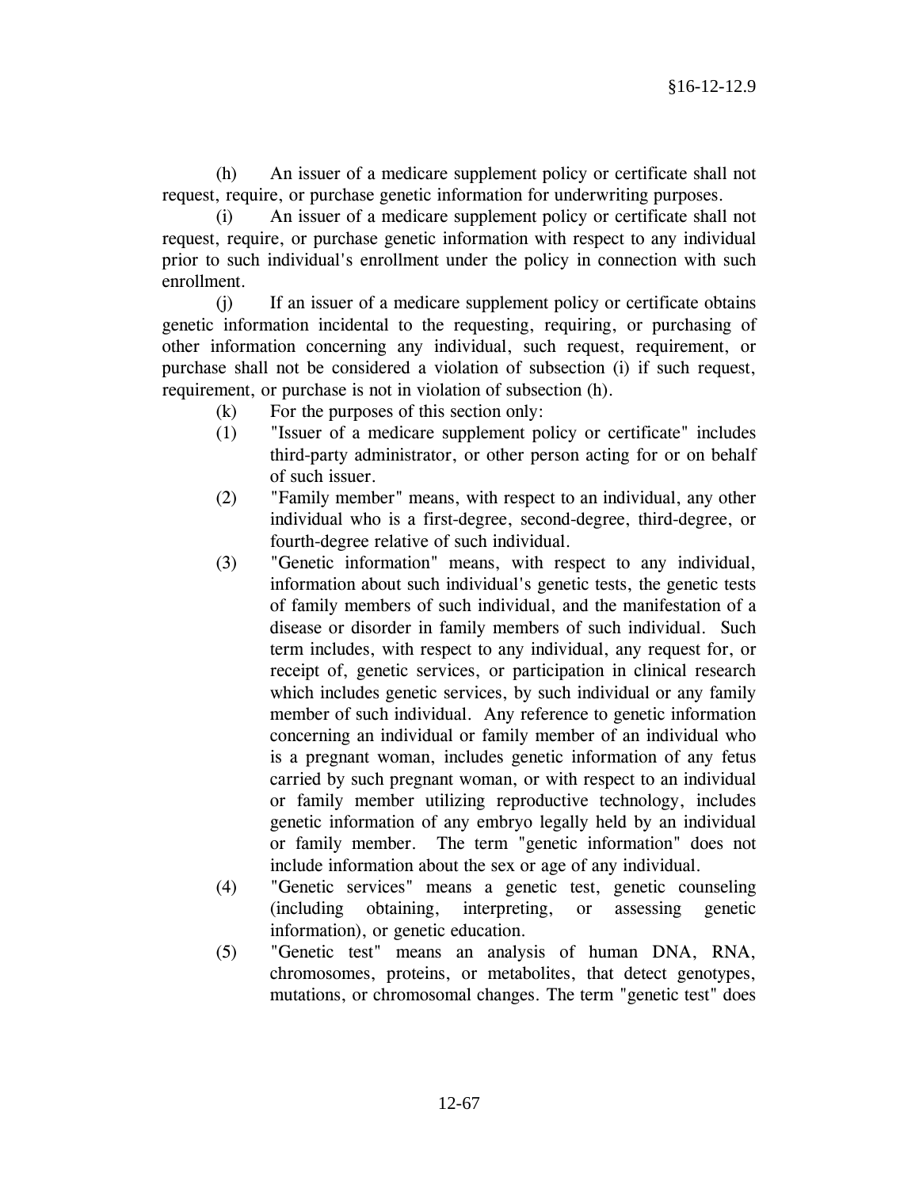(h) An issuer of a medicare supplement policy or certificate shall not request, require, or purchase genetic information for underwriting purposes.

(i) An issuer of a medicare supplement policy or certificate shall not request, require, or purchase genetic information with respect to any individual prior to such individual's enrollment under the policy in connection with such enrollment.

(j) If an issuer of a medicare supplement policy or certificate obtains genetic information incidental to the requesting, requiring, or purchasing of other information concerning any individual, such request, requirement, or purchase shall not be considered a violation of subsection (i) if such request, requirement, or purchase is not in violation of subsection (h).

(k) For the purposes of this section only:

(1) "Issuer of a medicare supplement policy or certificate" includes third-party administrator, or other person acting for or on behalf of such issuer.

(2) "Family member" means, with respect to an individual, any other individual who is a first-degree, second-degree, third-degree, or fourth-degree relative of such individual.

(3) "Genetic information" means, with respect to any individual, information about such individual's genetic tests, the genetic tests of family members of such individual, and the manifestation of a disease or disorder in family members of such individual. Such term includes, with respect to any individual, any request for, or receipt of, genetic services, or participation in clinical research which includes genetic services, by such individual or any family member of such individual. Any reference to genetic information concerning an individual or family member of an individual who is a pregnant woman, includes genetic information of any fetus carried by such pregnant woman, or with respect to an individual or family member utilizing reproductive technology, includes genetic information of any embryo legally held by an individual or family member. The term "genetic information" does not include information about the sex or age of any individual.

(4) "Genetic services" means a genetic test, genetic counseling (including obtaining, interpreting, or assessing genetic information), or genetic education.

(5) "Genetic test" means an analysis of human DNA, RNA, chromosomes, proteins, or metabolites, that detect genotypes, mutations, or chromosomal changes. The term "genetic test" does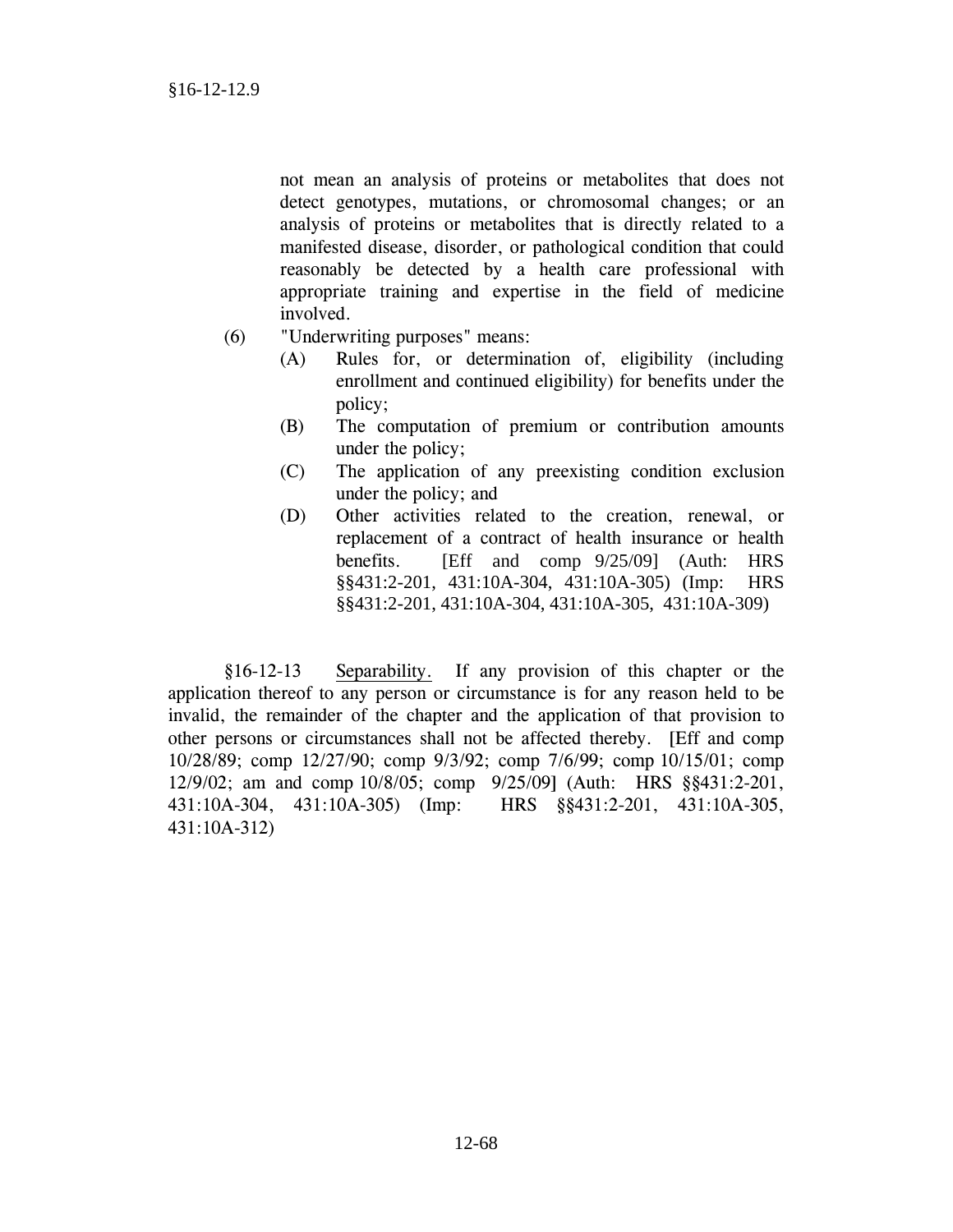not mean an analysis of proteins or metabolites that does not detect genotypes, mutations, or chromosomal changes; or an analysis of proteins or metabolites that is directly related to a manifested disease, disorder, or pathological condition that could reasonably be detected by a health care professional with appropriate training and expertise in the field of medicine involved.

(6) "Underwriting purposes" means:

  (A) Rules for, or determination of, eligibility (including enrollment and continued eligibility) for benefits under the policy;

  (B) The computation of premium or contribution amounts under the policy;

  (C) The application of any preexisting condition exclusion under the policy; and

  (D) Other activities related to the creation, renewal, or replacement of a contract of health insurance or health benefits. [Eff and comp 9/25/09] (Auth: HRS §§431:2-201, 431:10A-304, 431:10A-305) (Imp: HRS §§431:2-201, 431:10A-304, 431:10A-305, 431:10A-309)

§16-12-13 Separability. If any provision of this chapter or the application thereof to any person or circumstance is for any reason held to be invalid, the remainder of the chapter and the application of that provision to other persons or circumstances shall not be affected thereby. [Eff and comp 10/28/89; comp 12/27/90; comp 9/3/92; comp 7/6/99; comp 10/15/01; comp 12/9/02; am and comp 10/8/05; comp 9/25/09] (Auth: HRS §§431:2-201, 431:10A-304, 431:10A-305) (Imp: HRS §§431:2-201, 431:10A-305, 431:10A-312)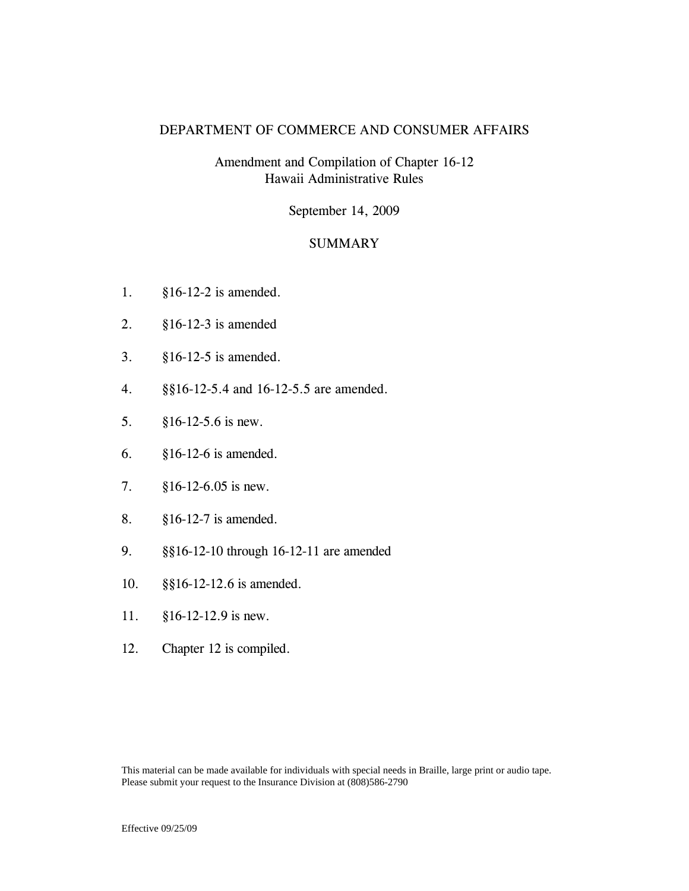DEPARTMENT OF COMMERCE AND CONSUMER AFFAIRS

Amendment and Compilation of Chapter 16-12
Hawaii Administrative Rules

September 14, 2009

SUMMARY

1. §16-12-2 is amended.

2. §16-12-3 is amended

3. §16-12-5 is amended.

4. §§16-12-5.4 and 16-12-5.5 are amended.

5. §16-12-5.6 is new.

6. §16-12-6 is amended.

7. §16-12-6.05 is new.

8. §16-12-7 is amended.

9. §§16-12-10 through 16-12-11 are amended

10. §§16-12-12.6 is amended.

11. §16-12-12.9 is new.

12. Chapter 12 is compiled.

This material can be made available for individuals with special needs in Braille, large print or audio tape. Please submit your request to the Insurance Division at (808)586-2790

Effective 09/25/09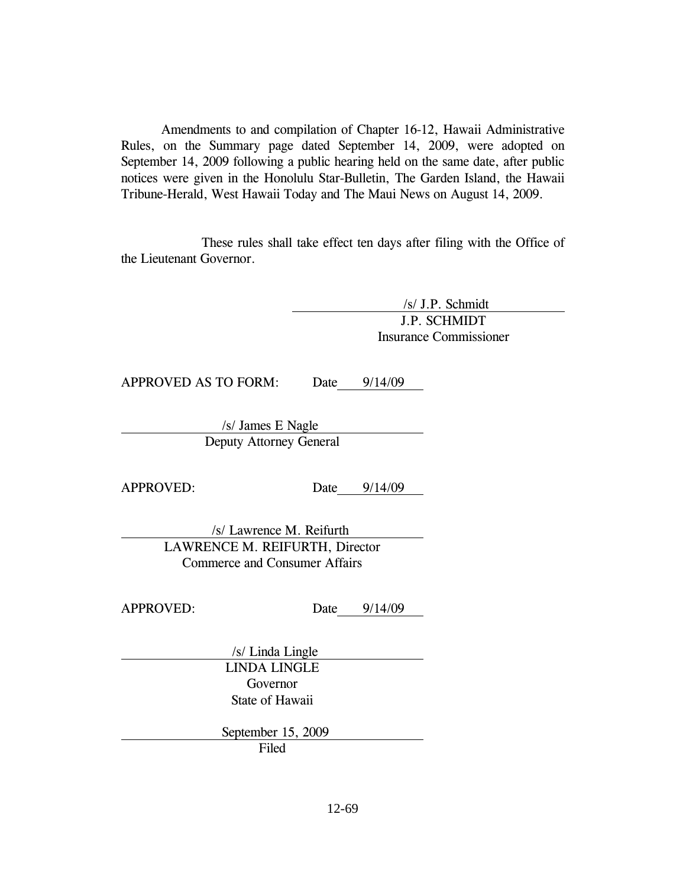Amendments to and compilation of Chapter 16-12, Hawaii Administrative Rules, on the Summary page dated September 14, 2009, were adopted on September 14, 2009 following a public hearing held on the same date, after public notices were given in the Honolulu Star-Bulletin, The Garden Island, the Hawaii Tribune-Herald, West Hawaii Today and The Maui News on August 14, 2009.

These rules shall take effect ten days after filing with the Office of the Lieutenant Governor.

/s/ J.P. Schmidt
J.P. SCHMIDT
Insurance Commissioner

APPROVED AS TO FORM: Date 9/14/09

/s/ James E Nagle
Deputy Attorney General

APPROVED: Date 9/14/09

/s/ Lawrence M. Reifurth
LAWRENCE M. REIFURTH, Director
Commerce and Consumer Affairs

APPROVED: Date 9/14/09

/s/ Linda Lingle
LINDA LINGLE
Governor
State of Hawaii

September 15, 2009
Filed